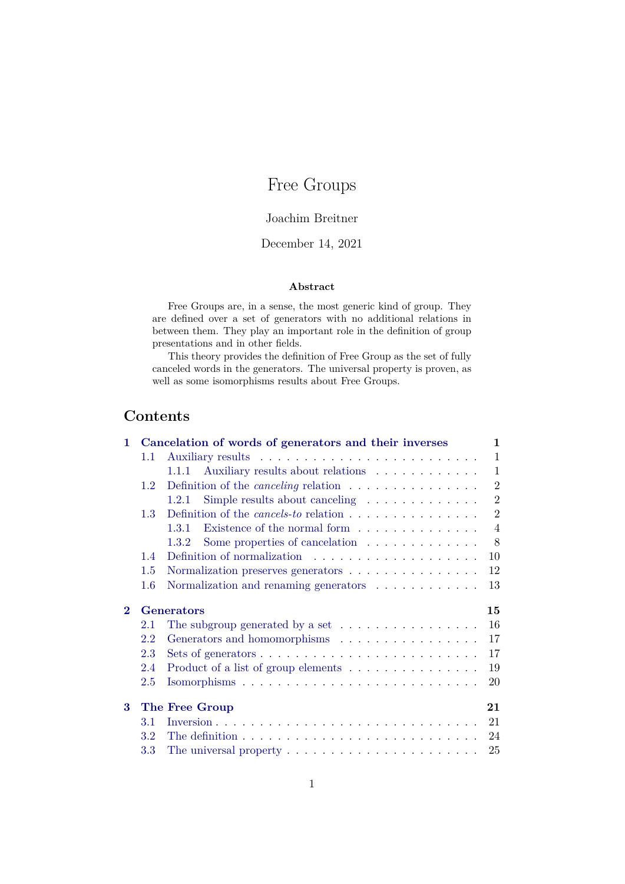# Free Groups

Joachim Breitner

December 14, 2021

**Abstract**

Free Groups are, in a sense, the most generic kind of group. They are defined over a set of generators with no additional relations in between them. They play an important role in the definition of group presentations and in other fields.

This theory provides the definition of Free Group as the set of fully canceled words in the generators. The universal property is proven, as well as some isomorphisms results about Free Groups.

## Contents

- **1 Cancelation of words of generators and their inverses** — 1
  - 1.1 Auxiliary results — 1
    - 1.1.1 Auxiliary results about relations — 1
  - 1.2 Definition of the *canceling* relation — 2
    - 1.2.1 Simple results about canceling — 2
  - 1.3 Definition of the *cancels-to* relation — 2
    - 1.3.1 Existence of the normal form — 4
    - 1.3.2 Some properties of cancelation — 8
  - 1.4 Definition of normalization — 10
  - 1.5 Normalization preserves generators — 12
  - 1.6 Normalization and renaming generators — 13
- **2 Generators** — 15
  - 2.1 The subgroup generated by a set — 16
  - 2.2 Generators and homomorphisms — 17
  - 2.3 Sets of generators — 17
  - 2.4 Product of a list of group elements — 19
  - 2.5 Isomorphisms — 20
- **3 The Free Group** — 21
  - 3.1 Inversion — 21
  - 3.2 The definition — 24
  - 3.3 The universal property — 25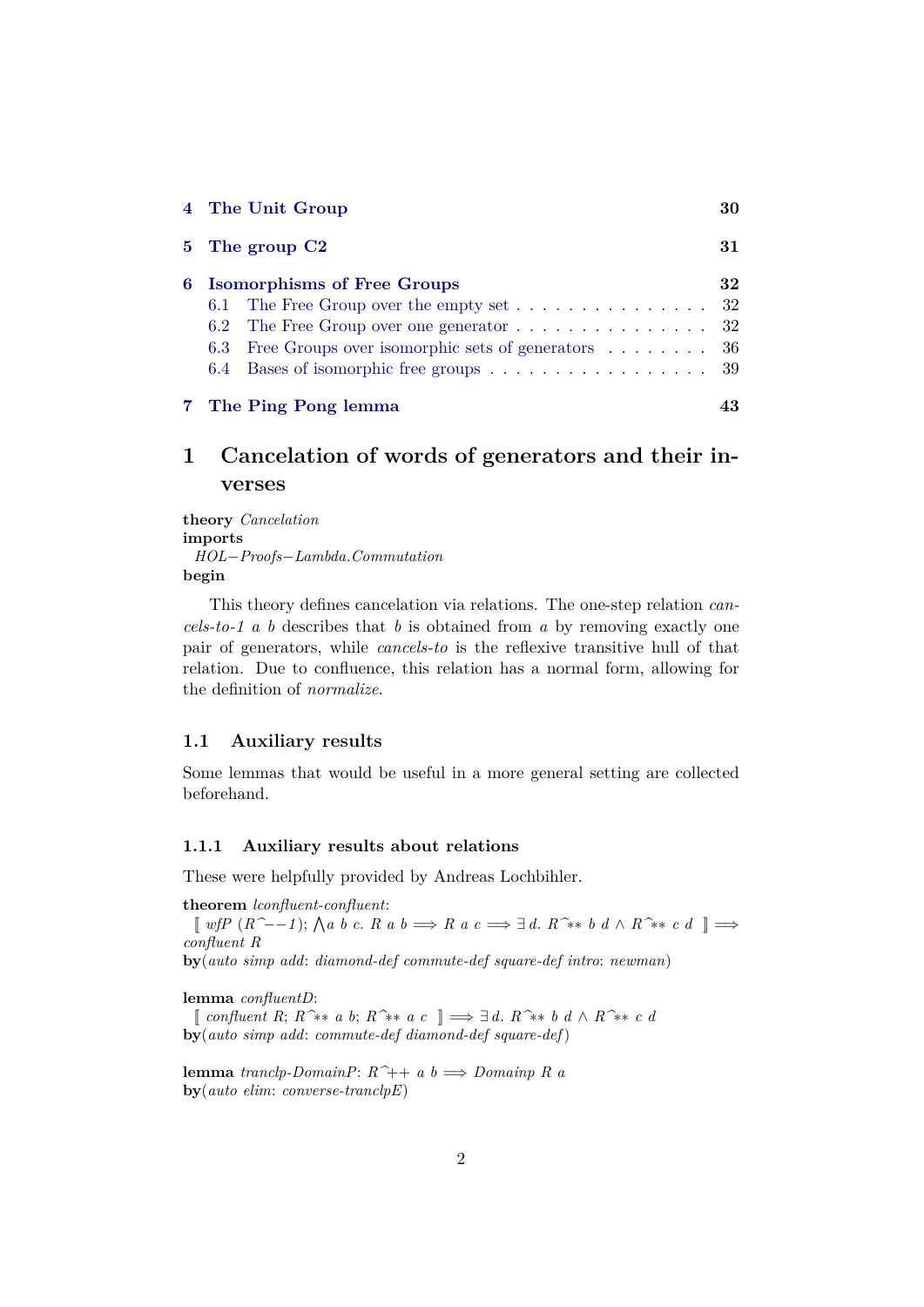| | | |
|---|---|---|
| **4** | **The Unit Group** | **30** |
| **5** | **The group C2** | **31** |
| **6** | **Isomorphisms of Free Groups** | **32** |
| 6.1 | The Free Group over the empty set | 32 |
| 6.2 | The Free Group over one generator | 32 |
| 6.3 | Free Groups over isomorphic sets of generators | 36 |
| 6.4 | Bases of isomorphic free groups | 39 |
| **7** | **The Ping Pong lemma** | **43** |

# 1 Cancelation of words of generators and their inverses

**theory** *Cancelation*
**imports**
*HOL−Proofs−Lambda.Commutation*
**begin**

This theory defines cancelation via relations. The one-step relation *cancels-to-1 a b* describes that *b* is obtained from *a* by removing exactly one pair of generators, while *cancels-to* is the reflexive transitive hull of that relation. Due to confluence, this relation has a normal form, allowing for the definition of *normalize*.

## 1.1 Auxiliary results

Some lemmas that would be useful in a more general setting are collected beforehand.

### 1.1.1 Auxiliary results about relations

These were helpfully provided by Andreas Lochbihler.

**theorem** *lconfluent-confluent*:
⟦ *wfP* ($R$^−−1); ⋀*a b c*. *R a b* ⟹ *R a c* ⟹ ∃ *d*. $R$^∗∗ *b d* ∧ $R$^∗∗ *c d* ⟧ ⟹ *confluent R*
**by**(*auto simp add*: *diamond-def commute-def square-def intro*: *newman*)

**lemma** *confluentD*:
⟦ *confluent R*; $R$^∗∗ *a b*; $R$^∗∗ *a c* ⟧ ⟹ ∃ *d*. $R$^∗∗ *b d* ∧ $R$^∗∗ *c d*
**by**(*auto simp add*: *commute-def diamond-def square-def*)

**lemma** *tranclp-DomainP*: $R$^++ *a b* ⟹ *Domainp R a*
**by**(*auto elim*: *converse-tranclpE*)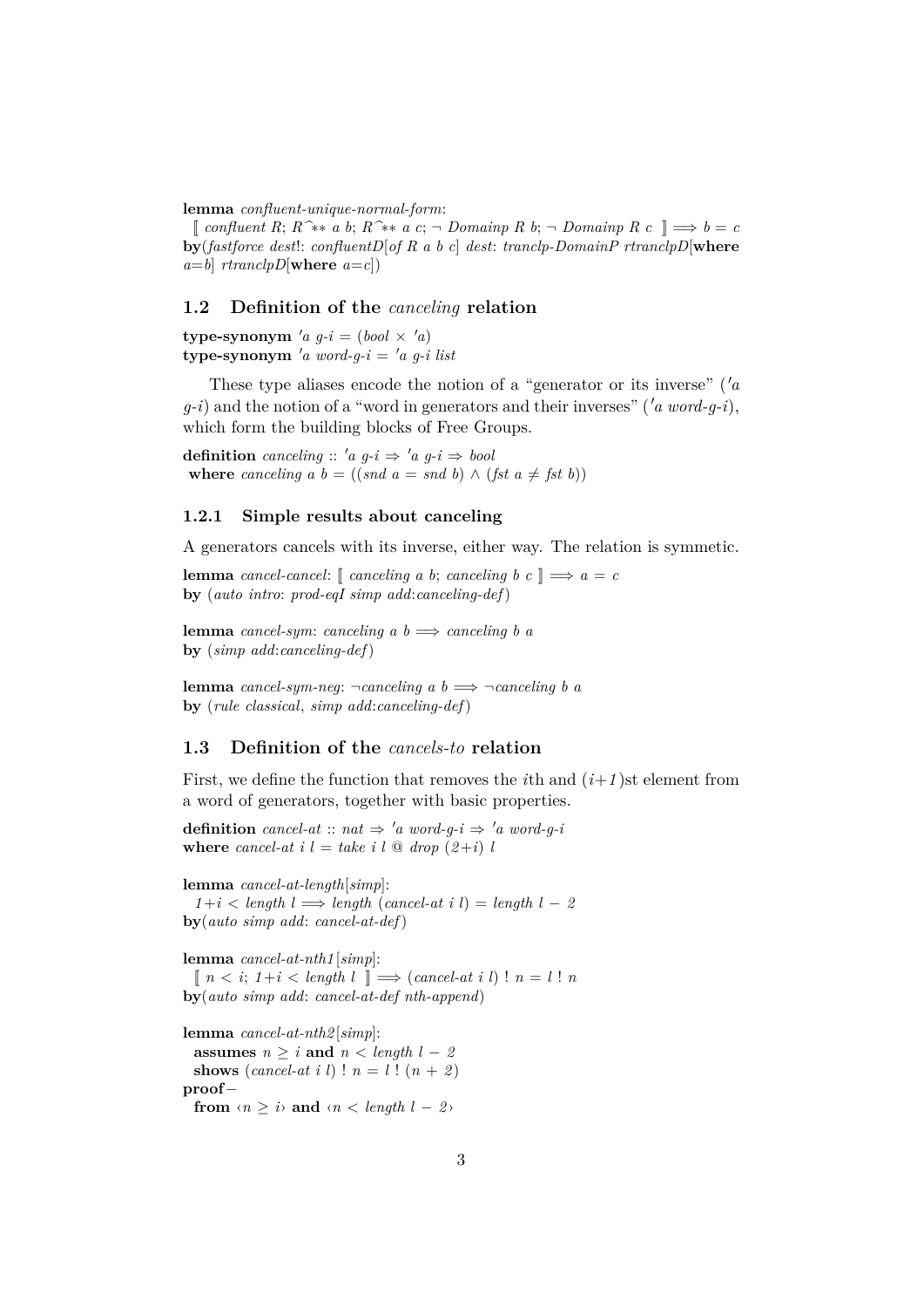**lemma** *confluent-unique-normal-form*:
  ⟦ *confluent R*; *R^\*\* a b*; *R^\*\* a c*; ¬ *Domainp R b*; ¬ *Domainp R c* ⟧ ⟹ *b = c*
**by**(*fastforce dest!*: *confluentD*[*of R a b c*] *dest*: *tranclp-DomainP rtranclpD*[**where** *a=b*] *rtranclpD*[**where** *a=c*])

## 1.2 Definition of the *canceling* relation

**type-synonym** *'a g-i* = (*bool* × *'a*)
**type-synonym** *'a word-g-i* = *'a g-i list*

These type aliases encode the notion of a "generator or its inverse" (*'a g-i*) and the notion of a "word in generators and their inverses" (*'a word-g-i*), which form the building blocks of Free Groups.

**definition** *canceling* :: *'a g-i* ⇒ *'a g-i* ⇒ *bool*
 **where** *canceling a b* = ((*snd a* = *snd b*) ∧ (*fst a* ≠ *fst b*))

### 1.2.1 Simple results about canceling

A generators cancels with its inverse, either way. The relation is symmetic.

**lemma** *cancel-cancel*: ⟦ *canceling a b*; *canceling b c* ⟧ ⟹ *a = c*
**by** (*auto intro*: *prod-eqI simp add*:*canceling-def*)

**lemma** *cancel-sym*: *canceling a b* ⟹ *canceling b a*
**by** (*simp add*:*canceling-def*)

**lemma** *cancel-sym-neg*: ¬*canceling a b* ⟹ ¬*canceling b a*
**by** (*rule classical*, *simp add*:*canceling-def*)

## 1.3 Definition of the *cancels-to* relation

First, we define the function that removes the $i$th and $(i+1)$st element from a word of generators, together with basic properties.

**definition** *cancel-at* :: *nat* ⇒ *'a word-g-i* ⇒ *'a word-g-i*
**where** *cancel-at i l* = *take i l* @ *drop* (*2+i*) *l*

**lemma** *cancel-at-length*[*simp*]:
  *1+i* < *length l* ⟹ *length* (*cancel-at i l*) = *length l* − *2*
**by**(*auto simp add*: *cancel-at-def*)

**lemma** *cancel-at-nth1*[*simp*]:
  ⟦ *n* < *i*; *1+i* < *length l* ⟧ ⟹ (*cancel-at i l*) ! *n* = *l* ! *n*
**by**(*auto simp add*: *cancel-at-def nth-append*)

**lemma** *cancel-at-nth2*[*simp*]:
  **assumes** *n* ≥ *i* **and** *n* < *length l* − *2*
  **shows** (*cancel-at i l*) ! *n* = *l* ! (*n* + *2*)
**proof**−
  **from** ‹*n* ≥ *i*› **and** ‹*n* < *length l* − *2*›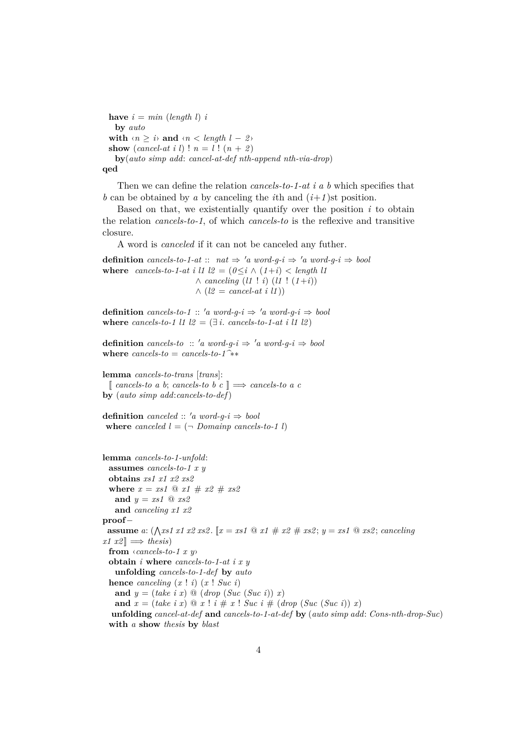```
  have i = min (length l) i
    by auto
  with ‹n ≥ i› and ‹n < length l − 2›
  show (cancel-at i l) ! n = l ! (n + 2)
    by(auto simp add: cancel-at-def nth-append nth-via-drop)
qed
```

Then we can define the relation *cancels-to-1-at i a b* which specifies that *b* can be obtained by *a* by canceling the *i*th and (*i+1*)st position.

Based on that, we existentially quantify over the position *i* to obtain the relation *cancels-to-1*, of which *cancels-to* is the reflexive and transitive closure.

A word is *canceled* if it can not be canceled any futher.

```
definition cancels-to-1-at ::  nat ⇒ 'a word-g-i ⇒ 'a word-g-i ⇒ bool
where  cancels-to-1-at i l1 l2 = (0≤i ∧ (1+i) < length l1
                          ∧ canceling (l1 ! i) (l1 ! (1+i))
                          ∧ (l2 = cancel-at i l1))

definition cancels-to-1 :: 'a word-g-i ⇒ 'a word-g-i ⇒ bool
where cancels-to-1 l1 l2 = (∃ i. cancels-to-1-at i l1 l2)

definition cancels-to  :: 'a word-g-i ⇒ 'a word-g-i ⇒ bool
where cancels-to = cancels-to-1^**

lemma cancels-to-trans [trans]:
  ⟦ cancels-to a b; cancels-to b c ⟧ ⟹ cancels-to a c
by (auto simp add:cancels-to-def)

definition canceled :: 'a word-g-i ⇒ bool
 where canceled l = (¬ Domainp cancels-to-1 l)


lemma cancels-to-1-unfold:
  assumes cancels-to-1 x y
  obtains xs1 x1 x2 xs2
  where x = xs1 @ x1 # x2 # xs2
    and y = xs1 @ xs2
    and canceling x1 x2
proof−
 assume a: (⋀xs1 x1 x2 xs2. ⟦x = xs1 @ x1 # x2 # xs2; y = xs1 @ xs2; canceling
x1 x2⟧ ⟹ thesis)
  from ‹cancels-to-1 x y›
  obtain i where cancels-to-1-at i x y
    unfolding cancels-to-1-def by auto
  hence canceling (x ! i) (x ! Suc i)
    and y = (take i x) @ (drop (Suc (Suc i)) x)
    and x = (take i x) @ x ! i # x ! Suc i # (drop (Suc (Suc i)) x)
   unfolding cancel-at-def and cancels-to-1-at-def by (auto simp add: Cons-nth-drop-Suc)
  with a show thesis by blast
```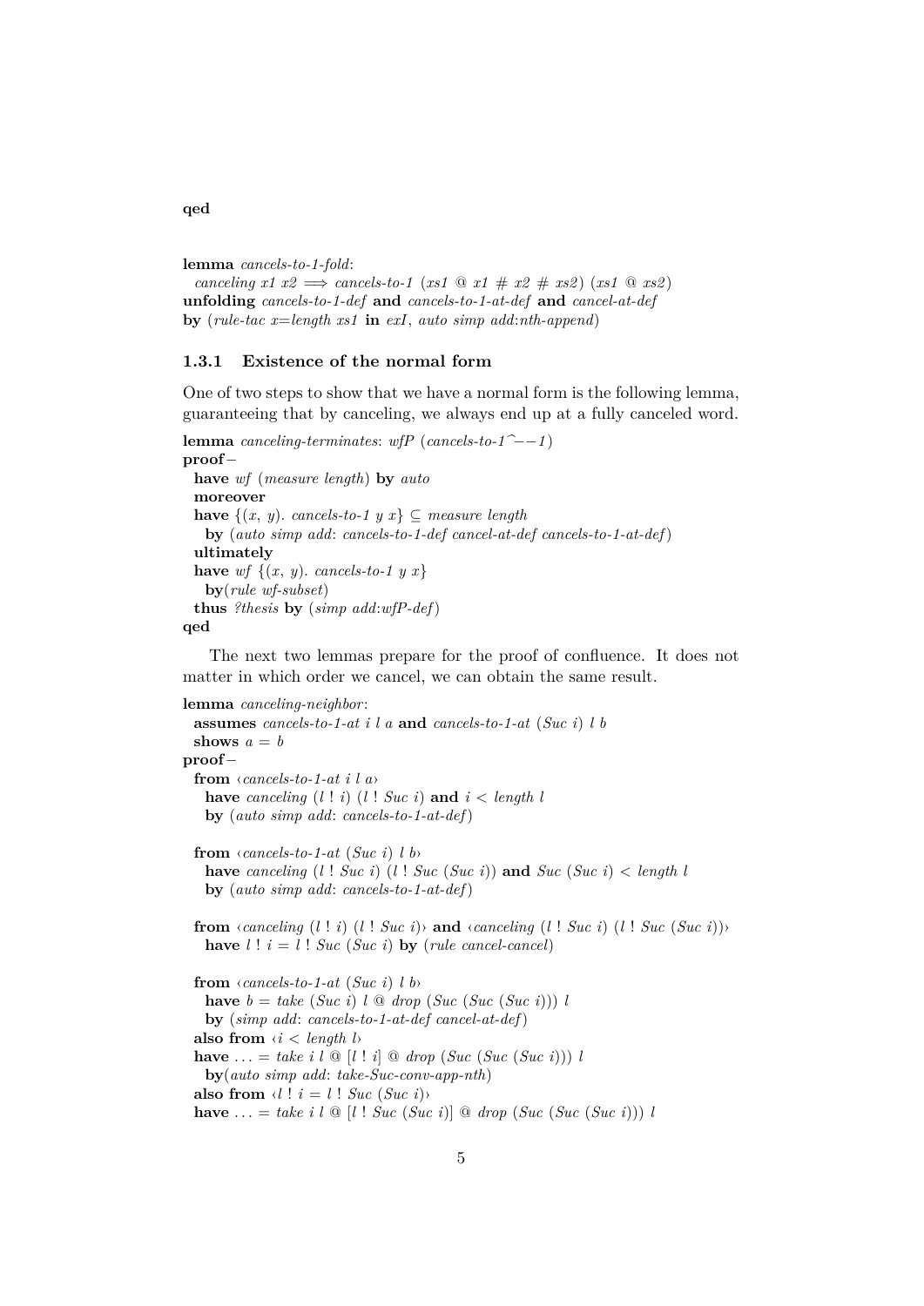**qed**

**lemma** *cancels-to-1-fold*:
```
  canceling x1 x2 ⟹ cancels-to-1 (xs1 @ x1 # x2 # xs2) (xs1 @ xs2)
unfolding cancels-to-1-def and cancels-to-1-at-def and cancel-at-def
by (rule-tac x=length xs1 in exI, auto simp add:nth-append)
```

### 1.3.1 Existence of the normal form

One of two steps to show that we have a normal form is the following lemma, guaranteeing that by canceling, we always end up at a fully canceled word.

```
lemma canceling-terminates: wfP (cancels-to-1^--1)
proof−
  have wf (measure length) by auto
  moreover
  have {(x, y). cancels-to-1 y x} ⊆ measure length
    by (auto simp add: cancels-to-1-def cancel-at-def cancels-to-1-at-def)
  ultimately
  have wf {(x, y). cancels-to-1 y x}
    by(rule wf-subset)
  thus ?thesis by (simp add:wfP-def)
qed
```

The next two lemmas prepare for the proof of confluence. It does not matter in which order we cancel, we can obtain the same result.

```
lemma canceling-neighbor:
  assumes cancels-to-1-at i l a and cancels-to-1-at (Suc i) l b
  shows a = b
proof−
  from ‹cancels-to-1-at i l a›
    have canceling (l ! i) (l ! Suc i) and i < length l
    by (auto simp add: cancels-to-1-at-def)

  from ‹cancels-to-1-at (Suc i) l b›
    have canceling (l ! Suc i) (l ! Suc (Suc i)) and Suc (Suc i) < length l
    by (auto simp add: cancels-to-1-at-def)

  from ‹canceling (l ! i) (l ! Suc i)› and ‹canceling (l ! Suc i) (l ! Suc (Suc i))›
    have l ! i = l ! Suc (Suc i) by (rule cancel-cancel)

  from ‹cancels-to-1-at (Suc i) l b›
    have b = take (Suc i) l @ drop (Suc (Suc (Suc i))) l
    by (simp add: cancels-to-1-at-def cancel-at-def)
  also from ‹i < length l›
  have ... = take i l @ [l ! i] @ drop (Suc (Suc (Suc i))) l
    by(auto simp add: take-Suc-conv-app-nth)
  also from ‹l ! i = l ! Suc (Suc i)›
  have ... = take i l @ [l ! Suc (Suc i)] @ drop (Suc (Suc (Suc i))) l
```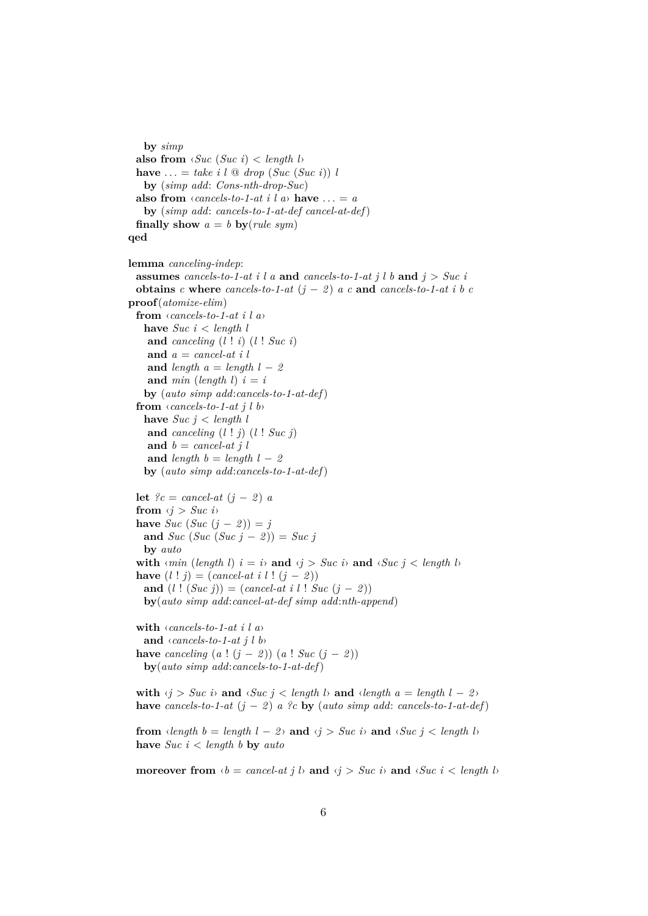```
    by simp
  also from ‹Suc (Suc i) < length l›
  have ... = take i l @ drop (Suc (Suc i)) l
    by (simp add: Cons-nth-drop-Suc)
  also from ‹cancels-to-1-at i l a› have ... = a
    by (simp add: cancels-to-1-at-def cancel-at-def)
  finally show a = b by(rule sym)
qed

lemma canceling-indep:
  assumes cancels-to-1-at i l a and cancels-to-1-at j l b and j > Suc i
  obtains c where cancels-to-1-at (j − 2) a c and cancels-to-1-at i b c
proof(atomize-elim)
  from ‹cancels-to-1-at i l a›
    have Suc i < length l
     and canceling (l ! i) (l ! Suc i)
     and a = cancel-at i l
     and length a = length l − 2
     and min (length l) i = i
    by (auto simp add:cancels-to-1-at-def)
  from ‹cancels-to-1-at j l b›
    have Suc j < length l
     and canceling (l ! j) (l ! Suc j)
     and b = cancel-at j l
     and length b = length l − 2
    by (auto simp add:cancels-to-1-at-def)

  let ?c = cancel-at (j − 2) a
  from ‹j > Suc i›
  have Suc (Suc (j − 2)) = j
    and Suc (Suc (Suc j − 2)) = Suc j
    by auto
  with ‹min (length l) i = i› and ‹j > Suc i› and ‹Suc j < length l›
  have (l ! j) = (cancel-at i l ! (j − 2))
    and (l ! (Suc j)) = (cancel-at i l ! Suc (j − 2))
    by(auto simp add:cancel-at-def simp add:nth-append)

  with ‹cancels-to-1-at i l a›
    and ‹cancels-to-1-at j l b›
  have canceling (a ! (j − 2)) (a ! Suc (j − 2))
    by(auto simp add:cancels-to-1-at-def)

  with ‹j > Suc i› and ‹Suc j < length l› and ‹length a = length l − 2›
  have cancels-to-1-at (j − 2) a ?c by (auto simp add: cancels-to-1-at-def)

  from ‹length b = length l − 2› and ‹j > Suc i› and ‹Suc j < length l›
  have Suc i < length b by auto

  moreover from ‹b = cancel-at j l› and ‹j > Suc i› and ‹Suc i < length l›
```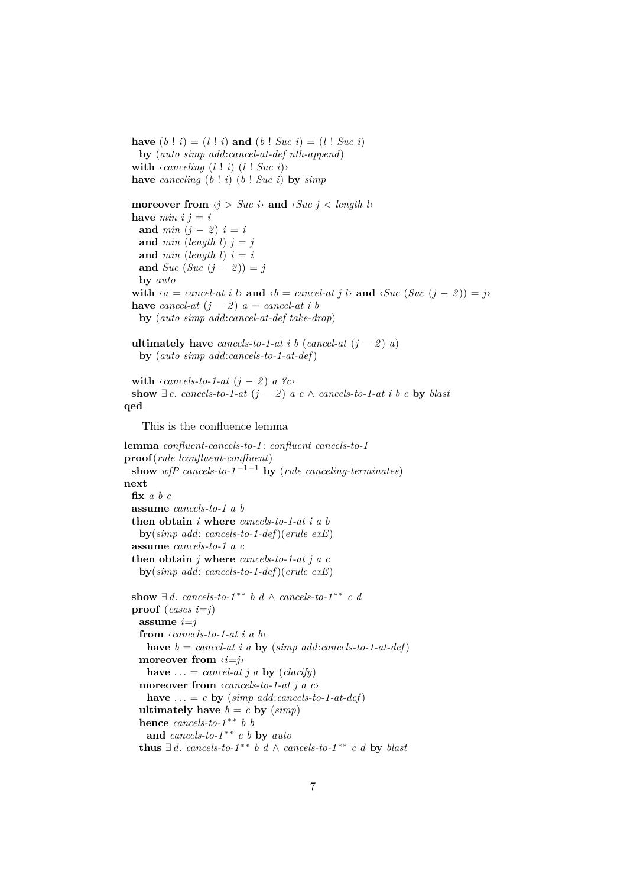```
  have (b ! i) = (l ! i) and (b ! Suc i) = (l ! Suc i)
    by (auto simp add:cancel-at-def nth-append)
  with ‹canceling (l ! i) (l ! Suc i)›
  have canceling (b ! i) (b ! Suc i) by simp

  moreover from ‹j > Suc i› and ‹Suc j < length l›
  have min i j = i
    and min (j − 2) i = i
    and min (length l) j = j
    and min (length l) i = i
    and Suc (Suc (j − 2)) = j
    by auto
  with ‹a = cancel-at i l› and ‹b = cancel-at j l› and ‹Suc (Suc (j − 2)) = j›
  have cancel-at (j − 2) a = cancel-at i b
    by (auto simp add:cancel-at-def take-drop)

  ultimately have cancels-to-1-at i b (cancel-at (j − 2) a)
    by (auto simp add:cancels-to-1-at-def)

  with ‹cancels-to-1-at (j − 2) a ?c›
  show ∃ c. cancels-to-1-at (j − 2) a c ∧ cancels-to-1-at i b c by blast
qed
```

This is the confluence lemma

```
lemma confluent-cancels-to-1: confluent cancels-to-1
proof(rule lconfluent-confluent)
  show wfP cancels-to-1^−1−1 by (rule canceling-terminates)
next
  fix a b c
  assume cancels-to-1 a b
  then obtain i where cancels-to-1-at i a b
    by(simp add: cancels-to-1-def)(erule exE)
  assume cancels-to-1 a c
  then obtain j where cancels-to-1-at j a c
    by(simp add: cancels-to-1-def)(erule exE)

  show ∃ d. cancels-to-1** b d ∧ cancels-to-1** c d
  proof (cases i=j)
    assume i=j
    from ‹cancels-to-1-at i a b›
      have b = cancel-at i a by (simp add:cancels-to-1-at-def)
    moreover from ‹i=j›
      have . . . = cancel-at j a by (clarify)
    moreover from ‹cancels-to-1-at j a c›
      have . . . = c by (simp add:cancels-to-1-at-def)
    ultimately have b = c by (simp)
    hence cancels-to-1** b b
      and cancels-to-1** c b by auto
    thus ∃ d. cancels-to-1** b d ∧ cancels-to-1** c d by blast
```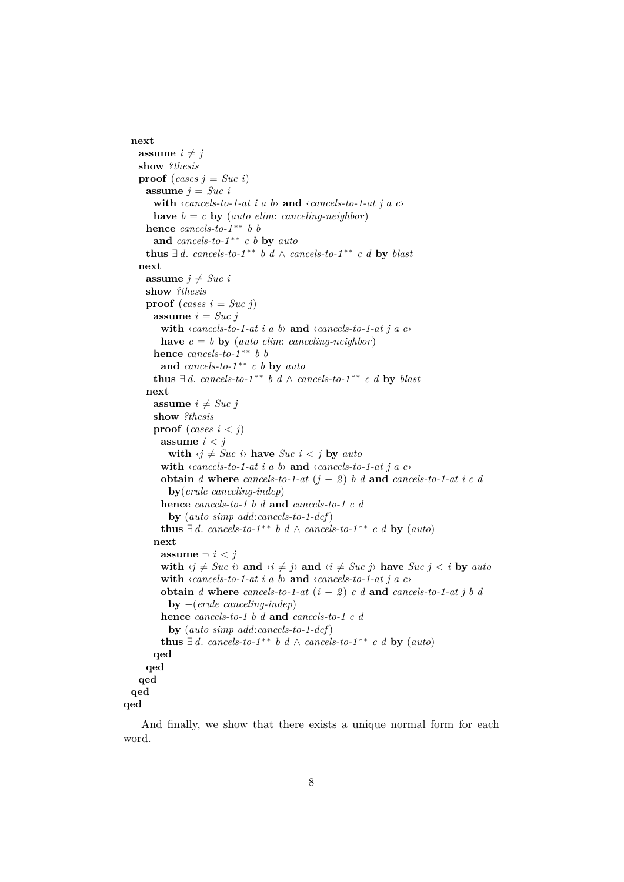```
  next
    assume i ≠ j
    show ?thesis
    proof (cases j = Suc i)
      assume j = Suc i
        with ‹cancels-to-1-at i a b› and ‹cancels-to-1-at j a c›
        have b = c by (auto elim: canceling-neighbor)
      hence cancels-to-1** b b
        and cancels-to-1** c b by auto
      thus ∃ d. cancels-to-1** b d ∧ cancels-to-1** c d by blast
    next
      assume j ≠ Suc i
      show ?thesis
      proof (cases i = Suc j)
        assume i = Suc j
          with ‹cancels-to-1-at i a b› and ‹cancels-to-1-at j a c›
          have c = b by (auto elim: canceling-neighbor)
        hence cancels-to-1** b b
          and cancels-to-1** c b by auto
        thus ∃ d. cancels-to-1** b d ∧ cancels-to-1** c d by blast
      next
        assume i ≠ Suc j
        show ?thesis
        proof (cases i < j)
          assume i < j
            with ‹j ≠ Suc i› have Suc i < j by auto
          with ‹cancels-to-1-at i a b› and ‹cancels-to-1-at j a c›
          obtain d where cancels-to-1-at (j − 2) b d and cancels-to-1-at i c d
            by(erule canceling-indep)
          hence cancels-to-1 b d and cancels-to-1 c d
            by (auto simp add:cancels-to-1-def)
          thus ∃ d. cancels-to-1** b d ∧ cancels-to-1** c d by (auto)
        next
          assume ¬ i < j
          with ‹j ≠ Suc i› and ‹i ≠ j› and ‹i ≠ Suc j› have Suc j < i by auto
          with ‹cancels-to-1-at i a b› and ‹cancels-to-1-at j a c›
          obtain d where cancels-to-1-at (i − 2) c d and cancels-to-1-at j b d
            by −(erule canceling-indep)
          hence cancels-to-1 b d and cancels-to-1 c d
            by (auto simp add:cancels-to-1-def)
          thus ∃ d. cancels-to-1** b d ∧ cancels-to-1** c d by (auto)
        qed
      qed
    qed
  qed
qed
```

And finally, we show that there exists a unique normal form for each word.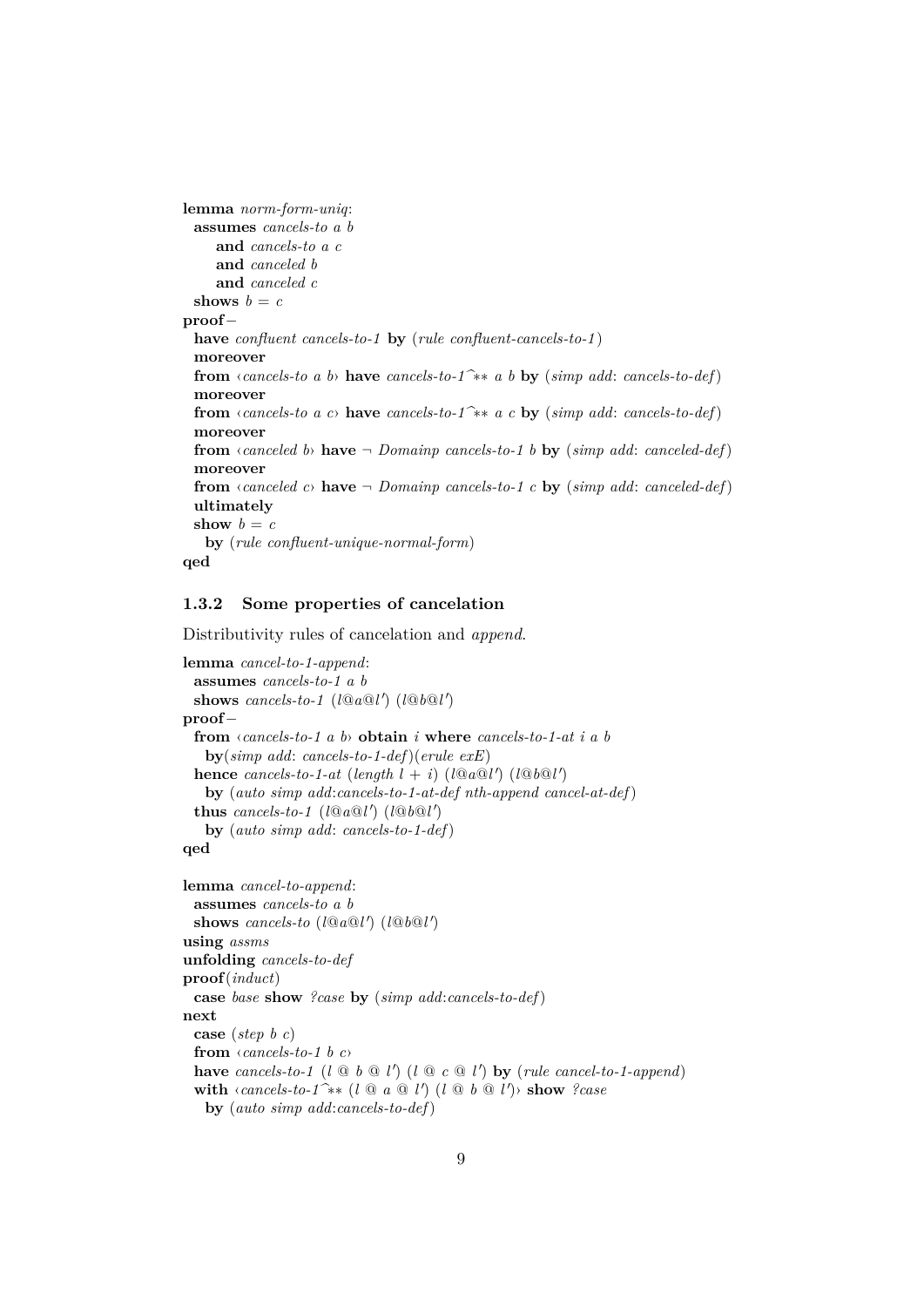```
lemma norm-form-uniq:
  assumes cancels-to a b
      and cancels-to a c
      and canceled b
      and canceled c
  shows b = c
proof−
  have confluent cancels-to-1 by (rule confluent-cancels-to-1)
  moreover
  from ‹cancels-to a b› have cancels-to-1^** a b by (simp add: cancels-to-def)
  moreover
  from ‹cancels-to a c› have cancels-to-1^** a c by (simp add: cancels-to-def)
  moreover
  from ‹canceled b› have ¬ Domainp cancels-to-1 b by (simp add: canceled-def)
  moreover
  from ‹canceled c› have ¬ Domainp cancels-to-1 c by (simp add: canceled-def)
  ultimately
  show b = c
    by (rule confluent-unique-normal-form)
qed
```

### 1.3.2 Some properties of cancelation

Distributivity rules of cancelation and *append*.

```
lemma cancel-to-1-append:
  assumes cancels-to-1 a b
  shows cancels-to-1 (l@a@l') (l@b@l')
proof−
  from ‹cancels-to-1 a b› obtain i where cancels-to-1-at i a b
    by(simp add: cancels-to-1-def)(erule exE)
  hence cancels-to-1-at (length l + i) (l@a@l') (l@b@l')
    by (auto simp add:cancels-to-1-at-def nth-append cancel-at-def)
  thus cancels-to-1 (l@a@l') (l@b@l')
    by (auto simp add: cancels-to-1-def)
qed

lemma cancel-to-append:
  assumes cancels-to a b
  shows cancels-to (l@a@l') (l@b@l')
using assms
unfolding cancels-to-def
proof(induct)
  case base show ?case by (simp add:cancels-to-def)
next
  case (step b c)
  from ‹cancels-to-1 b c›
  have cancels-to-1 (l @ b @ l') (l @ c @ l') by (rule cancel-to-1-append)
  with ‹cancels-to-1^** (l @ a @ l') (l @ b @ l')› show ?case
    by (auto simp add:cancels-to-def)
```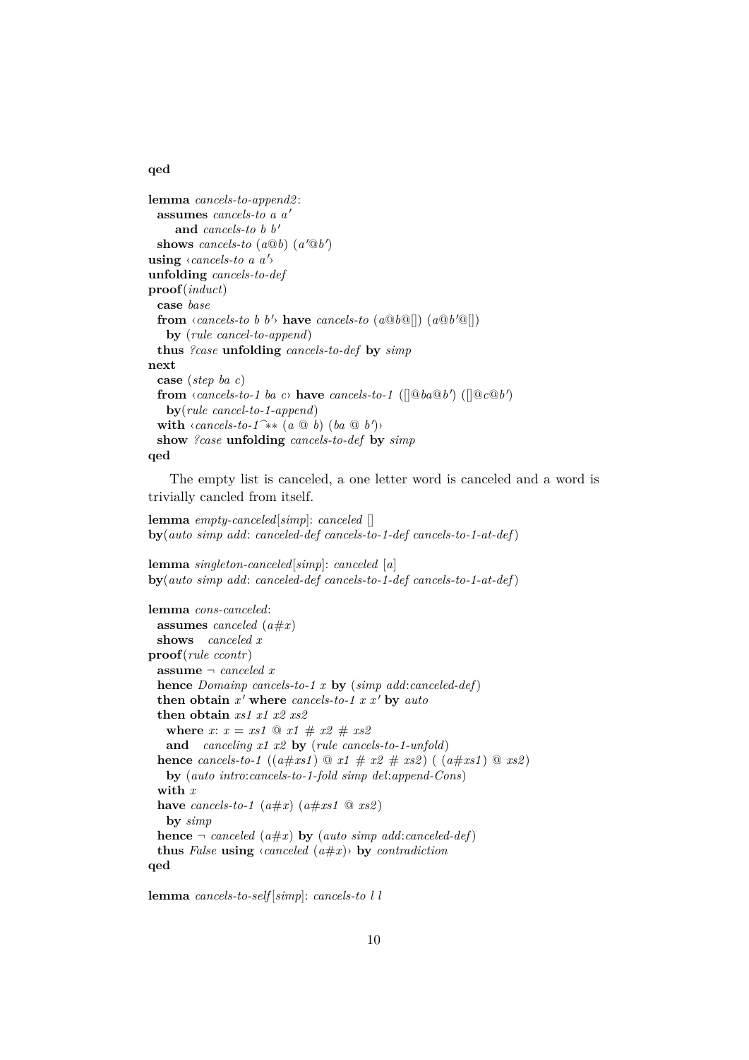```
qed

lemma cancels-to-append2:
  assumes cancels-to a a'
      and cancels-to b b'
  shows cancels-to (a@b) (a'@b')
using ‹cancels-to a a'›
unfolding cancels-to-def
proof(induct)
  case base
  from ‹cancels-to b b'› have cancels-to (a@b@[]) (a@b'@[])
    by (rule cancel-to-append)
  thus ?case unfolding cancels-to-def by simp
next
  case (step ba c)
  from ‹cancels-to-1 ba c› have cancels-to-1 ([]@ba@b') ([]@c@b')
    by(rule cancel-to-1-append)
  with ‹cancels-to-1^** (a @ b) (ba @ b')›
  show ?case unfolding cancels-to-def by simp
qed
```

The empty list is canceled, a one letter word is canceled and a word is trivially cancled from itself.

```
lemma empty-canceled[simp]: canceled []
by(auto simp add: canceled-def cancels-to-1-def cancels-to-1-at-def)

lemma singleton-canceled[simp]: canceled [a]
by(auto simp add: canceled-def cancels-to-1-def cancels-to-1-at-def)

lemma cons-canceled:
  assumes canceled (a#x)
  shows   canceled x
proof(rule ccontr)
  assume ¬ canceled x
  hence Domainp cancels-to-1 x by (simp add:canceled-def)
  then obtain x' where cancels-to-1 x x' by auto
  then obtain xs1 x1 x2 xs2
    where x: x = xs1 @ x1 # x2 # xs2
    and   canceling x1 x2 by (rule cancels-to-1-unfold)
  hence cancels-to-1 ((a#xs1) @ x1 # x2 # xs2) ( (a#xs1) @ xs2)
    by (auto intro:cancels-to-1-fold simp del:append-Cons)
  with x
  have cancels-to-1 (a#x) (a#xs1 @ xs2)
    by simp
  hence ¬ canceled (a#x) by (auto simp add:canceled-def)
  thus False using ‹canceled (a#x)› by contradiction
qed

lemma cancels-to-self[simp]: cancels-to l l
```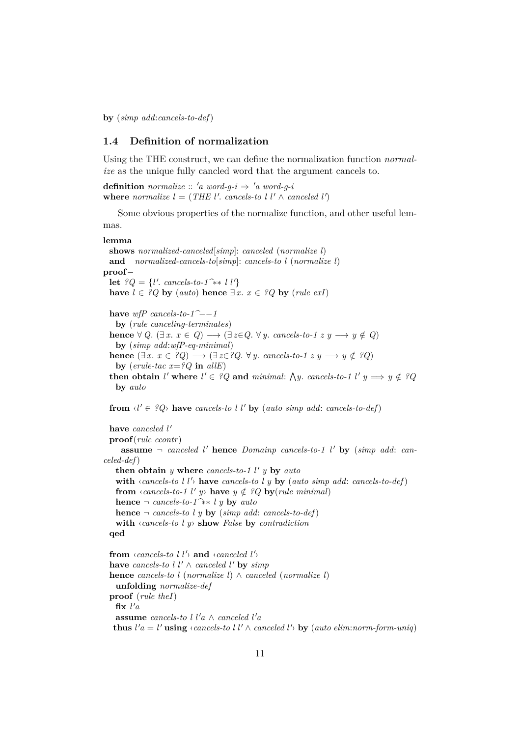**by** (*simp add*:*cancels-to-def*)

### 1.4 Definition of normalization

Using the THE construct, we can define the normalization function *normalize* as the unique fully cancled word that the argument cancels to.

```
definition normalize :: 'a word-g-i ⇒ 'a word-g-i
where normalize l = (THE l'. cancels-to l l' ∧ canceled l')
```

Some obvious properties of the normalize function, and other useful lemmas.

```
lemma
  shows normalized-canceled[simp]: canceled (normalize l)
  and   normalized-cancels-to[simp]: cancels-to l (normalize l)
proof−
  let ?Q = {l'. cancels-to-1^** l l'}
  have l ∈ ?Q by (auto) hence ∃ x. x ∈ ?Q by (rule exI)

  have wfP cancels-to-1^−−1
    by (rule canceling-terminates)
  hence ∀ Q. (∃ x. x ∈ Q) ⟶ (∃ z∈Q. ∀ y. cancels-to-1 z y ⟶ y ∉ Q)
    by (simp add:wfP-eq-minimal)
  hence (∃ x. x ∈ ?Q) ⟶ (∃ z∈?Q. ∀ y. cancels-to-1 z y ⟶ y ∉ ?Q)
    by (erule-tac x=?Q in allE)
  then obtain l' where l' ∈ ?Q and minimal: ⋀y. cancels-to-1 l' y ⟹ y ∉ ?Q
    by auto

  from ‹l' ∈ ?Q› have cancels-to l l' by (auto simp add: cancels-to-def)

  have canceled l'
  proof(rule ccontr)
    assume ¬ canceled l' hence Domainp cancels-to-1 l' by (simp add: canceled-def)
    then obtain y where cancels-to-1 l' y by auto
    with ‹cancels-to l l'› have cancels-to l y by (auto simp add: cancels-to-def)
    from ‹cancels-to-1 l' y› have y ∉ ?Q by(rule minimal)
    hence ¬ cancels-to-1^** l y by auto
    hence ¬ cancels-to l y by (simp add: cancels-to-def)
    with ‹cancels-to l y› show False by contradiction
  qed

  from ‹cancels-to l l'› and ‹canceled l'›
  have cancels-to l l' ∧ canceled l' by simp
  hence cancels-to l (normalize l) ∧ canceled (normalize l)
    unfolding normalize-def
  proof (rule theI)
    fix l'a
    assume cancels-to l l'a ∧ canceled l'a
   thus l'a = l' using ‹cancels-to l l' ∧ canceled l'› by (auto elim:norm-form-uniq)
```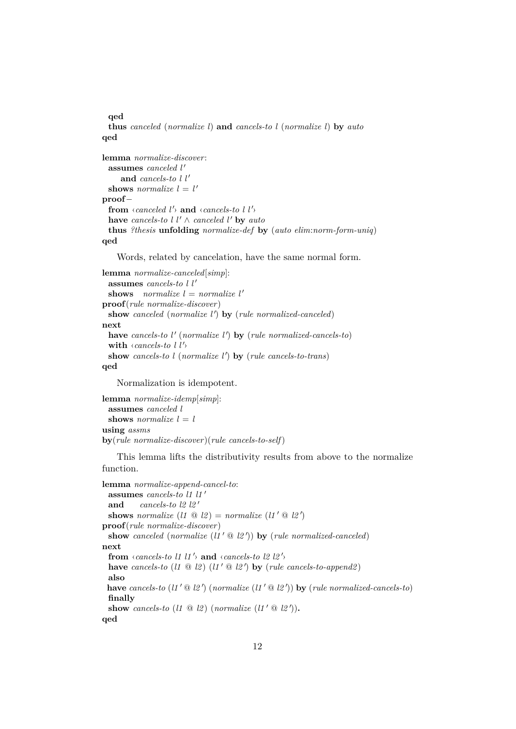```
  qed
  thus canceled (normalize l) and cancels-to l (normalize l) by auto
qed

lemma normalize-discover:
  assumes canceled l'
      and cancels-to l l'
  shows normalize l = l'
proof−
  from ‹canceled l'› and ‹cancels-to l l'›
  have cancels-to l l' ∧ canceled l' by auto
  thus ?thesis unfolding normalize-def by (auto elim:norm-form-uniq)
qed
```

Words, related by cancelation, have the same normal form.

```
lemma normalize-canceled[simp]:
  assumes cancels-to l l'
  shows   normalize l = normalize l'
proof(rule normalize-discover)
  show canceled (normalize l') by (rule normalized-canceled)
next
  have cancels-to l' (normalize l') by (rule normalized-cancels-to)
  with ‹cancels-to l l'›
  show cancels-to l (normalize l') by (rule cancels-to-trans)
qed
```

Normalization is idempotent.

```
lemma normalize-idemp[simp]:
  assumes canceled l
  shows normalize l = l
using assms
by(rule normalize-discover)(rule cancels-to-self)
```

This lemma lifts the distributivity results from above to the normalize function.

```
lemma normalize-append-cancel-to:
  assumes cancels-to l1 l1'
  and     cancels-to l2 l2'
  shows normalize (l1 @ l2) = normalize (l1' @ l2')
proof(rule normalize-discover)
  show canceled (normalize (l1' @ l2')) by (rule normalized-canceled)
next
  from ‹cancels-to l1 l1'› and ‹cancels-to l2 l2'›
  have cancels-to (l1 @ l2) (l1' @ l2') by (rule cancels-to-append2)
  also
  have cancels-to (l1' @ l2') (normalize (l1' @ l2')) by (rule normalized-cancels-to)
  finally
  show cancels-to (l1 @ l2) (normalize (l1' @ l2')).
qed
```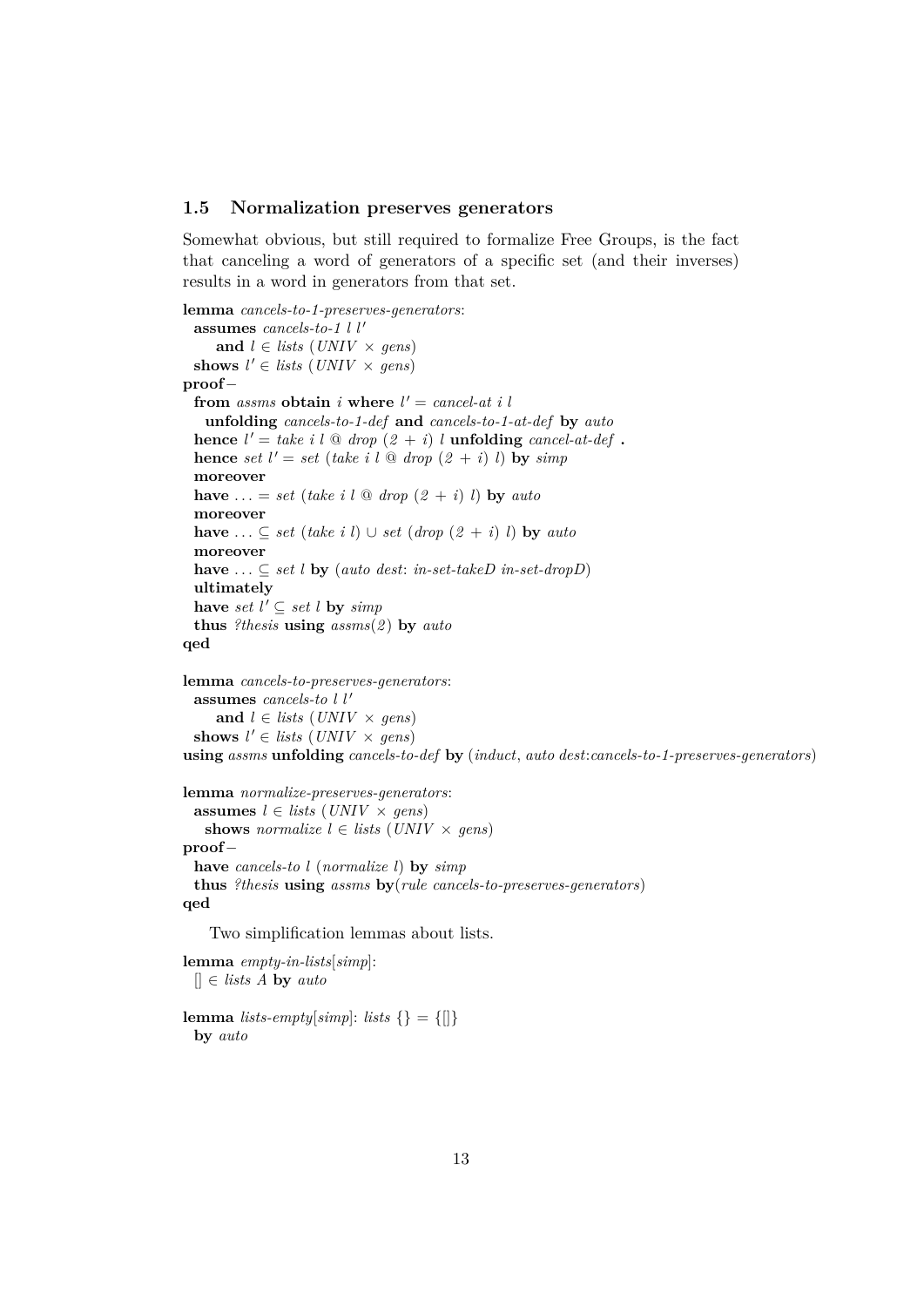### 1.5 Normalization preserves generators

Somewhat obvious, but still required to formalize Free Groups, is the fact that canceling a word of generators of a specific set (and their inverses) results in a word in generators from that set.

```
lemma cancels-to-1-preserves-generators:
  assumes cancels-to-1 l l'
      and l ∈ lists (UNIV × gens)
  shows l' ∈ lists (UNIV × gens)
proof−
  from assms obtain i where l' = cancel-at i l
    unfolding cancels-to-1-def and cancels-to-1-at-def by auto
  hence l' = take i l @ drop (2 + i) l unfolding cancel-at-def .
  hence set l' = set (take i l @ drop (2 + i) l) by simp
  moreover
  have ... = set (take i l @ drop (2 + i) l) by auto
  moreover
  have ... ⊆ set (take i l) ∪ set (drop (2 + i) l) by auto
  moreover
  have ... ⊆ set l by (auto dest: in-set-takeD in-set-dropD)
  ultimately
  have set l' ⊆ set l by simp
  thus ?thesis using assms(2) by auto
qed

lemma cancels-to-preserves-generators:
  assumes cancels-to l l'
      and l ∈ lists (UNIV × gens)
  shows l' ∈ lists (UNIV × gens)
using assms unfolding cancels-to-def by (induct, auto dest:cancels-to-1-preserves-generators)

lemma normalize-preserves-generators:
  assumes l ∈ lists (UNIV × gens)
    shows normalize l ∈ lists (UNIV × gens)
proof−
  have cancels-to l (normalize l) by simp
  thus ?thesis using assms by(rule cancels-to-preserves-generators)
qed
```

Two simplification lemmas about lists.

```
lemma empty-in-lists[simp]:
  [] ∈ lists A by auto

lemma lists-empty[simp]: lists {} = {[]}
  by auto
```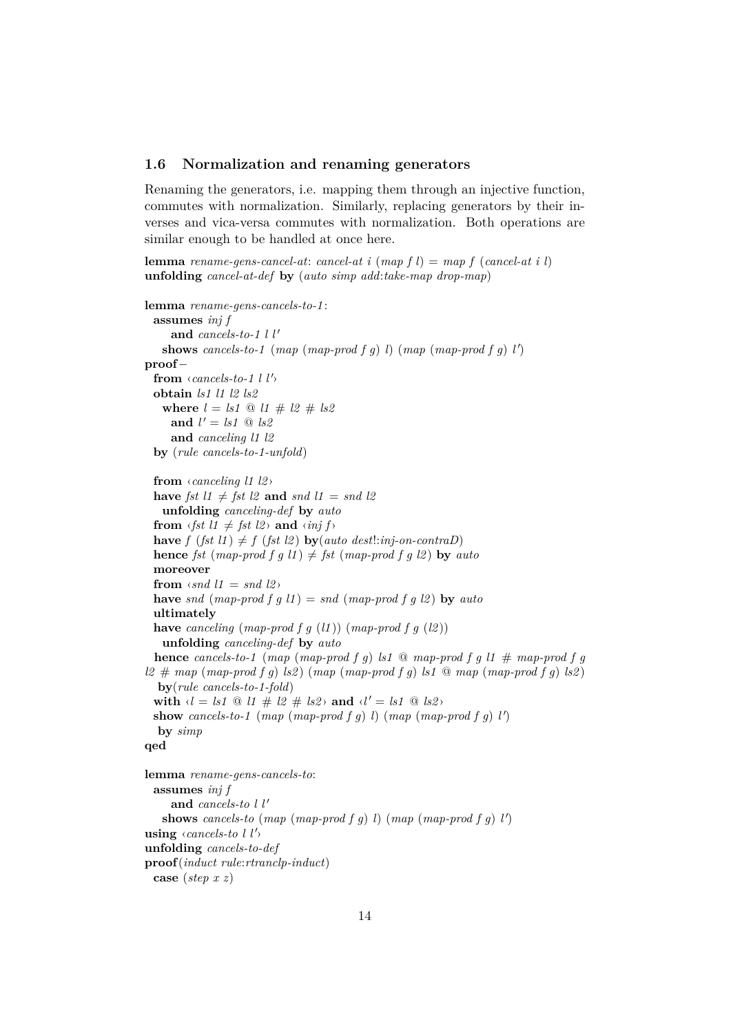### 1.6 Normalization and renaming generators

Renaming the generators, i.e. mapping them through an injective function, commutes with normalization. Similarly, replacing generators by their inverses and vica-versa commutes with normalization. Both operations are similar enough to be handled at once here.

```
lemma rename-gens-cancel-at: cancel-at i (map f l) = map f (cancel-at i l)
unfolding cancel-at-def by (auto simp add:take-map drop-map)

lemma rename-gens-cancels-to-1:
  assumes inj f
    and cancels-to-1 l l'
  shows cancels-to-1 (map (map-prod f g) l) (map (map-prod f g) l')
proof−
  from ‹cancels-to-1 l l'›
  obtain ls1 l1 l2 ls2
    where l = ls1 @ l1 # l2 # ls2
    and l' = ls1 @ ls2
    and canceling l1 l2
  by (rule cancels-to-1-unfold)

  from ‹canceling l1 l2›
  have fst l1 ≠ fst l2 and snd l1 = snd l2
    unfolding canceling-def by auto
  from ‹fst l1 ≠ fst l2› and ‹inj f›
  have f (fst l1) ≠ f (fst l2) by(auto dest!:inj-on-contraD)
  hence fst (map-prod f g l1) ≠ fst (map-prod f g l2) by auto
  moreover
  from ‹snd l1 = snd l2›
  have snd (map-prod f g l1) = snd (map-prod f g l2) by auto
  ultimately
  have canceling (map-prod f g (l1)) (map-prod f g (l2))
    unfolding canceling-def by auto
  hence cancels-to-1 (map (map-prod f g) ls1 @ map-prod f g l1 # map-prod f g
l2 # map (map-prod f g) ls2) (map (map-prod f g) ls1 @ map (map-prod f g) ls2)
   by(rule cancels-to-1-fold)
  with ‹l = ls1 @ l1 # l2 # ls2› and ‹l' = ls1 @ ls2›
  show cancels-to-1 (map (map-prod f g) l) (map (map-prod f g) l')
   by simp
qed

lemma rename-gens-cancels-to:
  assumes inj f
    and cancels-to l l'
  shows cancels-to (map (map-prod f g) l) (map (map-prod f g) l')
using ‹cancels-to l l'›
unfolding cancels-to-def
proof(induct rule:rtranclp-induct)
  case (step x z)
```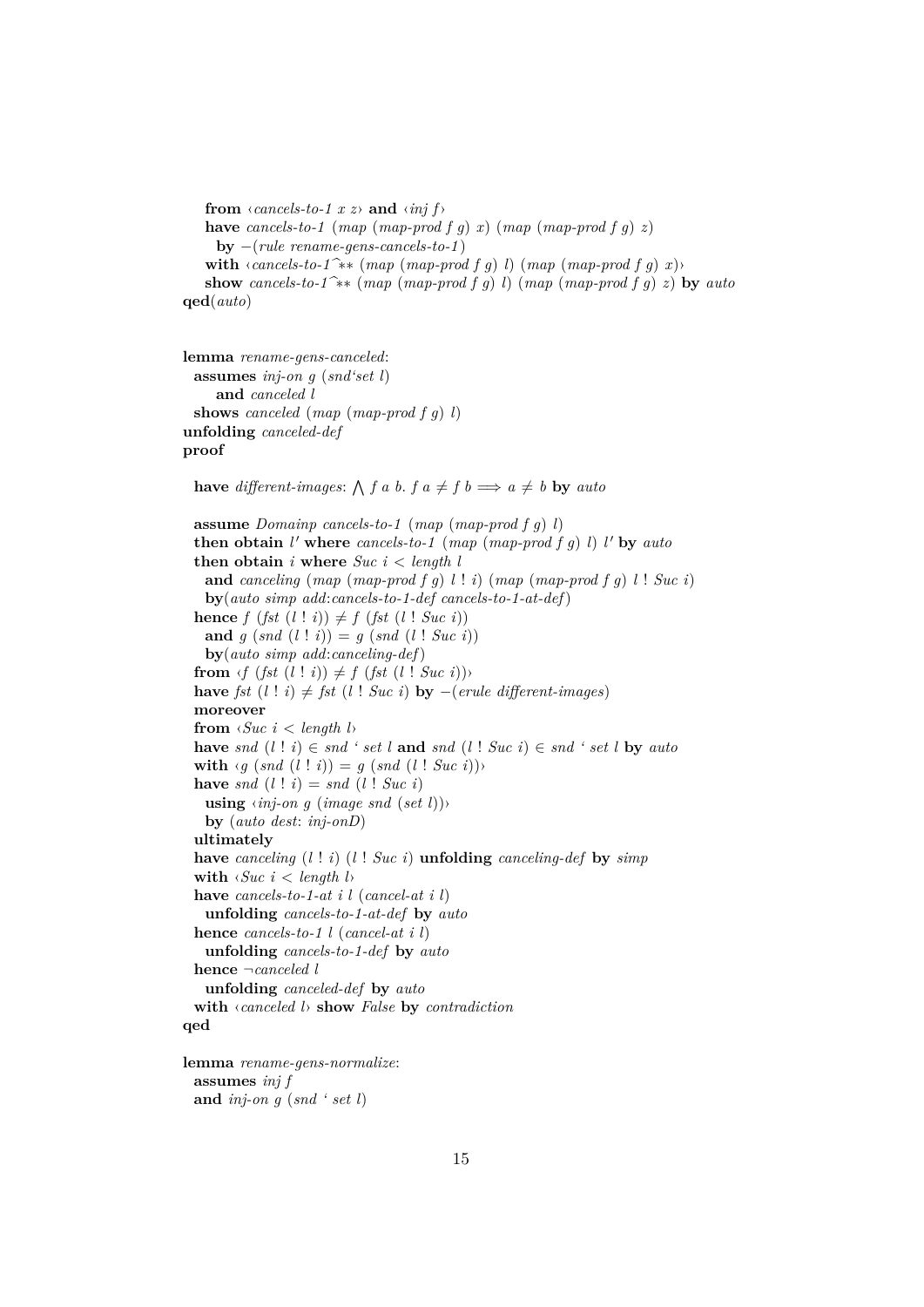```
    from ‹cancels-to-1 x z› and ‹inj f›
    have cancels-to-1 (map (map-prod f g) x) (map (map-prod f g) z)
      by -(rule rename-gens-cancels-to-1)
    with ‹cancels-to-1^** (map (map-prod f g) l) (map (map-prod f g) x)›
    show cancels-to-1^** (map (map-prod f g) l) (map (map-prod f g) z) by auto
qed(auto)


lemma rename-gens-canceled:
  assumes inj-on g (snd`set l)
      and canceled l
  shows canceled (map (map-prod f g) l)
unfolding canceled-def
proof

  have different-images: ⋀ f a b. f a ≠ f b ⟹ a ≠ b by auto

  assume Domainp cancels-to-1 (map (map-prod f g) l)
  then obtain l' where cancels-to-1 (map (map-prod f g) l) l' by auto
  then obtain i where Suc i < length l
    and canceling (map (map-prod f g) l ! i) (map (map-prod f g) l ! Suc i)
    by(auto simp add:cancels-to-1-def cancels-to-1-at-def)
  hence f (fst (l ! i)) ≠ f (fst (l ! Suc i))
    and g (snd (l ! i)) = g (snd (l ! Suc i))
    by(auto simp add:canceling-def)
  from ‹f (fst (l ! i)) ≠ f (fst (l ! Suc i))›
  have fst (l ! i) ≠ fst (l ! Suc i) by -(erule different-images)
  moreover
  from ‹Suc i < length l›
  have snd (l ! i) ∈ snd ` set l and snd (l ! Suc i) ∈ snd ` set l by auto
  with ‹g (snd (l ! i)) = g (snd (l ! Suc i))›
  have snd (l ! i) = snd (l ! Suc i)
    using ‹inj-on g (image snd (set l))›
    by (auto dest: inj-onD)
  ultimately
  have canceling (l ! i) (l ! Suc i) unfolding canceling-def by simp
  with ‹Suc i < length l›
  have cancels-to-1-at i l (cancel-at i l)
    unfolding cancels-to-1-at-def by auto
  hence cancels-to-1 l (cancel-at i l)
    unfolding cancels-to-1-def by auto
  hence ¬canceled l
    unfolding canceled-def by auto
  with ‹canceled l› show False by contradiction
qed

lemma rename-gens-normalize:
  assumes inj f
  and inj-on g (snd ` set l)
```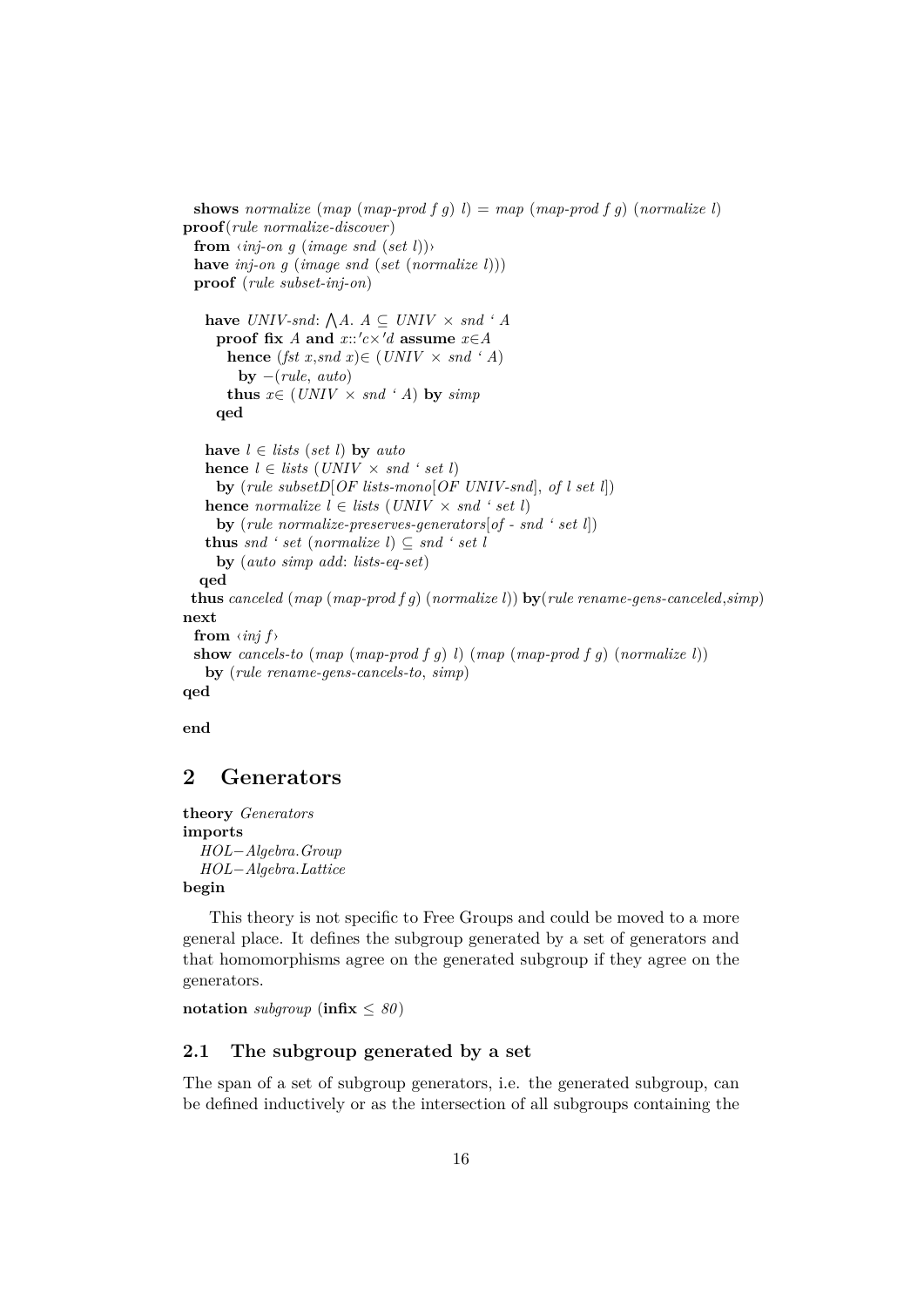```
  shows normalize (map (map-prod f g) l) = map (map-prod f g) (normalize l)
proof(rule normalize-discover)
  from ‹inj-on g (image snd (set l))›
  have inj-on g (image snd (set (normalize l)))
  proof (rule subset-inj-on)

    have UNIV-snd: ⋀A. A ⊆ UNIV × snd ‘ A
      proof fix A and x::'c×'d assume x∈A
        hence (fst x,snd x)∈ (UNIV × snd ‘ A)
          by −(rule, auto)
        thus x∈ (UNIV × snd ‘ A) by simp
      qed

    have l ∈ lists (set l) by auto
    hence l ∈ lists (UNIV × snd ‘ set l)
      by (rule subsetD[OF lists-mono[OF UNIV-snd], of l set l])
    hence normalize l ∈ lists (UNIV × snd ‘ set l)
      by (rule normalize-preserves-generators[of - snd ‘ set l])
    thus snd ‘ set (normalize l) ⊆ snd ‘ set l
      by (auto simp add: lists-eq-set)
   qed
  thus canceled (map (map-prod f g) (normalize l)) by(rule rename-gens-canceled,simp)
next
  from ‹inj f›
  show cancels-to (map (map-prod f g) l) (map (map-prod f g) (normalize l))
    by (rule rename-gens-cancels-to, simp)
qed

end
```

## 2 Generators

```
theory Generators
imports
  HOL−Algebra.Group
  HOL−Algebra.Lattice
begin
```

This theory is not specific to Free Groups and could be moved to a more general place. It defines the subgroup generated by a set of generators and that homomorphisms agree on the generated subgroup if they agree on the generators.

```
notation subgroup (infix ≤ 80)
```

### 2.1 The subgroup generated by a set

The span of a set of subgroup generators, i.e. the generated subgroup, can be defined inductively or as the intersection of all subgroups containing the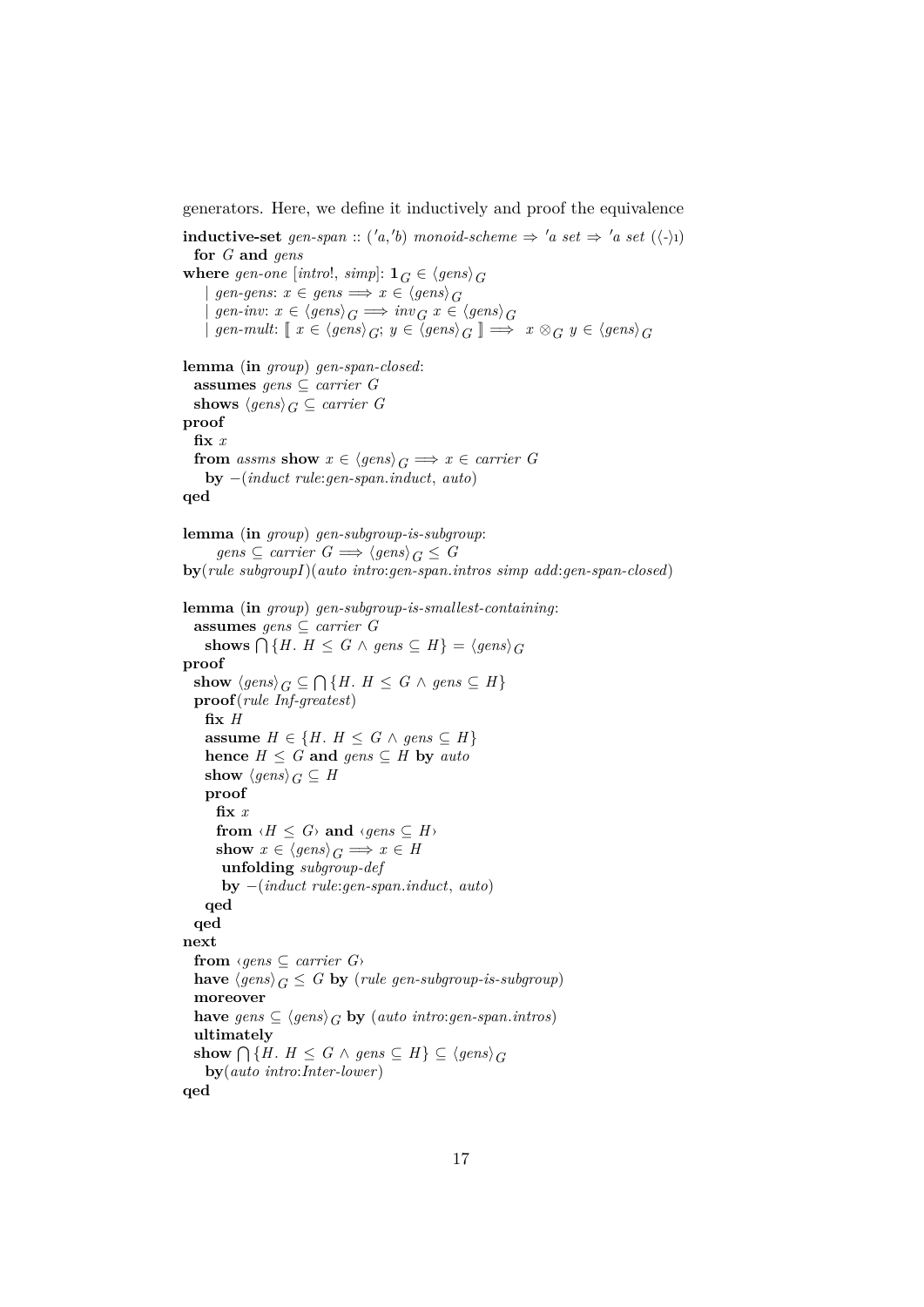generators. Here, we define it inductively and proof the equivalence

```
inductive-set gen-span :: ('a,'b) monoid-scheme ⇒ 'a set ⇒ 'a set (⟨-⟩ı)
  for G and gens
where gen-one [intro!, simp]: 1_G ∈ ⟨gens⟩_G
  | gen-gens: x ∈ gens ⟹ x ∈ ⟨gens⟩_G
  | gen-inv: x ∈ ⟨gens⟩_G ⟹ inv_G x ∈ ⟨gens⟩_G
  | gen-mult: ⟦ x ∈ ⟨gens⟩_G; y ∈ ⟨gens⟩_G ⟧ ⟹ x ⊗_G y ∈ ⟨gens⟩_G

lemma (in group) gen-span-closed:
  assumes gens ⊆ carrier G
  shows ⟨gens⟩_G ⊆ carrier G
proof
  fix x
  from assms show x ∈ ⟨gens⟩_G ⟹ x ∈ carrier G
    by −(induct rule:gen-span.induct, auto)
qed

lemma (in group) gen-subgroup-is-subgroup:
      gens ⊆ carrier G ⟹ ⟨gens⟩_G ≤ G
by(rule subgroupI)(auto intro:gen-span.intros simp add:gen-span-closed)

lemma (in group) gen-subgroup-is-smallest-containing:
  assumes gens ⊆ carrier G
    shows ⋂{H. H ≤ G ∧ gens ⊆ H} = ⟨gens⟩_G
proof
  show ⟨gens⟩_G ⊆ ⋂{H. H ≤ G ∧ gens ⊆ H}
  proof(rule Inf-greatest)
    fix H
    assume H ∈ {H. H ≤ G ∧ gens ⊆ H}
    hence H ≤ G and gens ⊆ H by auto
    show ⟨gens⟩_G ⊆ H
    proof
      fix x
      from ‹H ≤ G› and ‹gens ⊆ H›
      show x ∈ ⟨gens⟩_G ⟹ x ∈ H
       unfolding subgroup-def
       by −(induct rule:gen-span.induct, auto)
    qed
  qed
next
  from ‹gens ⊆ carrier G›
  have ⟨gens⟩_G ≤ G by (rule gen-subgroup-is-subgroup)
  moreover
  have gens ⊆ ⟨gens⟩_G by (auto intro:gen-span.intros)
  ultimately
  show ⋂{H. H ≤ G ∧ gens ⊆ H} ⊆ ⟨gens⟩_G
    by(auto intro:Inter-lower)
qed
```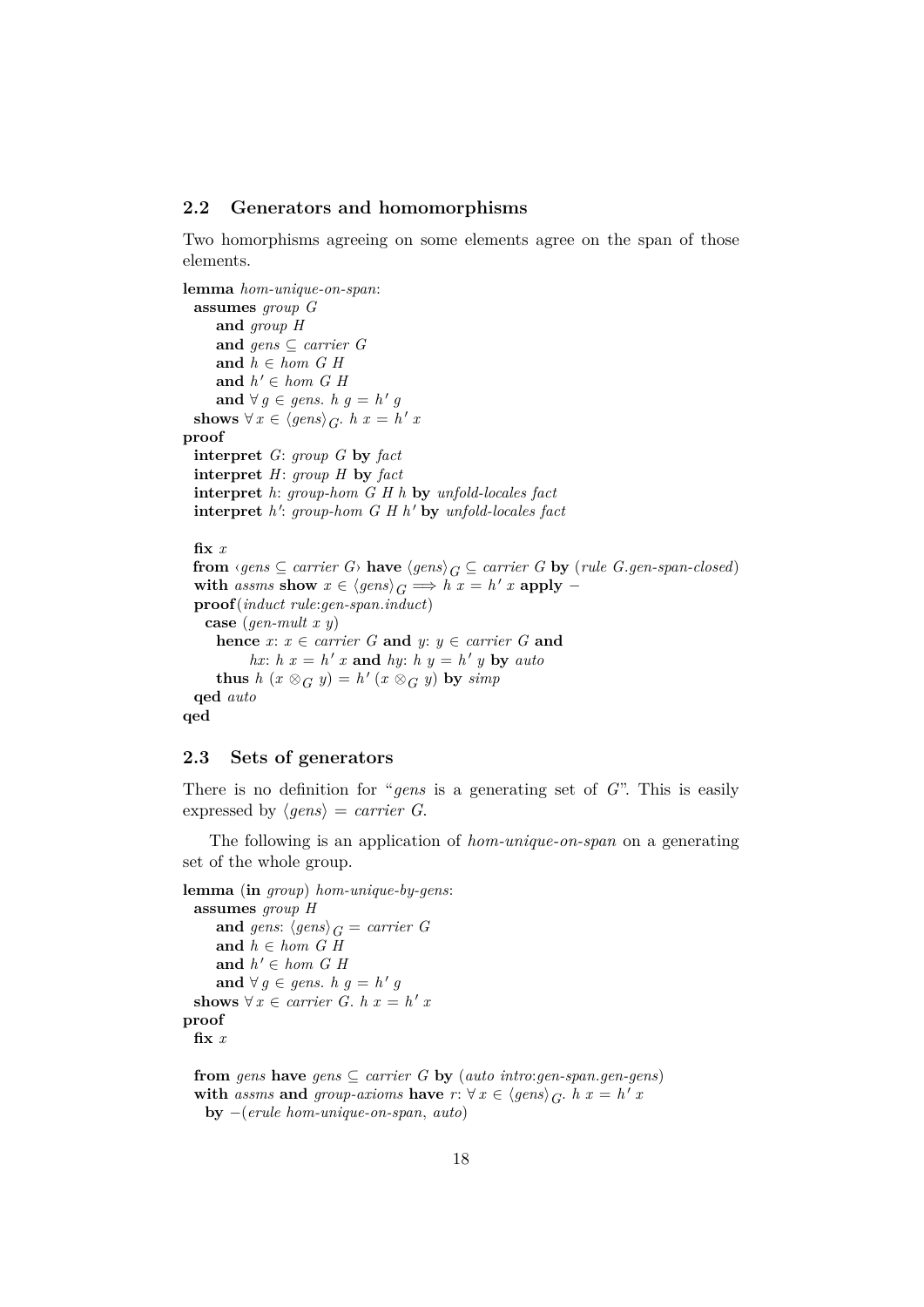## 2.2 Generators and homomorphisms

Two homorphisms agreeing on some elements agree on the span of those elements.

```
lemma hom-unique-on-span:
  assumes group G
      and group H
      and gens ⊆ carrier G
      and h ∈ hom G H
      and h' ∈ hom G H
      and ∀ g ∈ gens. h g = h' g
  shows ∀ x ∈ ⟨gens⟩_G. h x = h' x
proof
  interpret G: group G by fact
  interpret H: group H by fact
  interpret h: group-hom G H h by unfold-locales fact
  interpret h': group-hom G H h' by unfold-locales fact

  fix x
  from ‹gens ⊆ carrier G› have ⟨gens⟩_G ⊆ carrier G by (rule G.gen-span-closed)
  with assms show x ∈ ⟨gens⟩_G ⟹ h x = h' x apply −
  proof(induct rule:gen-span.induct)
    case (gen-mult x y)
      hence x: x ∈ carrier G and y: y ∈ carrier G and
            hx: h x = h' x and hy: h y = h' y by auto
      thus h (x ⊗_G y) = h' (x ⊗_G y) by simp
  qed auto
qed
```

## 2.3 Sets of generators

There is no definition for "*gens* is a generating set of *G*". This is easily expressed by ⟨*gens*⟩ = *carrier G*.

The following is an application of *hom-unique-on-span* on a generating set of the whole group.

```
lemma (in group) hom-unique-by-gens:
  assumes group H
      and gens: ⟨gens⟩_G = carrier G
      and h ∈ hom G H
      and h' ∈ hom G H
      and ∀ g ∈ gens. h g = h' g
  shows ∀ x ∈ carrier G. h x = h' x
proof
  fix x

  from gens have gens ⊆ carrier G by (auto intro:gen-span.gen-gens)
  with assms and group-axioms have r: ∀ x ∈ ⟨gens⟩_G. h x = h' x
    by −(erule hom-unique-on-span, auto)
```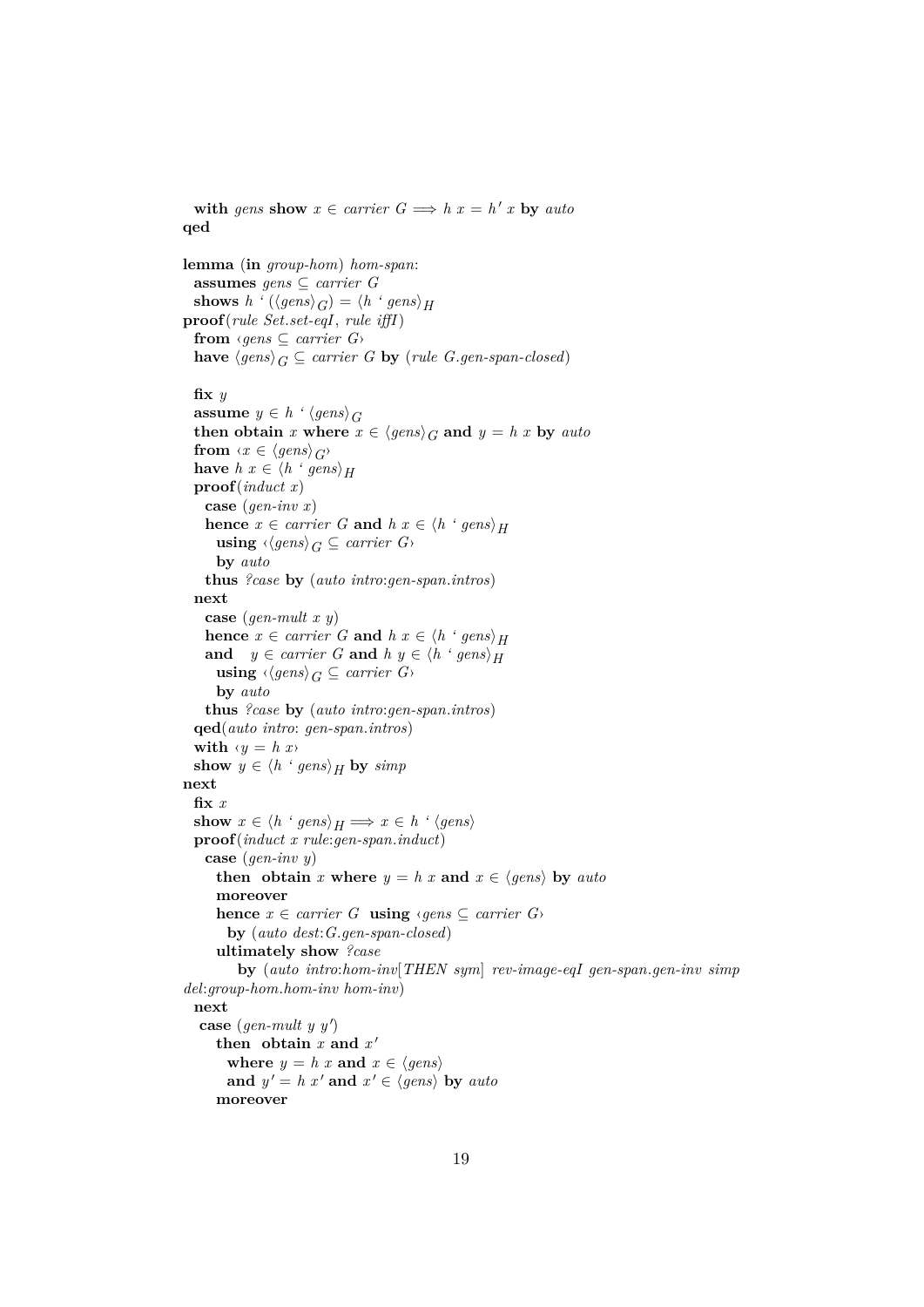```
  with gens show x ∈ carrier G ⟹ h x = h' x by auto
qed

lemma (in group-hom) hom-span:
  assumes gens ⊆ carrier G
  shows h ` (⟨gens⟩G) = ⟨h ` gens⟩H
proof(rule Set.set-eqI, rule iffI)
  from ‹gens ⊆ carrier G›
  have ⟨gens⟩G ⊆ carrier G by (rule G.gen-span-closed)

  fix y
  assume y ∈ h ` ⟨gens⟩G
  then obtain x where x ∈ ⟨gens⟩G and y = h x by auto
  from ‹x ∈ ⟨gens⟩G›
  have h x ∈ ⟨h ` gens⟩H
  proof(induct x)
    case (gen-inv x)
    hence x ∈ carrier G and h x ∈ ⟨h ` gens⟩H
      using ‹⟨gens⟩G ⊆ carrier G›
      by auto
    thus ?case by (auto intro:gen-span.intros)
  next
    case (gen-mult x y)
    hence x ∈ carrier G and h x ∈ ⟨h ` gens⟩H
    and   y ∈ carrier G and h y ∈ ⟨h ` gens⟩H
      using ‹⟨gens⟩G ⊆ carrier G›
      by auto
    thus ?case by (auto intro:gen-span.intros)
  qed(auto intro: gen-span.intros)
  with ‹y = h x›
  show y ∈ ⟨h ` gens⟩H by simp
next
  fix x
  show x ∈ ⟨h ` gens⟩H ⟹ x ∈ h ` ⟨gens⟩
  proof(induct x rule:gen-span.induct)
    case (gen-inv y)
      then  obtain x where y = h x and x ∈ ⟨gens⟩ by auto
      moreover
      hence x ∈ carrier G  using ‹gens ⊆ carrier G›
        by (auto dest:G.gen-span-closed)
      ultimately show ?case
          by (auto intro:hom-inv[THEN sym] rev-image-eqI gen-span.gen-inv simp
del:group-hom.hom-inv hom-inv)
  next
   case (gen-mult y y')
      then  obtain x and x'
        where y = h x and x ∈ ⟨gens⟩
        and y' = h x' and x' ∈ ⟨gens⟩ by auto
      moreover
```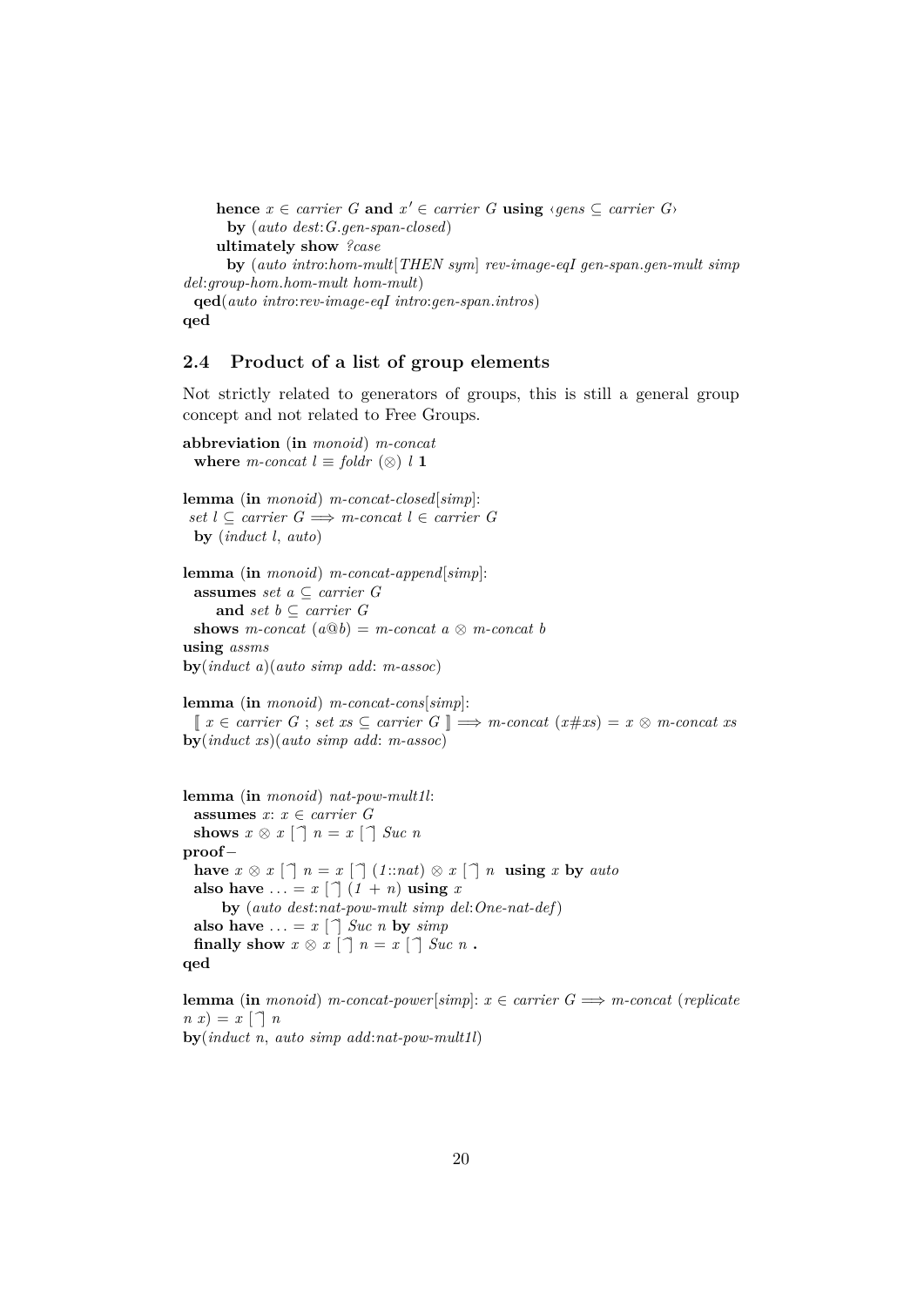```
    hence x ∈ carrier G and x' ∈ carrier G using ‹gens ⊆ carrier G›
      by (auto dest:G.gen-span-closed)
    ultimately show ?case
      by (auto intro:hom-mult[THEN sym] rev-image-eqI gen-span.gen-mult simp
del:group-hom.hom-mult hom-mult)
  qed(auto intro:rev-image-eqI intro:gen-span.intros)
qed
```

## 2.4 Product of a list of group elements

Not strictly related to generators of groups, this is still a general group concept and not related to Free Groups.

```
abbreviation (in monoid) m-concat
  where m-concat l ≡ foldr (⊗) l 1

lemma (in monoid) m-concat-closed[simp]:
 set l ⊆ carrier G ⟹ m-concat l ∈ carrier G
  by (induct l, auto)

lemma (in monoid) m-concat-append[simp]:
  assumes set a ⊆ carrier G
      and set b ⊆ carrier G
  shows m-concat (a@b) = m-concat a ⊗ m-concat b
using assms
by(induct a)(auto simp add: m-assoc)

lemma (in monoid) m-concat-cons[simp]:
  ⟦ x ∈ carrier G ; set xs ⊆ carrier G ⟧ ⟹ m-concat (x#xs) = x ⊗ m-concat xs
by(induct xs)(auto simp add: m-assoc)


lemma (in monoid) nat-pow-mult1l:
  assumes x: x ∈ carrier G
  shows x ⊗ x [^] n = x [^] Suc n
proof−
  have x ⊗ x [^] n = x [^] (1::nat) ⊗ x [^] n  using x by auto
  also have ... = x [^] (1 + n) using x
      by (auto dest:nat-pow-mult simp del:One-nat-def)
  also have ... = x [^] Suc n by simp
  finally show x ⊗ x [^] n = x [^] Suc n .
qed

lemma (in monoid) m-concat-power[simp]: x ∈ carrier G ⟹ m-concat (replicate
n x) = x [^] n
by(induct n, auto simp add:nat-pow-mult1l)
```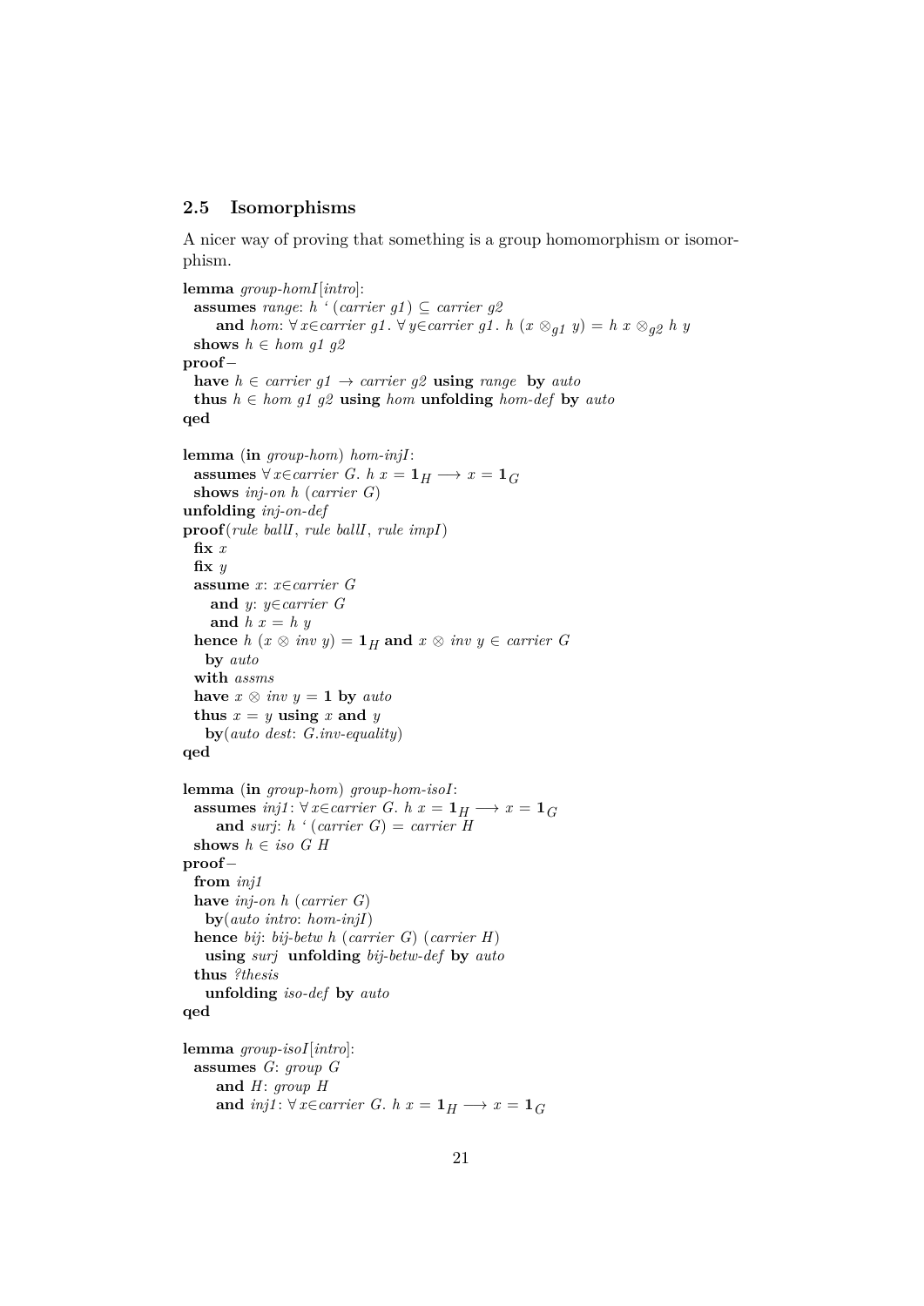## 2.5 Isomorphisms

A nicer way of proving that something is a group homomorphism or isomorphism.

```
lemma group-homI[intro]:
  assumes range: h ` (carrier g1) ⊆ carrier g2
      and hom: ∀ x∈carrier g1. ∀ y∈carrier g1. h (x ⊗g1 y) = h x ⊗g2 h y
  shows h ∈ hom g1 g2
proof−
  have h ∈ carrier g1 → carrier g2 using range by auto
  thus h ∈ hom g1 g2 using hom unfolding hom-def by auto
qed

lemma (in group-hom) hom-injI:
  assumes ∀ x∈carrier G. h x = 1H ⟶ x = 1G
  shows inj-on h (carrier G)
unfolding inj-on-def
proof(rule ballI, rule ballI, rule impI)
  fix x
  fix y
  assume x: x∈carrier G
    and y: y∈carrier G
    and h x = h y
  hence h (x ⊗ inv y) = 1H and x ⊗ inv y ∈ carrier G
    by auto
  with assms
  have x ⊗ inv y = 1 by auto
  thus x = y using x and y
    by(auto dest: G.inv-equality)
qed

lemma (in group-hom) group-hom-isoI:
  assumes inj1: ∀ x∈carrier G. h x = 1H ⟶ x = 1G
      and surj: h ` (carrier G) = carrier H
  shows h ∈ iso G H
proof−
  from inj1
  have inj-on h (carrier G)
    by(auto intro: hom-injI)
  hence bij: bij-betw h (carrier G) (carrier H)
    using surj unfolding bij-betw-def by auto
  thus ?thesis
    unfolding iso-def by auto
qed

lemma group-isoI[intro]:
  assumes G: group G
      and H: group H
      and inj1: ∀ x∈carrier G. h x = 1H ⟶ x = 1G
```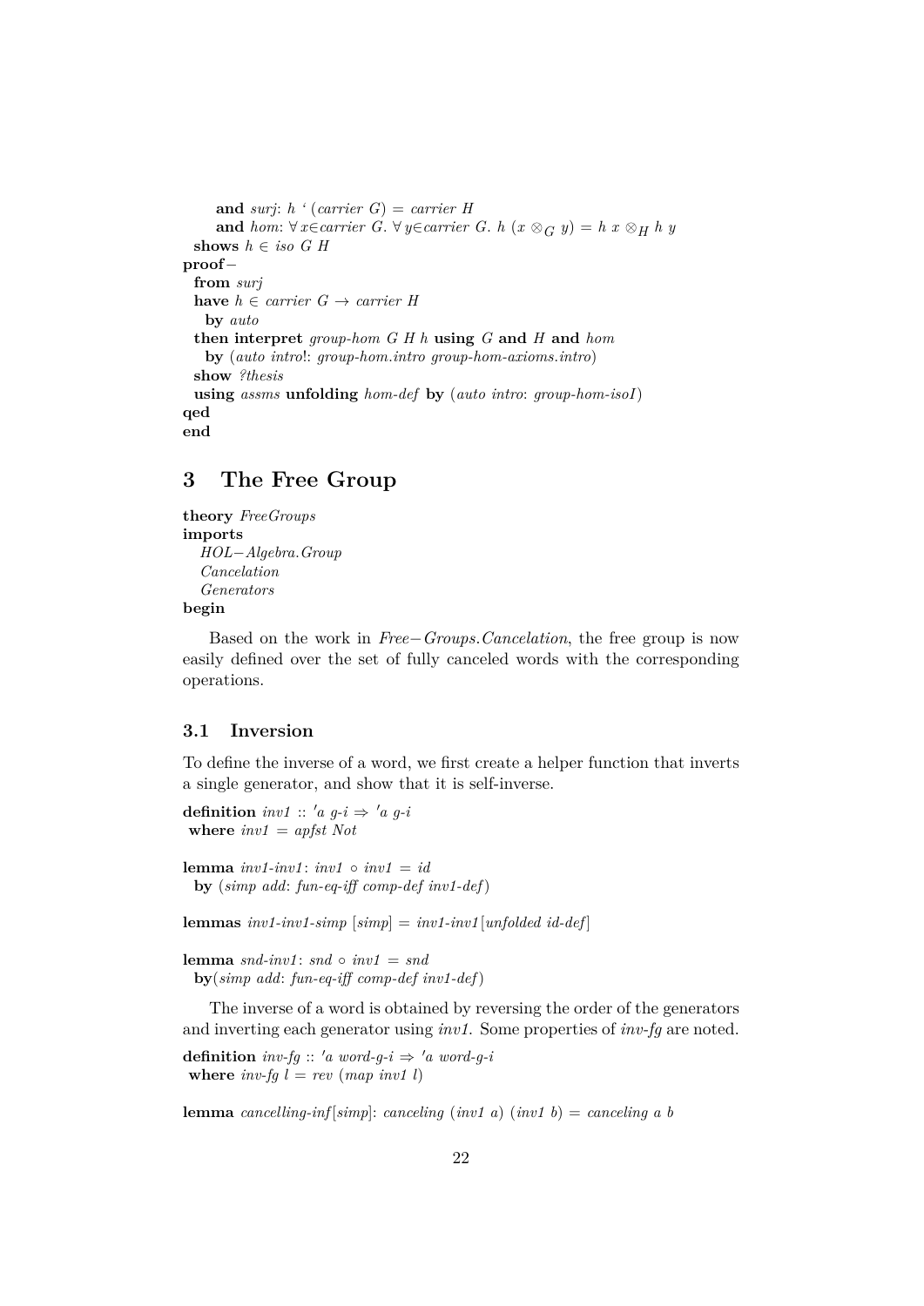```
    and surj: h ` (carrier G) = carrier H
    and hom: ∀x∈carrier G. ∀y∈carrier G. h (x ⊗_G y) = h x ⊗_H h y
  shows h ∈ iso G H
proof−
  from surj
  have h ∈ carrier G → carrier H
    by auto
  then interpret group-hom G H h using G and H and hom
    by (auto intro!: group-hom.intro group-hom-axioms.intro)
  show ?thesis
  using assms unfolding hom-def by (auto intro: group-hom-isoI)
qed
end
```

## 3 The Free Group

```
theory FreeGroups
imports
  HOL−Algebra.Group
  Cancelation
  Generators
begin
```

Based on the work in *Free−Groups.Cancelation*, the free group is now easily defined over the set of fully canceled words with the corresponding operations.

### 3.1 Inversion

To define the inverse of a word, we first create a helper function that inverts a single generator, and show that it is self-inverse.

```
definition inv1 :: 'a g-i ⇒ 'a g-i
 where inv1 = apfst Not

lemma inv1-inv1: inv1 ∘ inv1 = id
  by (simp add: fun-eq-iff comp-def inv1-def)

lemmas inv1-inv1-simp [simp] = inv1-inv1[unfolded id-def]

lemma snd-inv1: snd ∘ inv1 = snd
  by(simp add: fun-eq-iff comp-def inv1-def)
```

The inverse of a word is obtained by reversing the order of the generators and inverting each generator using *inv1*. Some properties of *inv-fg* are noted.

```
definition inv-fg :: 'a word-g-i ⇒ 'a word-g-i
 where inv-fg l = rev (map inv1 l)

lemma cancelling-inf[simp]: canceling (inv1 a) (inv1 b) = canceling a b
```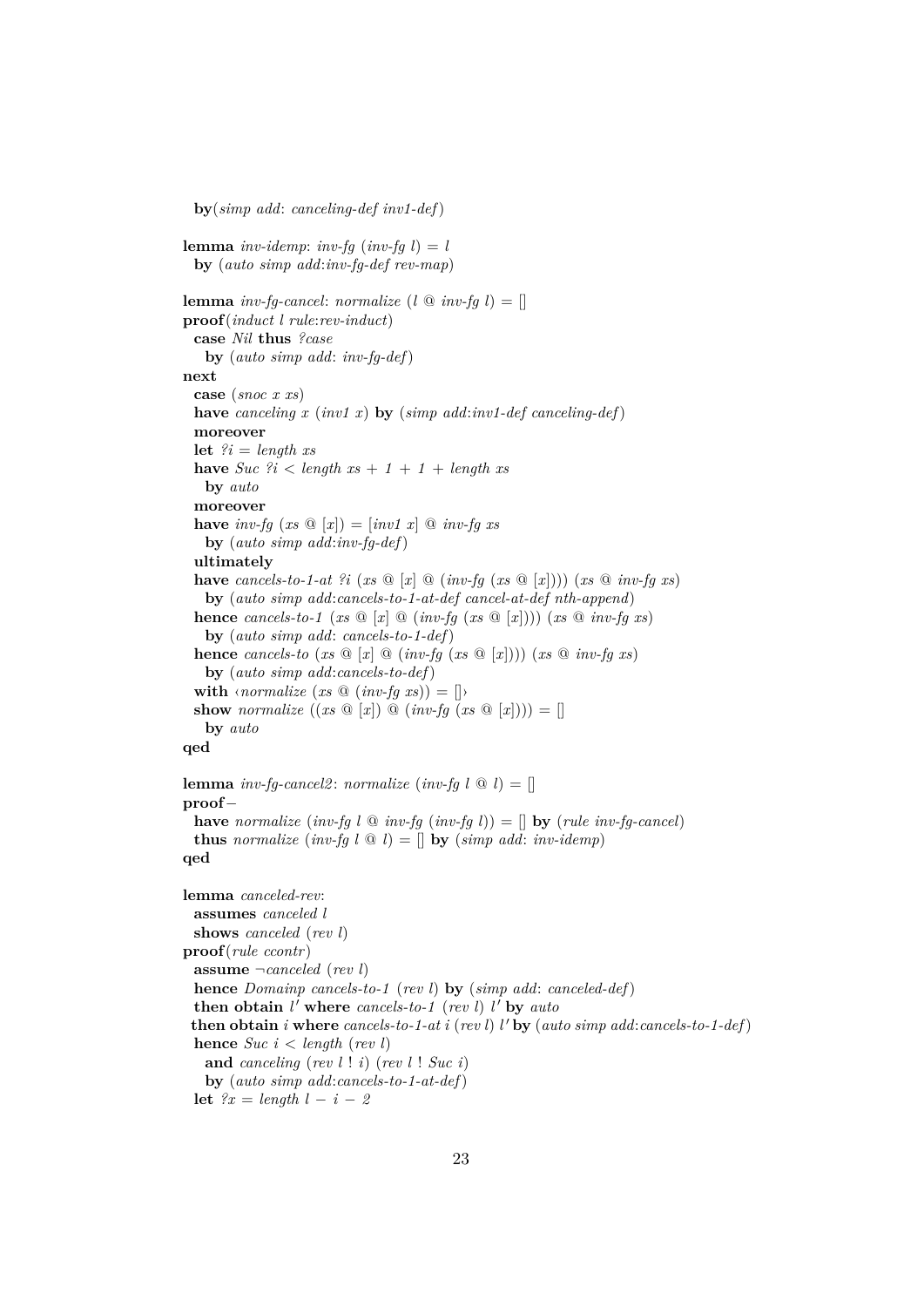```
  by(simp add: canceling-def inv1-def)

lemma inv-idemp: inv-fg (inv-fg l) = l
  by (auto simp add:inv-fg-def rev-map)

lemma inv-fg-cancel: normalize (l @ inv-fg l) = []
proof(induct l rule:rev-induct)
  case Nil thus ?case
    by (auto simp add: inv-fg-def)
next
  case (snoc x xs)
  have canceling x (inv1 x) by (simp add:inv1-def canceling-def)
  moreover
  let ?i = length xs
  have Suc ?i < length xs + 1 + 1 + length xs
    by auto
  moreover
  have inv-fg (xs @ [x]) = [inv1 x] @ inv-fg xs
    by (auto simp add:inv-fg-def)
  ultimately
  have cancels-to-1-at ?i (xs @ [x] @ (inv-fg (xs @ [x]))) (xs @ inv-fg xs)
    by (auto simp add:cancels-to-1-at-def cancel-at-def nth-append)
  hence cancels-to-1 (xs @ [x] @ (inv-fg (xs @ [x]))) (xs @ inv-fg xs)
    by (auto simp add: cancels-to-1-def)
  hence cancels-to (xs @ [x] @ (inv-fg (xs @ [x]))) (xs @ inv-fg xs)
    by (auto simp add:cancels-to-def)
  with ‹normalize (xs @ (inv-fg xs)) = []›
  show normalize ((xs @ [x]) @ (inv-fg (xs @ [x]))) = []
    by auto
qed

lemma inv-fg-cancel2: normalize (inv-fg l @ l) = []
proof−
  have normalize (inv-fg l @ inv-fg (inv-fg l)) = [] by (rule inv-fg-cancel)
  thus normalize (inv-fg l @ l) = [] by (simp add: inv-idemp)
qed

lemma canceled-rev:
  assumes canceled l
  shows canceled (rev l)
proof(rule ccontr)
  assume ¬canceled (rev l)
  hence Domainp cancels-to-1 (rev l) by (simp add: canceled-def)
  then obtain l' where cancels-to-1 (rev l) l' by auto
  then obtain i where cancels-to-1-at i (rev l) l' by (auto simp add:cancels-to-1-def)
  hence Suc i < length (rev l)
    and canceling (rev l ! i) (rev l ! Suc i)
    by (auto simp add:cancels-to-1-at-def)
  let ?x = length l − i − 2
```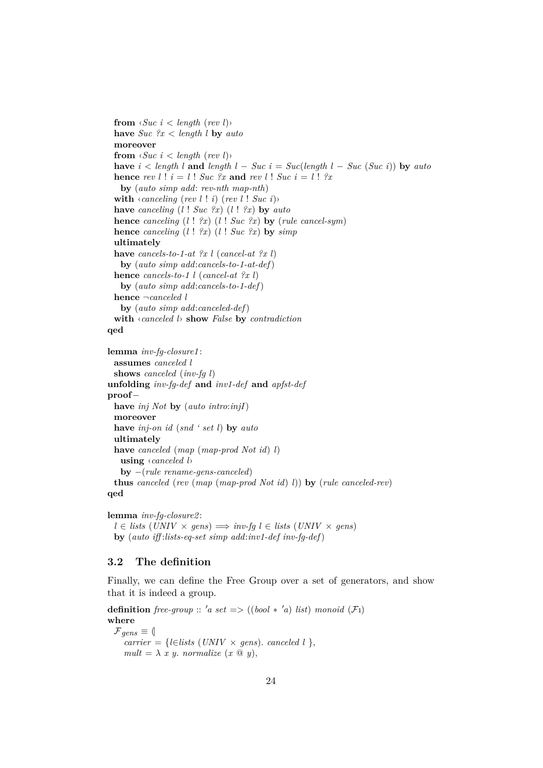```
  from ‹Suc i < length (rev l)›
  have Suc ?x < length l by auto
  moreover
  from ‹Suc i < length (rev l)›
  have i < length l and length l − Suc i = Suc(length l − Suc (Suc i)) by auto
  hence rev l ! i = l ! Suc ?x and rev l ! Suc i = l ! ?x
    by (auto simp add: rev-nth map-nth)
  with ‹canceling (rev l ! i) (rev l ! Suc i)›
  have canceling (l ! Suc ?x) (l ! ?x) by auto
  hence canceling (l ! ?x) (l ! Suc ?x) by (rule cancel-sym)
  hence canceling (l ! ?x) (l ! Suc ?x) by simp
  ultimately
  have cancels-to-1-at ?x l (cancel-at ?x l)
    by (auto simp add:cancels-to-1-at-def)
  hence cancels-to-1 l (cancel-at ?x l)
    by (auto simp add:cancels-to-1-def)
  hence ¬canceled l
    by (auto simp add:canceled-def)
  with ‹canceled l› show False by contradiction
qed

lemma inv-fg-closure1:
  assumes canceled l
  shows canceled (inv-fg l)
unfolding inv-fg-def and inv1-def and apfst-def
proof−
  have inj Not by (auto intro:injI)
  moreover
  have inj-on id (snd ‘ set l) by auto
  ultimately
  have canceled (map (map-prod Not id) l)
    using ‹canceled l›
    by −(rule rename-gens-canceled)
  thus canceled (rev (map (map-prod Not id) l)) by (rule canceled-rev)
qed

lemma inv-fg-closure2:
  l ∈ lists (UNIV × gens) ⟹ inv-fg l ∈ lists (UNIV × gens)
  by (auto iff:lists-eq-set simp add:inv1-def inv-fg-def)
```

## 3.2 The definition

Finally, we can define the Free Group over a set of generators, and show that it is indeed a group.

```
definition free-group :: 'a set => ((bool ∗ 'a) list) monoid (ℱı)
where
  ℱgens ≡ ⦇
    carrier = {l∈lists (UNIV × gens). canceled l },
    mult = λ x y. normalize (x @ y),
```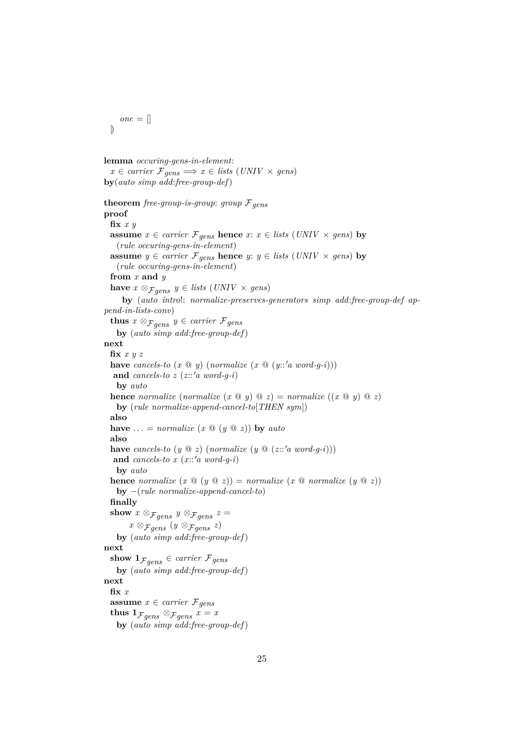```
    one = []
  ⦈

lemma occuring-gens-in-element:
  x ∈ carrier ℱ_gens ⟹ x ∈ lists (UNIV × gens)
by(auto simp add:free-group-def)

theorem free-group-is-group: group ℱ_gens
proof
  fix x y
  assume x ∈ carrier ℱ_gens hence x: x ∈ lists (UNIV × gens) by
    (rule occuring-gens-in-element)
  assume y ∈ carrier ℱ_gens hence y: y ∈ lists (UNIV × gens) by
    (rule occuring-gens-in-element)
  from x and y
  have x ⊗ℱ_gens y ∈ lists (UNIV × gens)
      by (auto intro!: normalize-preserves-generators simp add:free-group-def ap-
pend-in-lists-conv)
  thus x ⊗ℱ_gens y ∈ carrier ℱ_gens
    by (auto simp add:free-group-def)
next
  fix x y z
  have cancels-to (x @ y) (normalize (x @ (y::'a word-g-i)))
   and cancels-to z (z::'a word-g-i)
    by auto
  hence normalize (normalize (x @ y) @ z) = normalize ((x @ y) @ z)
    by (rule normalize-append-cancel-to[THEN sym])
  also
  have ... = normalize (x @ (y @ z)) by auto
  also
  have cancels-to (y @ z) (normalize (y @ (z::'a word-g-i)))
   and cancels-to x (x::'a word-g-i)
    by auto
  hence normalize (x @ (y @ z)) = normalize (x @ normalize (y @ z))
    by −(rule normalize-append-cancel-to)
  finally
  show x ⊗ℱ_gens y ⊗ℱ_gens z =
        x ⊗ℱ_gens (y ⊗ℱ_gens z)
    by (auto simp add:free-group-def)
next
  show 1ℱ_gens ∈ carrier ℱ_gens
    by (auto simp add:free-group-def)
next
  fix x
  assume x ∈ carrier ℱ_gens
  thus 1ℱ_gens ⊗ℱ_gens x = x
    by (auto simp add:free-group-def)
```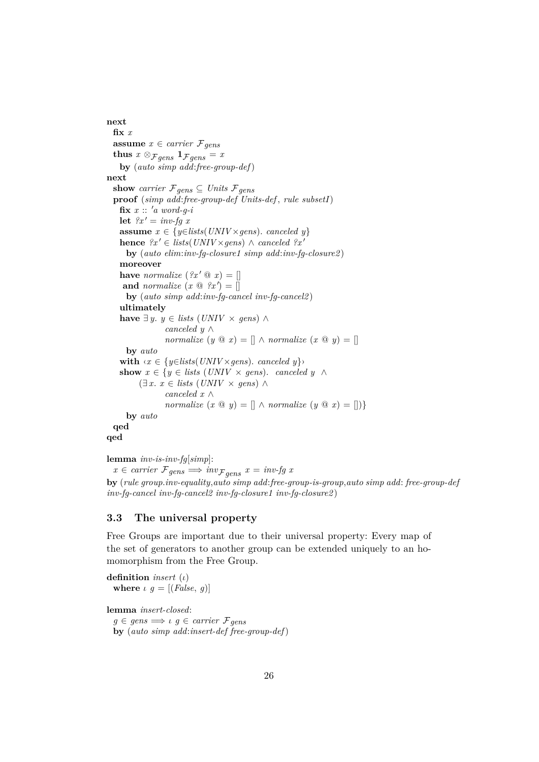```
next
  fix x
  assume x ∈ carrier F_gens
  thus x ⊗_F_gens 1_F_gens = x
    by (auto simp add:free-group-def)
next
  show carrier F_gens ⊆ Units F_gens
  proof (simp add:free-group-def Units-def, rule subsetI)
    fix x :: 'a word-g-i
    let ?x' = inv-fg x
    assume x ∈ {y∈lists(UNIV×gens). canceled y}
    hence ?x' ∈ lists(UNIV×gens) ∧ canceled ?x'
      by (auto elim:inv-fg-closure1 simp add:inv-fg-closure2)
    moreover
    have normalize (?x' @ x) = []
     and normalize (x @ ?x') = []
      by (auto simp add:inv-fg-cancel inv-fg-cancel2)
    ultimately
    have ∃ y. y ∈ lists (UNIV × gens) ∧
                  canceled y ∧
                  normalize (y @ x) = [] ∧ normalize (x @ y) = []
      by auto
    with ‹x ∈ {y∈lists(UNIV×gens). canceled y}›
    show x ∈ {y ∈ lists (UNIV × gens).  canceled y  ∧
          (∃ x. x ∈ lists (UNIV × gens) ∧
                  canceled x ∧
                  normalize (x @ y) = [] ∧ normalize (y @ x) = [])}
      by auto
  qed
qed
```

```
lemma inv-is-inv-fg[simp]:
  x ∈ carrier F_gens ⟹ inv_F_gens x = inv-fg x
by (rule group.inv-equality,auto simp add:free-group-is-group,auto simp add: free-group-def
inv-fg-cancel inv-fg-cancel2 inv-fg-closure1 inv-fg-closure2)
```

### 3.3 The universal property

Free Groups are important due to their universal property: Every map of the set of generators to another group can be extended uniquely to an homomorphism from the Free Group.

```
definition insert (ι)
  where ι g = [(False, g)]
```

```
lemma insert-closed:
  g ∈ gens ⟹ ι g ∈ carrier F_gens
  by (auto simp add:insert-def free-group-def)
```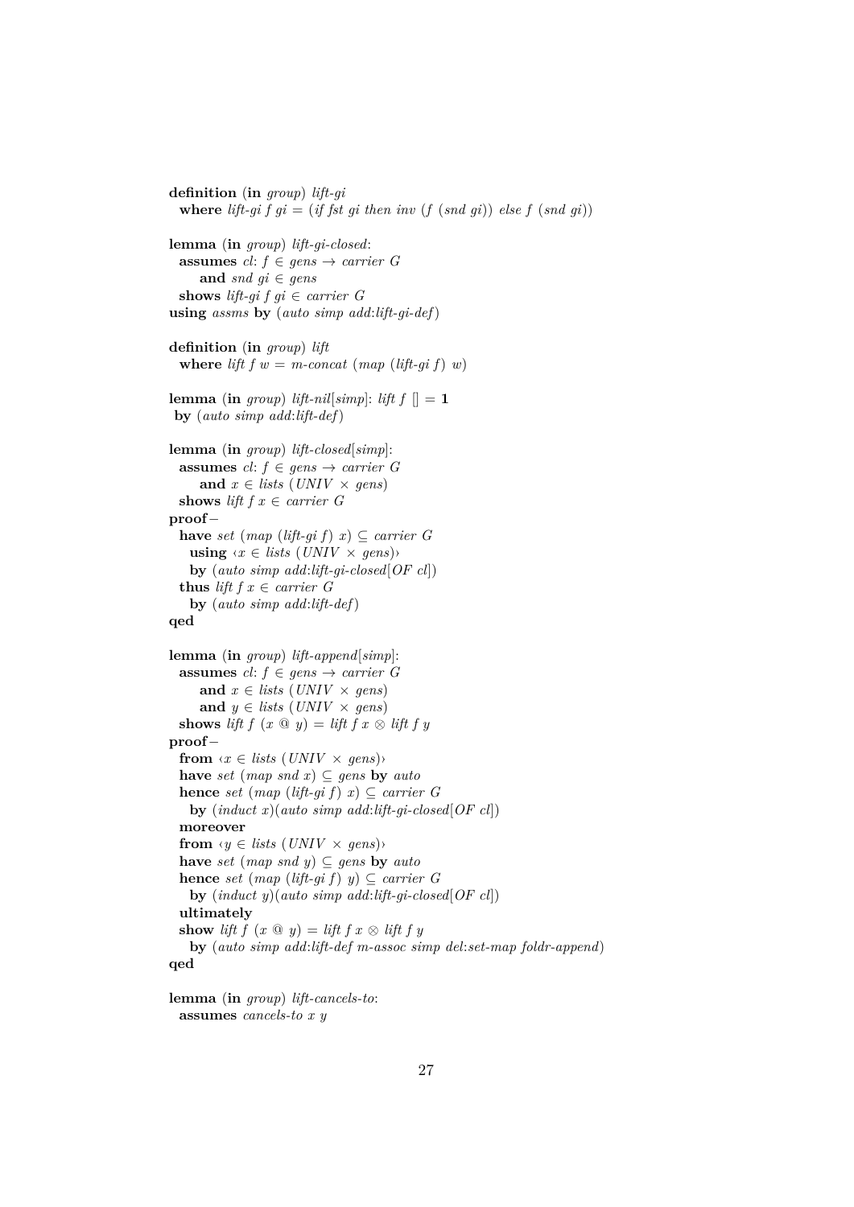```
definition (in group) lift-gi
  where lift-gi f gi = (if fst gi then inv (f (snd gi)) else f (snd gi))

lemma (in group) lift-gi-closed:
  assumes cl: f ∈ gens → carrier G
      and snd gi ∈ gens
  shows lift-gi f gi ∈ carrier G
using assms by (auto simp add:lift-gi-def)

definition (in group) lift
  where lift f w = m-concat (map (lift-gi f) w)

lemma (in group) lift-nil[simp]: lift f [] = 1
 by (auto simp add:lift-def)

lemma (in group) lift-closed[simp]:
  assumes cl: f ∈ gens → carrier G
      and x ∈ lists (UNIV × gens)
  shows lift f x ∈ carrier G
proof−
  have set (map (lift-gi f) x) ⊆ carrier G
    using ‹x ∈ lists (UNIV × gens)›
    by (auto simp add:lift-gi-closed[OF cl])
  thus lift f x ∈ carrier G
    by (auto simp add:lift-def)
qed

lemma (in group) lift-append[simp]:
  assumes cl: f ∈ gens → carrier G
      and x ∈ lists (UNIV × gens)
      and y ∈ lists (UNIV × gens)
  shows lift f (x @ y) = lift f x ⊗ lift f y
proof−
  from ‹x ∈ lists (UNIV × gens)›
  have set (map snd x) ⊆ gens by auto
  hence set (map (lift-gi f) x) ⊆ carrier G
    by (induct x)(auto simp add:lift-gi-closed[OF cl])
  moreover
  from ‹y ∈ lists (UNIV × gens)›
  have set (map snd y) ⊆ gens by auto
  hence set (map (lift-gi f) y) ⊆ carrier G
    by (induct y)(auto simp add:lift-gi-closed[OF cl])
  ultimately
  show lift f (x @ y) = lift f x ⊗ lift f y
    by (auto simp add:lift-def m-assoc simp del:set-map foldr-append)
qed

lemma (in group) lift-cancels-to:
  assumes cancels-to x y
```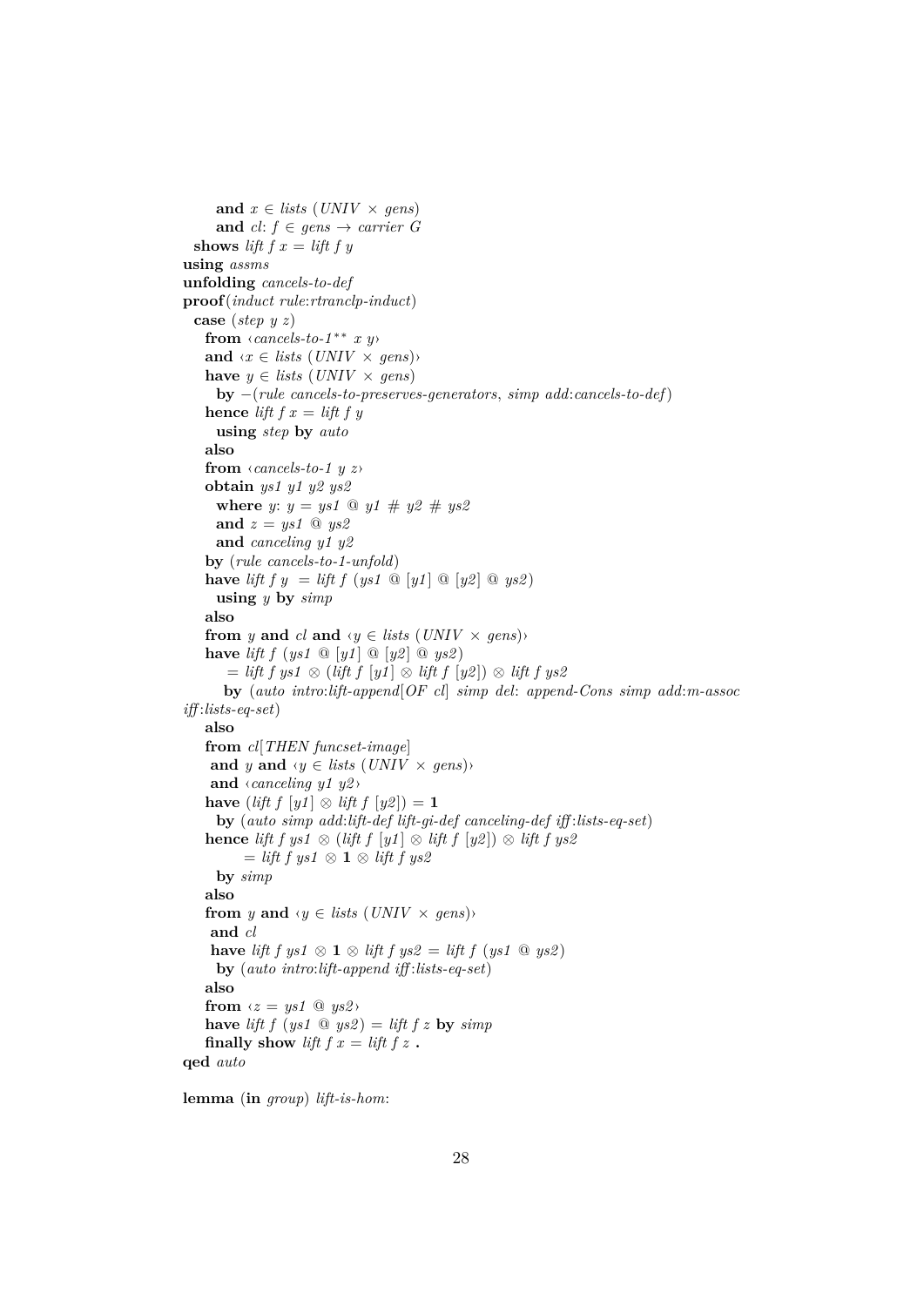```
      and x ∈ lists (UNIV × gens)
      and cl: f ∈ gens → carrier G
  shows lift f x = lift f y
using assms
unfolding cancels-to-def
proof(induct rule:rtranclp-induct)
  case (step y z)
    from ‹cancels-to-1** x y›
    and ‹x ∈ lists (UNIV × gens)›
    have y ∈ lists (UNIV × gens)
      by −(rule cancels-to-preserves-generators, simp add:cancels-to-def)
    hence lift f x = lift f y
      using step by auto
    also
    from ‹cancels-to-1 y z›
    obtain ys1 y1 y2 ys2
      where y: y = ys1 @ y1 # y2 # ys2
      and z = ys1 @ ys2
      and canceling y1 y2
    by (rule cancels-to-1-unfold)
    have lift f y  = lift f (ys1 @ [y1] @ [y2] @ ys2)
      using y by simp
    also
    from y and cl and ‹y ∈ lists (UNIV × gens)›
    have lift f (ys1 @ [y1] @ [y2] @ ys2)
        = lift f ys1 ⊗ (lift f [y1] ⊗ lift f [y2]) ⊗ lift f ys2
      by (auto intro:lift-append[OF cl] simp del: append-Cons simp add:m-assoc
iff:lists-eq-set)
    also
    from cl[THEN funcset-image]
     and y and ‹y ∈ lists (UNIV × gens)›
     and ‹canceling y1 y2›
    have (lift f [y1] ⊗ lift f [y2]) = 1
      by (auto simp add:lift-def lift-gi-def canceling-def iff:lists-eq-set)
    hence lift f ys1 ⊗ (lift f [y1] ⊗ lift f [y2]) ⊗ lift f ys2
          = lift f ys1 ⊗ 1 ⊗ lift f ys2
      by simp
    also
    from y and ‹y ∈ lists (UNIV × gens)›
     and cl
     have lift f ys1 ⊗ 1 ⊗ lift f ys2 = lift f (ys1 @ ys2)
      by (auto intro:lift-append iff:lists-eq-set)
    also
    from ‹z = ys1 @ ys2›
    have lift f (ys1 @ ys2) = lift f z by simp
    finally show lift f x = lift f z .
qed auto

lemma (in group) lift-is-hom:
```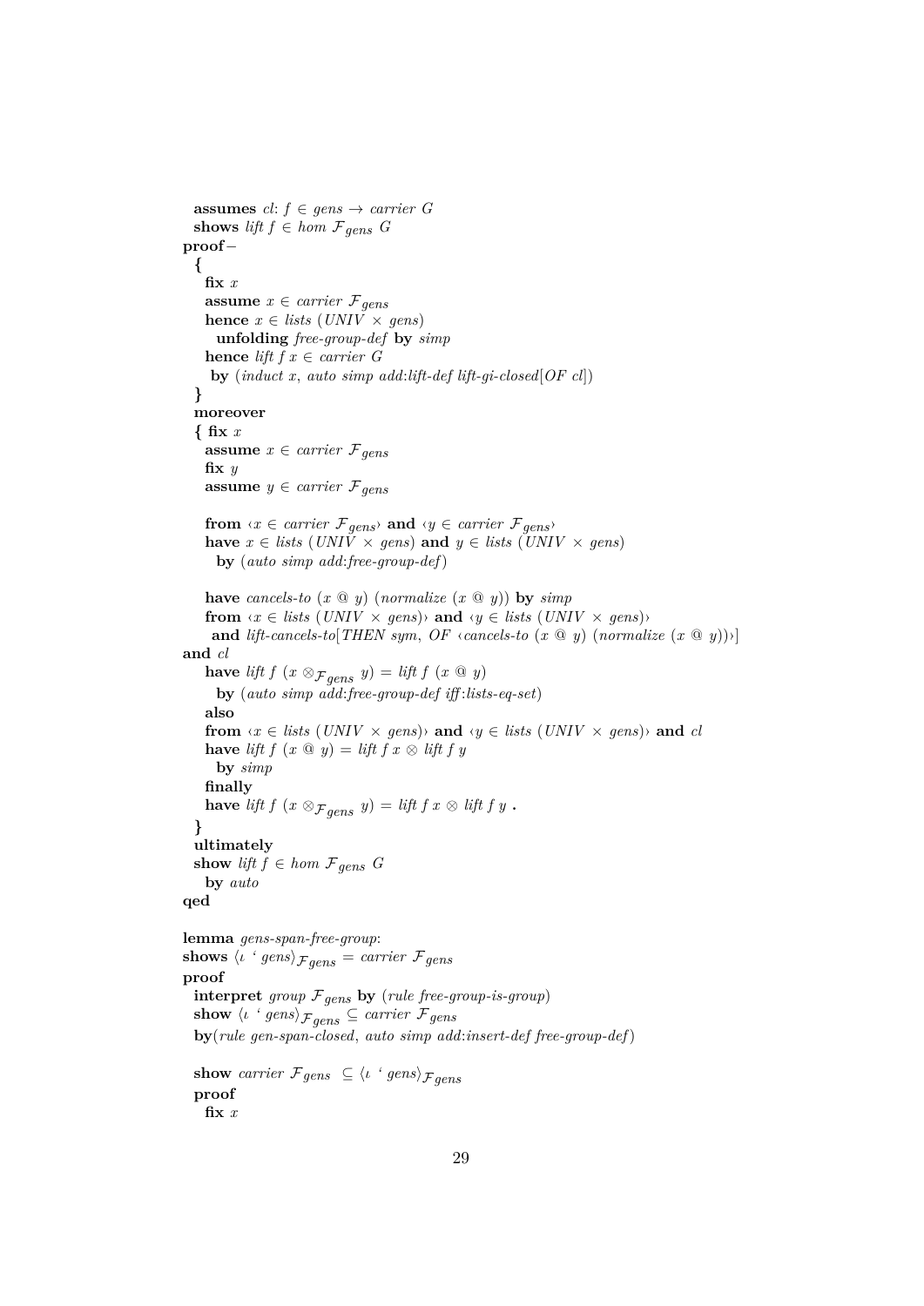```
  assumes cl: f ∈ gens → carrier G
  shows lift f ∈ hom F_gens G
proof-
  {
    fix x
    assume x ∈ carrier F_gens
    hence x ∈ lists (UNIV × gens)
      unfolding free-group-def by simp
    hence lift f x ∈ carrier G
     by (induct x, auto simp add:lift-def lift-gi-closed[OF cl])
  }
  moreover
  { fix x
    assume x ∈ carrier F_gens
    fix y
    assume y ∈ carrier F_gens

    from ‹x ∈ carrier F_gens› and ‹y ∈ carrier F_gens›
    have x ∈ lists (UNIV × gens) and y ∈ lists (UNIV × gens)
      by (auto simp add:free-group-def)

    have cancels-to (x @ y) (normalize (x @ y)) by simp
    from ‹x ∈ lists (UNIV × gens)› and ‹y ∈ lists (UNIV × gens)›
     and lift-cancels-to[THEN sym, OF ‹cancels-to (x @ y) (normalize (x @ y))›]
and cl
    have lift f (x ⊗_F_gens y) = lift f (x @ y)
      by (auto simp add:free-group-def iff:lists-eq-set)
    also
    from ‹x ∈ lists (UNIV × gens)› and ‹y ∈ lists (UNIV × gens)› and cl
    have lift f (x @ y) = lift f x ⊗ lift f y
      by simp
    finally
    have lift f (x ⊗_F_gens y) = lift f x ⊗ lift f y .
  }
  ultimately
  show lift f ∈ hom F_gens G
    by auto
qed

lemma gens-span-free-group:
shows ⟨ι ` gens⟩_F_gens = carrier F_gens
proof
  interpret group F_gens by (rule free-group-is-group)
  show ⟨ι ` gens⟩_F_gens ⊆ carrier F_gens
  by(rule gen-span-closed, auto simp add:insert-def free-group-def)

  show carrier F_gens  ⊆ ⟨ι ` gens⟩_F_gens
  proof
    fix x
```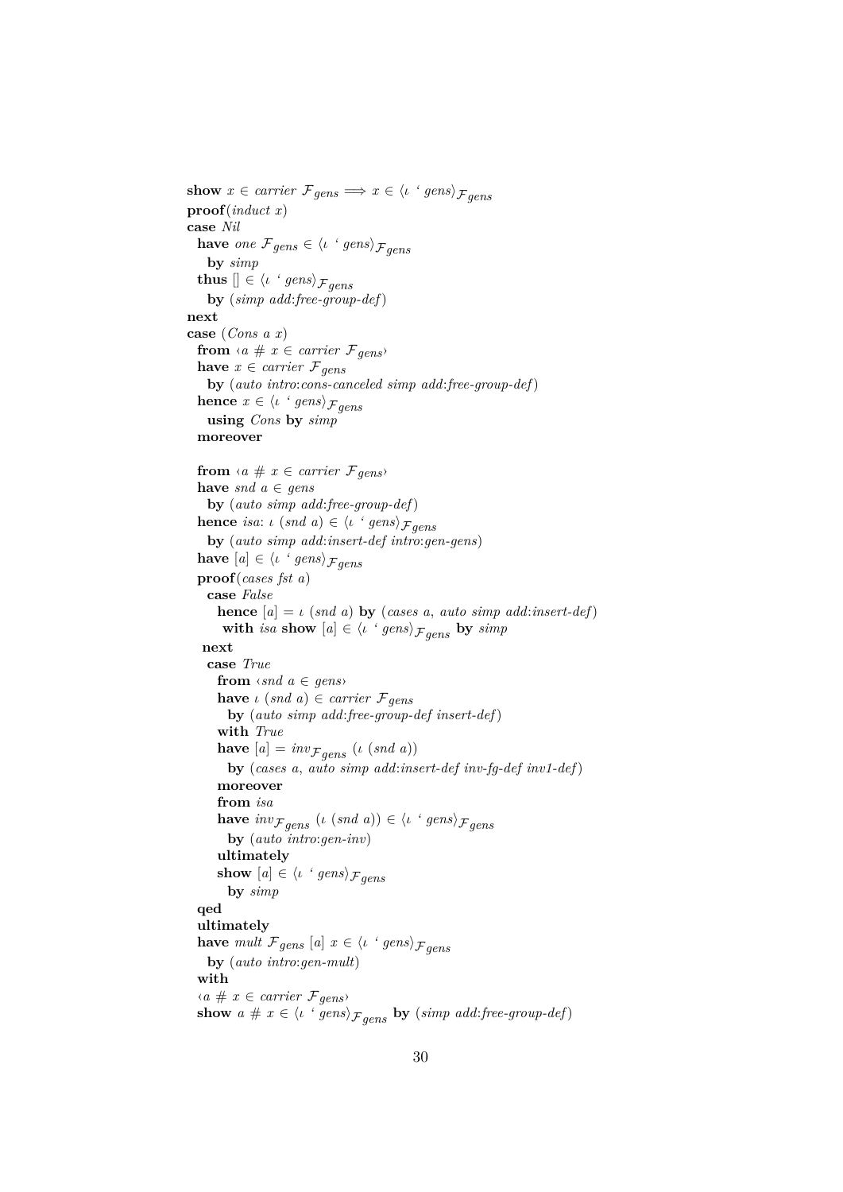```
show x ∈ carrier F_gens ⟹ x ∈ ⟨ι ` gens⟩_F_gens
proof(induct x)
case Nil
  have one F_gens ∈ ⟨ι ` gens⟩_F_gens
    by simp
  thus [] ∈ ⟨ι ` gens⟩_F_gens
    by (simp add:free-group-def)
next
case (Cons a x)
  from ‹a # x ∈ carrier F_gens›
  have x ∈ carrier F_gens
    by (auto intro:cons-canceled simp add:free-group-def)
  hence x ∈ ⟨ι ` gens⟩_F_gens
    using Cons by simp
  moreover

  from ‹a # x ∈ carrier F_gens›
  have snd a ∈ gens
    by (auto simp add:free-group-def)
  hence isa: ι (snd a) ∈ ⟨ι ` gens⟩_F_gens
    by (auto simp add:insert-def intro:gen-gens)
  have [a] ∈ ⟨ι ` gens⟩_F_gens
  proof(cases fst a)
    case False
      hence [a] = ι (snd a) by (cases a, auto simp add:insert-def)
       with isa show [a] ∈ ⟨ι ` gens⟩_F_gens by simp
   next
    case True
      from ‹snd a ∈ gens›
      have ι (snd a) ∈ carrier F_gens
        by (auto simp add:free-group-def insert-def)
      with True
      have [a] = inv_F_gens (ι (snd a))
        by (cases a, auto simp add:insert-def inv-fg-def inv1-def)
      moreover
      from isa
      have inv_F_gens (ι (snd a)) ∈ ⟨ι ` gens⟩_F_gens
        by (auto intro:gen-inv)
      ultimately
      show [a] ∈ ⟨ι ` gens⟩_F_gens
        by simp
  qed
  ultimately
  have mult F_gens [a] x ∈ ⟨ι ` gens⟩_F_gens
    by (auto intro:gen-mult)
  with
  ‹a # x ∈ carrier F_gens›
  show a # x ∈ ⟨ι ` gens⟩_F_gens by (simp add:free-group-def)
```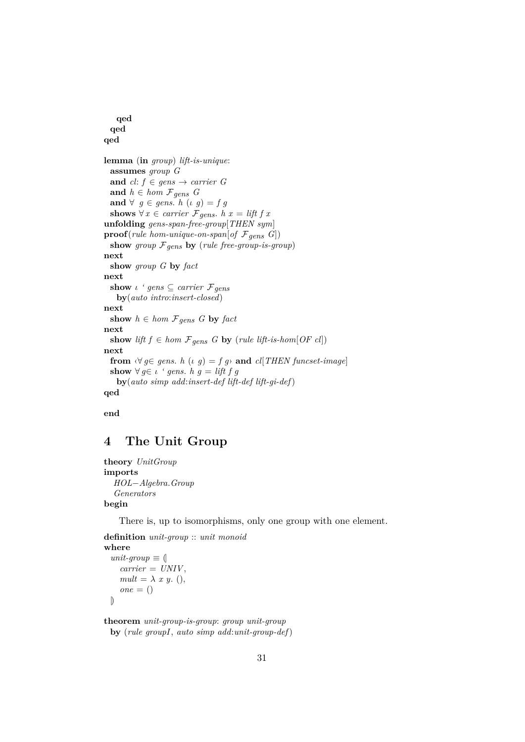```
    qed
  qed
qed

lemma (in group) lift-is-unique:
  assumes group G
  and cl: f ∈ gens → carrier G
  and h ∈ hom F_gens G
  and ∀ g ∈ gens. h (ι g) = f g
  shows ∀ x ∈ carrier F_gens. h x = lift f x
unfolding gens-span-free-group[THEN sym]
proof(rule hom-unique-on-span[of F_gens G])
  show group F_gens by (rule free-group-is-group)
next
  show group G by fact
next
  show ι ‘ gens ⊆ carrier F_gens
    by(auto intro:insert-closed)
next
  show h ∈ hom F_gens G by fact
next
  show lift f ∈ hom F_gens G by (rule lift-is-hom[OF cl])
next
  from ‹∀ g∈ gens. h (ι g) = f g› and cl[THEN funcset-image]
  show ∀ g∈ ι ‘ gens. h g = lift f g
    by(auto simp add:insert-def lift-def lift-gi-def)
qed

end
```

# 4 The Unit Group

```
theory UnitGroup
imports
  HOL−Algebra.Group
  Generators
begin
```

There is, up to isomorphisms, only one group with one element.

```
definition unit-group :: unit monoid
where
  unit-group ≡ (|
    carrier = UNIV,
    mult = λ x y. (),
    one = ()
  |)

theorem unit-group-is-group: group unit-group
  by (rule groupI, auto simp add:unit-group-def)
```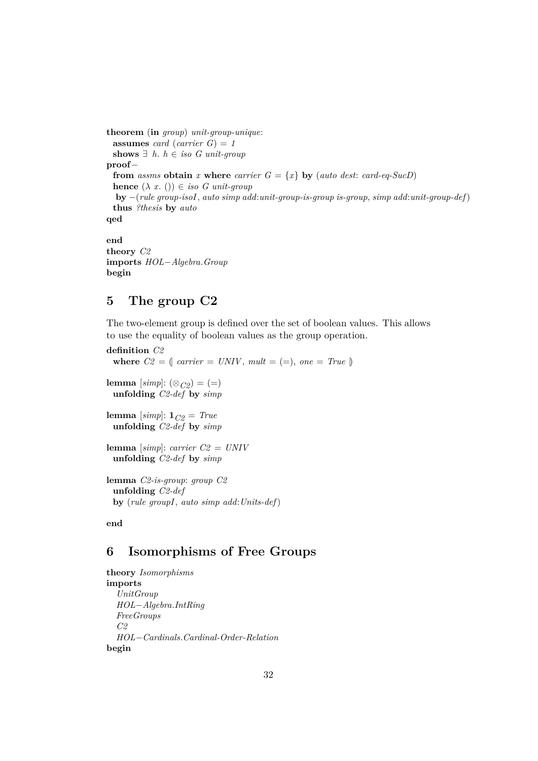```
theorem (in group) unit-group-unique:
  assumes card (carrier G) = 1
  shows ∃ h. h ∈ iso G unit-group
proof−
  from assms obtain x where carrier G = {x} by (auto dest: card-eq-SucD)
  hence (λ x. ()) ∈ iso G unit-group
   by −(rule group-isoI, auto simp add:unit-group-is-group is-group, simp add:unit-group-def)
  thus ?thesis by auto
qed

end
theory C2
imports HOL−Algebra.Group
begin
```

# 5 The group C2

The two-element group is defined over the set of boolean values. This allows to use the equality of boolean values as the group operation.

```
definition C2
  where C2 = (| carrier = UNIV, mult = (=), one = True |)

lemma [simp]: (⊗C2) = (=)
  unfolding C2-def by simp

lemma [simp]: 1C2 = True
  unfolding C2-def by simp

lemma [simp]: carrier C2 = UNIV
  unfolding C2-def by simp

lemma C2-is-group: group C2
  unfolding C2-def
  by (rule groupI, auto simp add:Units-def)

end
```

# 6 Isomorphisms of Free Groups

```
theory Isomorphisms
imports
  UnitGroup
  HOL−Algebra.IntRing
  FreeGroups
  C2
  HOL−Cardinals.Cardinal-Order-Relation
begin
```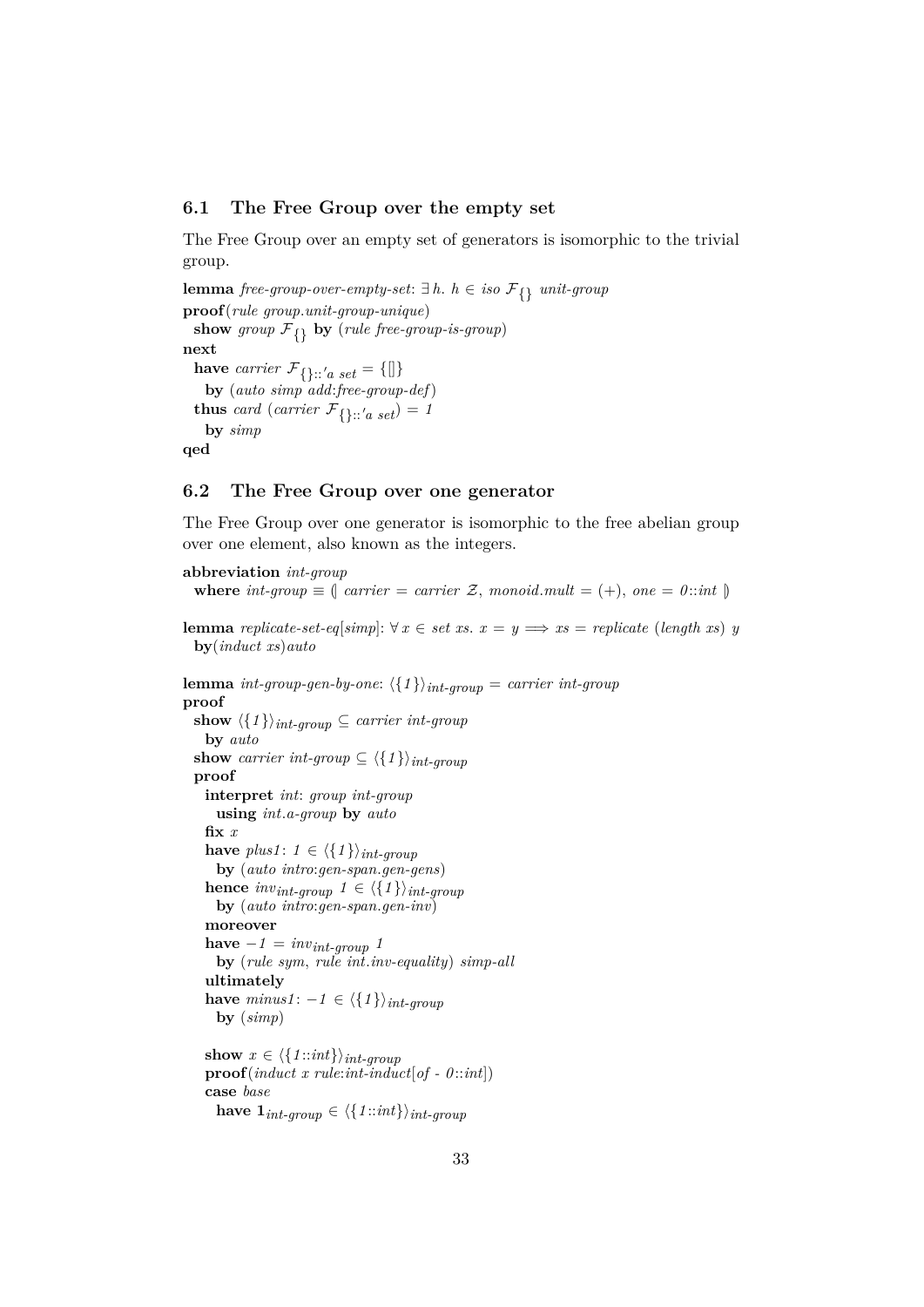### 6.1 The Free Group over the empty set

The Free Group over an empty set of generators is isomorphic to the trivial group.

**lemma** *free-group-over-empty-set*: $\exists h.\ h \in iso\ \mathcal{F}_{\{\}}\ unit\text{-}group$
**proof**(*rule group.unit-group-unique*)
  **show** *group* $\mathcal{F}_{\{\}}$ **by** (*rule free-group-is-group*)
**next**
  **have** *carrier* $\mathcal{F}_{\{\}::'a\ set} = \{[]\}$
    **by** (*auto simp add:free-group-def*)
  **thus** *card* (*carrier* $\mathcal{F}_{\{\}::'a\ set}$) = *1*
    **by** *simp*
**qed**

### 6.2 The Free Group over one generator

The Free Group over one generator is isomorphic to the free abelian group over one element, also known as the integers.

**abbreviation** *int-group*
  **where** *int-group* $\equiv$ (| *carrier* = *carrier* $\mathcal{Z}$, *monoid.mult* = (+), *one* = *0::int* |)

**lemma** *replicate-set-eq*[*simp*]: $\forall x \in set\ xs.\ x = y \Longrightarrow xs = replicate\ (length\ xs)\ y$
  **by**(*induct xs*)*auto*

**lemma** *int-group-gen-by-one*: $\langle\{1\}\rangle_{int\text{-}group}$ = *carrier int-group*
**proof**
  **show** $\langle\{1\}\rangle_{int\text{-}group} \subseteq$ *carrier int-group*
    **by** *auto*
  **show** *carrier int-group* $\subseteq \langle\{1\}\rangle_{int\text{-}group}$
  **proof**
    **interpret** *int*: *group int-group*
      **using** *int.a-group* **by** *auto*
    **fix** *x*
    **have** *plus1*: $1 \in \langle\{1\}\rangle_{int\text{-}group}$
      **by** (*auto intro*:*gen-span.gen-gens*)
    **hence** $inv_{int\text{-}group}\ 1 \in \langle\{1\}\rangle_{int\text{-}group}$
      **by** (*auto intro*:*gen-span.gen-inv*)
    **moreover**
    **have** $-1 = inv_{int\text{-}group}\ 1$
      **by** (*rule sym*, *rule int.inv-equality*) *simp-all*
    **ultimately**
    **have** *minus1*: $-1 \in \langle\{1\}\rangle_{int\text{-}group}$
      **by** (*simp*)

    **show** $x \in \langle\{1::int\}\rangle_{int\text{-}group}$
    **proof**(*induct x rule*:*int-induct*[*of - 0::int*])
    **case** *base*
      **have** $\mathbf{1}_{int\text{-}group} \in \langle\{1::int\}\rangle_{int\text{-}group}$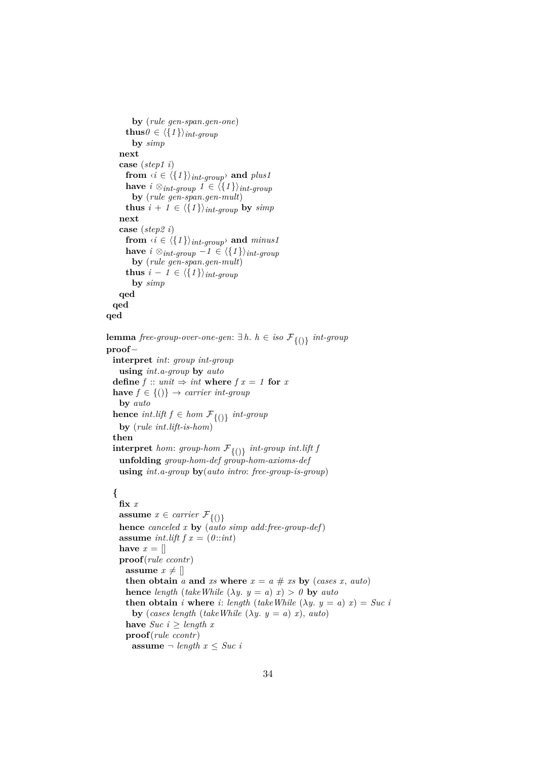```
        by (rule gen-span.gen-one)
      thus0 ∈ ⟨{1}⟩int-group
        by simp
    next
    case (step1 i)
      from ‹i ∈ ⟨{1}⟩int-group› and plus1
      have i ⊗int-group 1 ∈ ⟨{1}⟩int-group
        by (rule gen-span.gen-mult)
      thus i + 1 ∈ ⟨{1}⟩int-group by simp
    next
    case (step2 i)
      from ‹i ∈ ⟨{1}⟩int-group› and minus1
      have i ⊗int-group −1 ∈ ⟨{1}⟩int-group
        by (rule gen-span.gen-mult)
      thus i − 1 ∈ ⟨{1}⟩int-group
        by simp
    qed
  qed
qed

lemma free-group-over-one-gen: ∃ h. h ∈ iso F{()} int-group
proof−
  interpret int: group int-group
    using int.a-group by auto
  define f :: unit ⇒ int where f x = 1 for x
  have f ∈ {()} → carrier int-group
    by auto
  hence int.lift f ∈ hom F{()} int-group
    by (rule int.lift-is-hom)
  then
  interpret hom: group-hom F{()} int-group int.lift f
    unfolding group-hom-def group-hom-axioms-def
    using int.a-group by(auto intro: free-group-is-group)

  {
    fix x
    assume x ∈ carrier F{()}
    hence canceled x by (auto simp add:free-group-def)
    assume int.lift f x = (0::int)
    have x = []
    proof(rule ccontr)
      assume x ≠ []
      then obtain a and xs where x = a # xs by (cases x, auto)
      hence length (takeWhile (λy. y = a) x) > 0 by auto
      then obtain i where i: length (takeWhile (λy. y = a) x) = Suc i
        by (cases length (takeWhile (λy. y = a) x), auto)
      have Suc i ≥ length x
      proof(rule ccontr)
        assume ¬ length x ≤ Suc i
```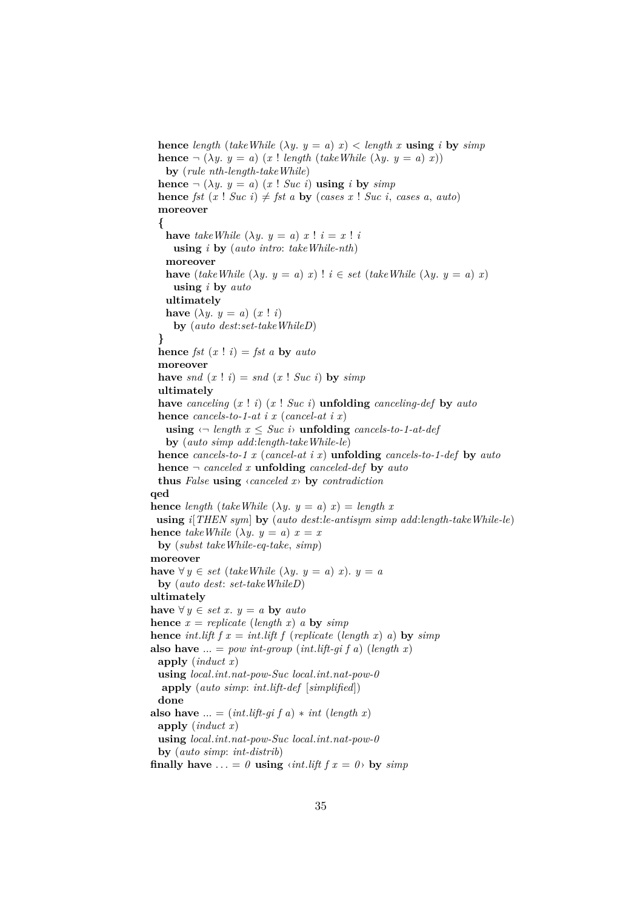```
  hence length (takeWhile (λy. y = a) x) < length x using i by simp
  hence ¬ (λy. y = a) (x ! length (takeWhile (λy. y = a) x))
    by (rule nth-length-takeWhile)
  hence ¬ (λy. y = a) (x ! Suc i) using i by simp
  hence fst (x ! Suc i) ≠ fst a by (cases x ! Suc i, cases a, auto)
  moreover
  {
    have takeWhile (λy. y = a) x ! i = x ! i
      using i by (auto intro: takeWhile-nth)
    moreover
    have (takeWhile (λy. y = a) x) ! i ∈ set (takeWhile (λy. y = a) x)
      using i by auto
    ultimately
    have (λy. y = a) (x ! i)
      by (auto dest:set-takeWhileD)
  }
  hence fst (x ! i) = fst a by auto
  moreover
  have snd (x ! i) = snd (x ! Suc i) by simp
  ultimately
  have canceling (x ! i) (x ! Suc i) unfolding canceling-def by auto
  hence cancels-to-1-at i x (cancel-at i x)
    using ‹¬ length x ≤ Suc i› unfolding cancels-to-1-at-def
    by (auto simp add:length-takeWhile-le)
  hence cancels-to-1 x (cancel-at i x) unfolding cancels-to-1-def by auto
  hence ¬ canceled x unfolding canceled-def by auto
  thus False using ‹canceled x› by contradiction
qed
hence length (takeWhile (λy. y = a) x) = length x
 using i[THEN sym] by (auto dest:le-antisym simp add:length-takeWhile-le)
hence takeWhile (λy. y = a) x = x
  by (subst takeWhile-eq-take, simp)
moreover
have ∀ y ∈ set (takeWhile (λy. y = a) x). y = a
  by (auto dest: set-takeWhileD)
ultimately
have ∀ y ∈ set x. y = a by auto
hence x = replicate (length x) a by simp
hence int.lift f x = int.lift f (replicate (length x) a) by simp
also have ... = pow int-group (int.lift-gi f a) (length x)
  apply (induct x)
  using local.int.nat-pow-Suc local.int.nat-pow-0
   apply (auto simp: int.lift-def [simplified])
  done
also have ... = (int.lift-gi f a) * int (length x)
  apply (induct x)
  using local.int.nat-pow-Suc local.int.nat-pow-0
  by (auto simp: int-distrib)
finally have ... = 0 using ‹int.lift f x = 0› by simp
```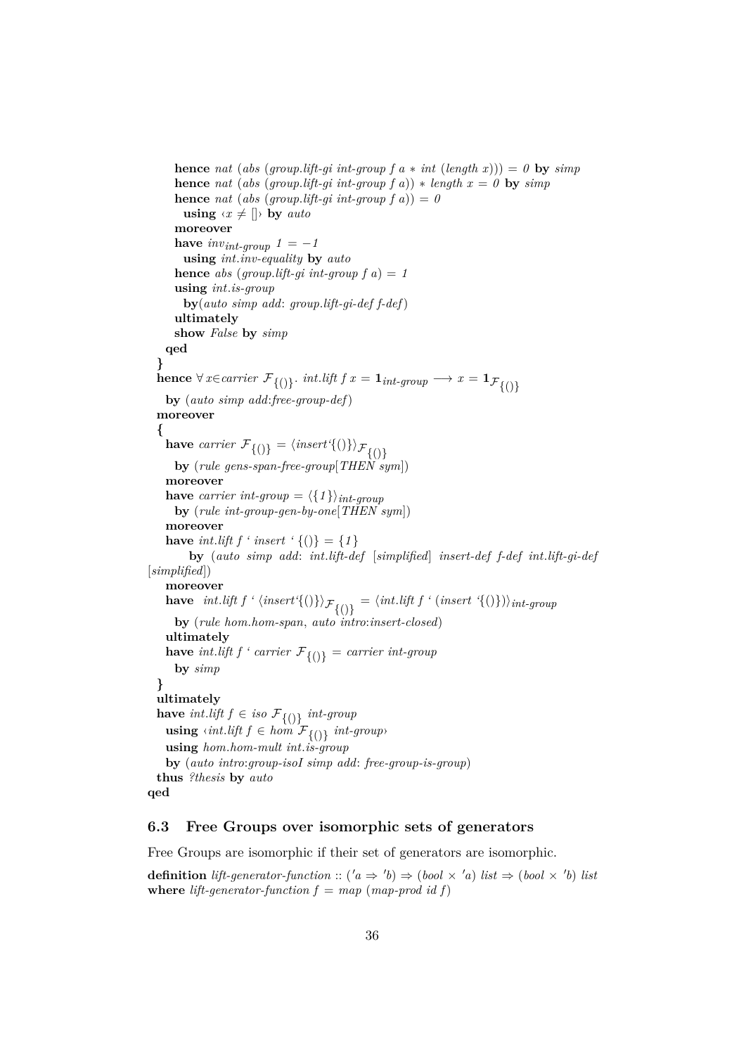```
      hence nat (abs (group.lift-gi int-group f a ∗ int (length x))) = 0 by simp
      hence nat (abs (group.lift-gi int-group f a)) ∗ length x = 0 by simp
      hence nat (abs (group.lift-gi int-group f a)) = 0
        using ‹x ≠ []› by auto
      moreover
      have inv_int-group 1 = −1
        using int.inv-equality by auto
      hence abs (group.lift-gi int-group f a) = 1
      using int.is-group
        by(auto simp add: group.lift-gi-def f-def)
      ultimately
      show False by simp
    qed
  }
  hence ∀ x∈carrier F_{()}. int.lift f x = 1_int-group ⟶ x = 1_F_{()}
    by (auto simp add:free-group-def)
  moreover
  {
    have carrier F_{()} = ⟨insert‘{()}⟩_F_{()}
      by (rule gens-span-free-group[THEN sym])
    moreover
    have carrier int-group = ⟨{1}⟩_int-group
      by (rule int-group-gen-by-one[THEN sym])
    moreover
    have int.lift f ‘ insert ‘ {()} = {1}
        by (auto simp add: int.lift-def [simplified] insert-def f-def int.lift-gi-def
[simplified])
    moreover
    have  int.lift f ‘ ⟨insert‘{()}⟩_F_{()} = ⟨int.lift f ‘ (insert ‘{()})⟩_int-group
      by (rule hom.hom-span, auto intro:insert-closed)
    ultimately
    have int.lift f ‘ carrier F_{()} = carrier int-group
      by simp
  }
  ultimately
  have int.lift f ∈ iso F_{()} int-group
    using ‹int.lift f ∈ hom F_{()} int-group›
    using hom.hom-mult int.is-group
    by (auto intro:group-isoI simp add: free-group-is-group)
  thus ?thesis by auto
qed
```

### 6.3 Free Groups over isomorphic sets of generators

Free Groups are isomorphic if their set of generators are isomorphic.

```
definition lift-generator-function :: ('a ⇒ 'b) ⇒ (bool × 'a) list ⇒ (bool × 'b) list
where lift-generator-function f = map (map-prod id f)
```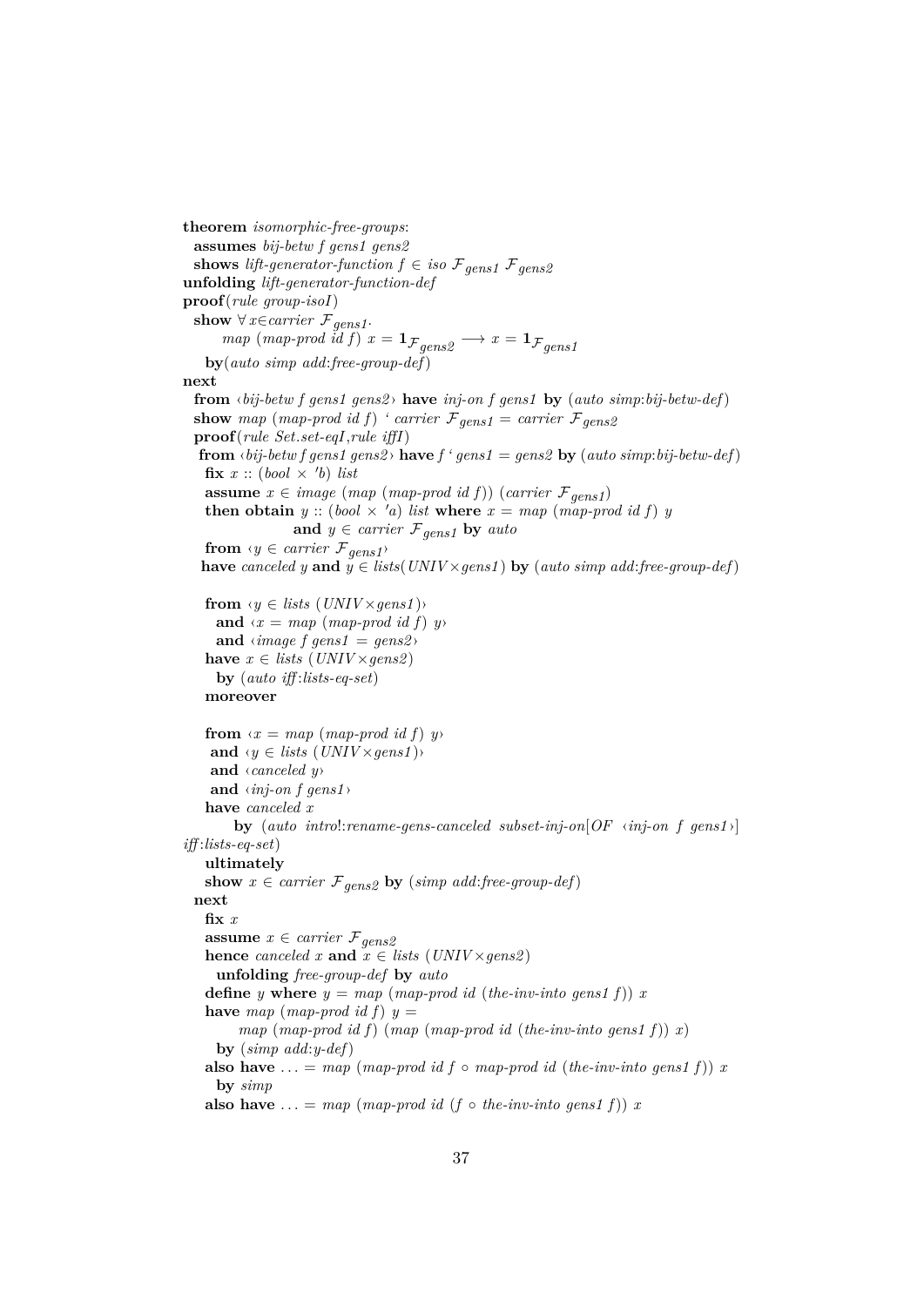```
theorem isomorphic-free-groups:
  assumes bij-betw f gens1 gens2
  shows lift-generator-function f ∈ iso F_gens1 F_gens2
unfolding lift-generator-function-def
proof(rule group-isoI)
  show ∀x∈carrier F_gens1.
       map (map-prod id f) x = 1_F_gens2 ⟶ x = 1_F_gens1
    by(auto simp add:free-group-def)
next
  from ‹bij-betw f gens1 gens2› have inj-on f gens1 by (auto simp:bij-betw-def)
  show map (map-prod id f) ` carrier F_gens1 = carrier F_gens2
  proof(rule Set.set-eqI,rule iffI)
   from ‹bij-betw f gens1 gens2› have f ` gens1 = gens2 by (auto simp:bij-betw-def)
    fix x :: (bool × 'b) list
    assume x ∈ image (map (map-prod id f)) (carrier F_gens1)
    then obtain y :: (bool × 'a) list where x = map (map-prod id f) y
                  and y ∈ carrier F_gens1 by auto
    from ‹y ∈ carrier F_gens1›
   have canceled y and y ∈ lists(UNIV×gens1) by (auto simp add:free-group-def)

    from ‹y ∈ lists (UNIV×gens1)›
      and ‹x = map (map-prod id f) y›
      and ‹image f gens1 = gens2›
    have x ∈ lists (UNIV×gens2)
      by (auto iff:lists-eq-set)
    moreover

    from ‹x = map (map-prod id f) y›
     and ‹y ∈ lists (UNIV×gens1)›
     and ‹canceled y›
     and ‹inj-on f gens1›
    have canceled x
        by (auto intro!:rename-gens-canceled subset-inj-on[OF ‹inj-on f gens1›]
iff:lists-eq-set)
    ultimately
    show x ∈ carrier F_gens2 by (simp add:free-group-def)
  next
    fix x
    assume x ∈ carrier F_gens2
    hence canceled x and x ∈ lists (UNIV×gens2)
      unfolding free-group-def by auto
    define y where y = map (map-prod id (the-inv-into gens1 f)) x
    have map (map-prod id f) y =
         map (map-prod id f) (map (map-prod id (the-inv-into gens1 f)) x)
      by (simp add:y-def)
    also have ... = map (map-prod id f ∘ map-prod id (the-inv-into gens1 f)) x
      by simp
    also have ... = map (map-prod id (f ∘ the-inv-into gens1 f)) x
```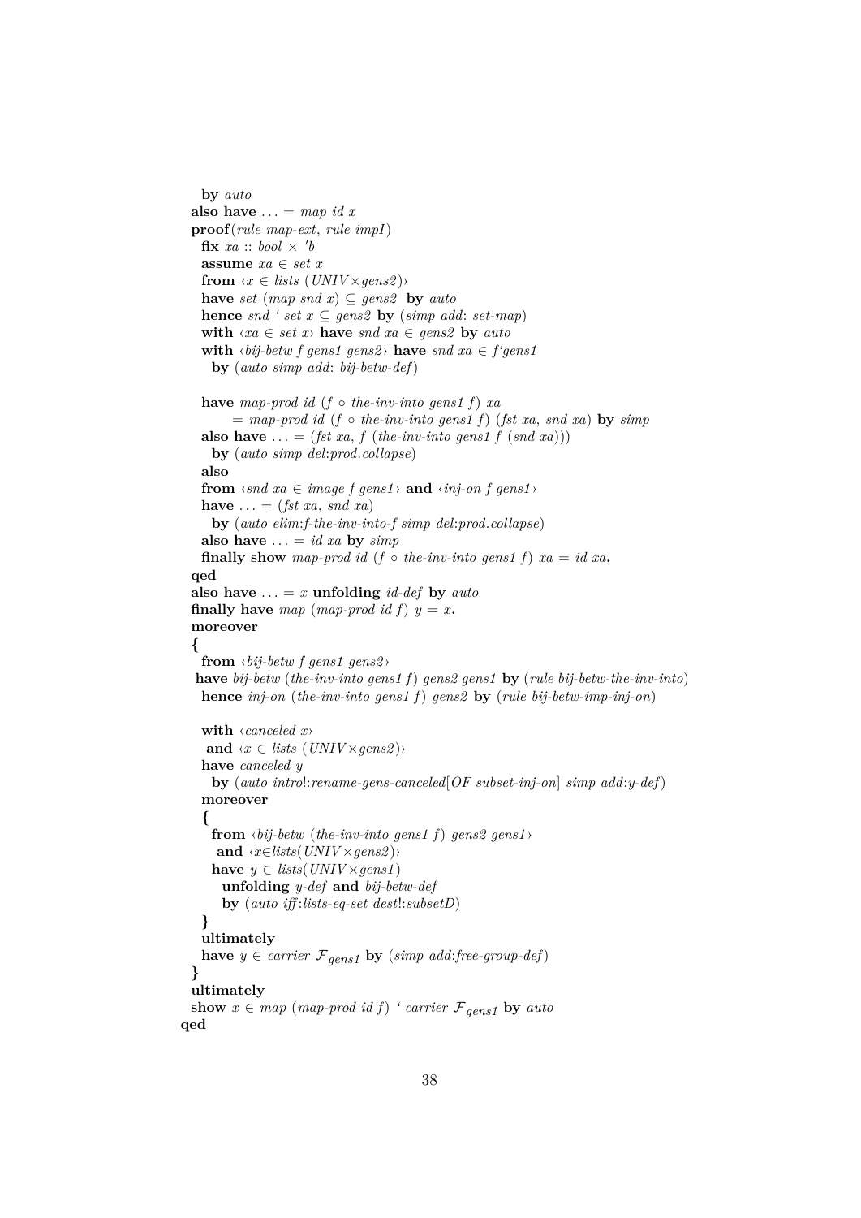```
    by auto
  also have ... = map id x
  proof(rule map-ext, rule impI)
    fix xa :: bool × 'b
    assume xa ∈ set x
    from ‹x ∈ lists (UNIV×gens2)›
    have set (map snd x) ⊆ gens2  by auto
    hence snd ` set x ⊆ gens2 by (simp add: set-map)
    with ‹xa ∈ set x› have snd xa ∈ gens2 by auto
    with ‹bij-betw f gens1 gens2› have snd xa ∈ f`gens1
      by (auto simp add: bij-betw-def)

    have map-prod id (f ∘ the-inv-into gens1 f) xa
          = map-prod id (f ∘ the-inv-into gens1 f) (fst xa, snd xa) by simp
    also have ... = (fst xa, f (the-inv-into gens1 f (snd xa)))
      by (auto simp del:prod.collapse)
    also
    from ‹snd xa ∈ image f gens1› and ‹inj-on f gens1›
    have ... = (fst xa, snd xa)
      by (auto elim:f-the-inv-into-f simp del:prod.collapse)
    also have ... = id xa by simp
    finally show map-prod id (f ∘ the-inv-into gens1 f) xa = id xa.
  qed
  also have ... = x unfolding id-def by auto
  finally have map (map-prod id f) y = x.
  moreover
  {
    from ‹bij-betw f gens1 gens2›
   have bij-betw (the-inv-into gens1 f) gens2 gens1 by (rule bij-betw-the-inv-into)
    hence inj-on (the-inv-into gens1 f) gens2 by (rule bij-betw-imp-inj-on)

    with ‹canceled x›
     and ‹x ∈ lists (UNIV×gens2)›
    have canceled y
      by (auto intro!:rename-gens-canceled[OF subset-inj-on] simp add:y-def)
    moreover
    {
      from ‹bij-betw (the-inv-into gens1 f) gens2 gens1›
       and ‹x∈lists(UNIV×gens2)›
      have y ∈ lists(UNIV×gens1)
        unfolding y-def and bij-betw-def
        by (auto iff:lists-eq-set dest!:subsetD)
    }
    ultimately
    have y ∈ carrier F_gens1 by (simp add:free-group-def)
  }
  ultimately
  show x ∈ map (map-prod id f) ` carrier F_gens1 by auto
qed
```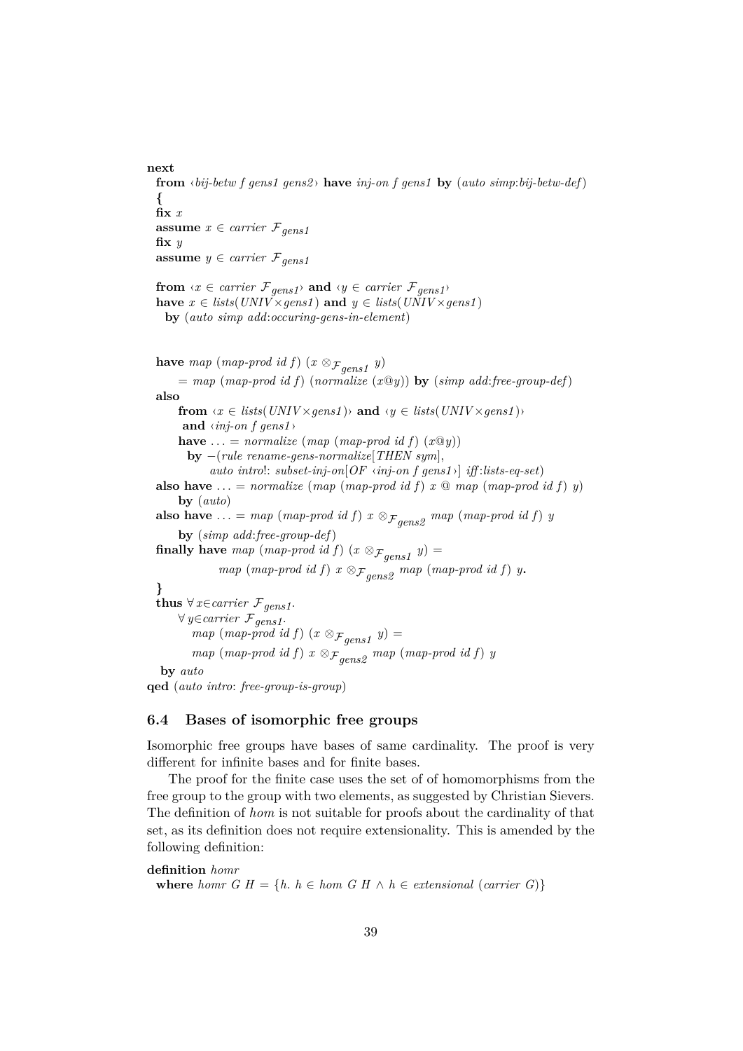```
next
  from ‹bij-betw f gens1 gens2› have inj-on f gens1 by (auto simp:bij-betw-def)
  {
  fix x
  assume x ∈ carrier F_gens1
  fix y
  assume y ∈ carrier F_gens1

  from ‹x ∈ carrier F_gens1› and ‹y ∈ carrier F_gens1›
  have x ∈ lists(UNIV×gens1) and y ∈ lists(UNIV×gens1)
    by (auto simp add:occuring-gens-in-element)


  have map (map-prod id f) (x ⊗F_gens1 y)
       = map (map-prod id f) (normalize (x@y)) by (simp add:free-group-def)
  also
       from ‹x ∈ lists(UNIV×gens1)› and ‹y ∈ lists(UNIV×gens1)›
        and ‹inj-on f gens1›
       have ... = normalize (map (map-prod id f) (x@y))
         by −(rule rename-gens-normalize[THEN sym],
            auto intro!: subset-inj-on[OF ‹inj-on f gens1›] iff:lists-eq-set)
  also have ... = normalize (map (map-prod id f) x @ map (map-prod id f) y)
       by (auto)
  also have ... = map (map-prod id f) x ⊗F_gens2 map (map-prod id f) y
       by (simp add:free-group-def)
  finally have map (map-prod id f) (x ⊗F_gens1 y) =
               map (map-prod id f) x ⊗F_gens2 map (map-prod id f) y.
  }
  thus ∀ x∈carrier F_gens1.
       ∀ y∈carrier F_gens1.
         map (map-prod id f) (x ⊗F_gens1 y) =
         map (map-prod id f) x ⊗F_gens2 map (map-prod id f) y
    by auto
qed (auto intro: free-group-is-group)
```

## 6.4 Bases of isomorphic free groups

Isomorphic free groups have bases of same cardinality. The proof is very different for infinite bases and for finite bases.

The proof for the finite case uses the set of of homomorphisms from the free group to the group with two elements, as suggested by Christian Sievers. The definition of *hom* is not suitable for proofs about the cardinality of that set, as its definition does not require extensionality. This is amended by the following definition:

```
definition homr
  where homr G H = {h. h ∈ hom G H ∧ h ∈ extensional (carrier G)}
```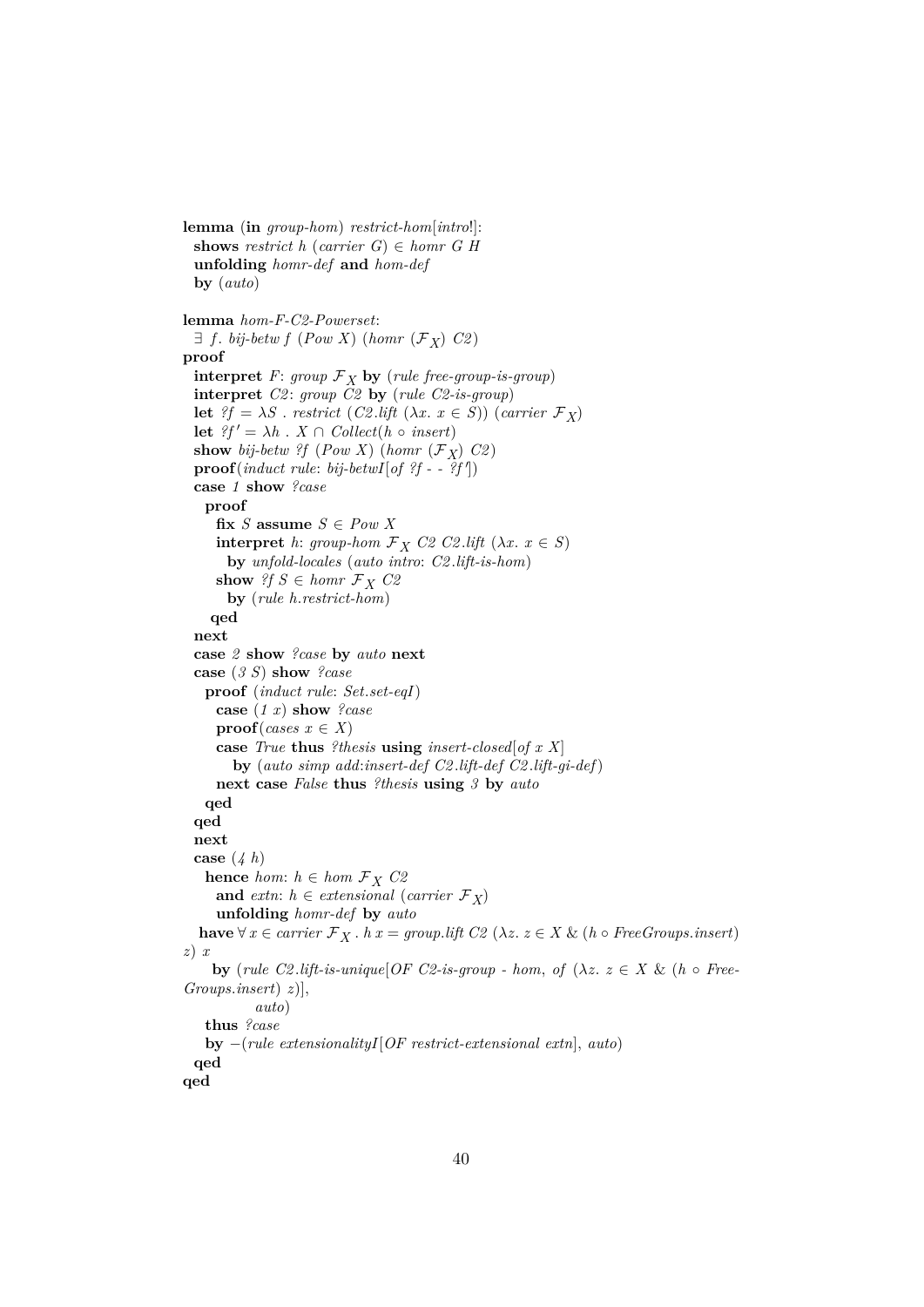```
lemma (in group-hom) restrict-hom[intro!]:
  shows restrict h (carrier G) ∈ homr G H
  unfolding homr-def and hom-def
  by (auto)

lemma hom-F-C2-Powerset:
  ∃ f. bij-betw f (Pow X) (homr (F_X) C2)
proof
  interpret F: group F_X by (rule free-group-is-group)
  interpret C2: group C2 by (rule C2-is-group)
  let ?f = λS . restrict (C2.lift (λx. x ∈ S)) (carrier F_X)
  let ?f' = λh . X ∩ Collect(h ∘ insert)
  show bij-betw ?f (Pow X) (homr (F_X) C2)
  proof(induct rule: bij-betwI[of ?f - - ?f'])
  case 1 show ?case
    proof
      fix S assume S ∈ Pow X
      interpret h: group-hom F_X C2 C2.lift (λx. x ∈ S)
        by unfold-locales (auto intro: C2.lift-is-hom)
      show ?f S ∈ homr F_X C2
        by (rule h.restrict-hom)
    qed
  next
  case 2 show ?case by auto next
  case (3 S) show ?case
    proof (induct rule: Set.set-eqI)
      case (1 x) show ?case
      proof(cases x ∈ X)
      case True thus ?thesis using insert-closed[of x X]
         by (auto simp add:insert-def C2.lift-def C2.lift-gi-def)
      next case False thus ?thesis using 3 by auto
    qed
  qed
  next
  case (4 h)
    hence hom: h ∈ hom F_X C2
      and extn: h ∈ extensional (carrier F_X)
      unfolding homr-def by auto
   have ∀ x ∈ carrier F_X . h x = group.lift C2 (λz. z ∈ X & (h ∘ FreeGroups.insert)
z) x
     by (rule C2.lift-is-unique[OF C2-is-group - hom, of (λz. z ∈ X & (h ∘ Free-
Groups.insert) z)],
            auto)
    thus ?case
    by −(rule extensionalityI[OF restrict-extensional extn], auto)
  qed
qed
```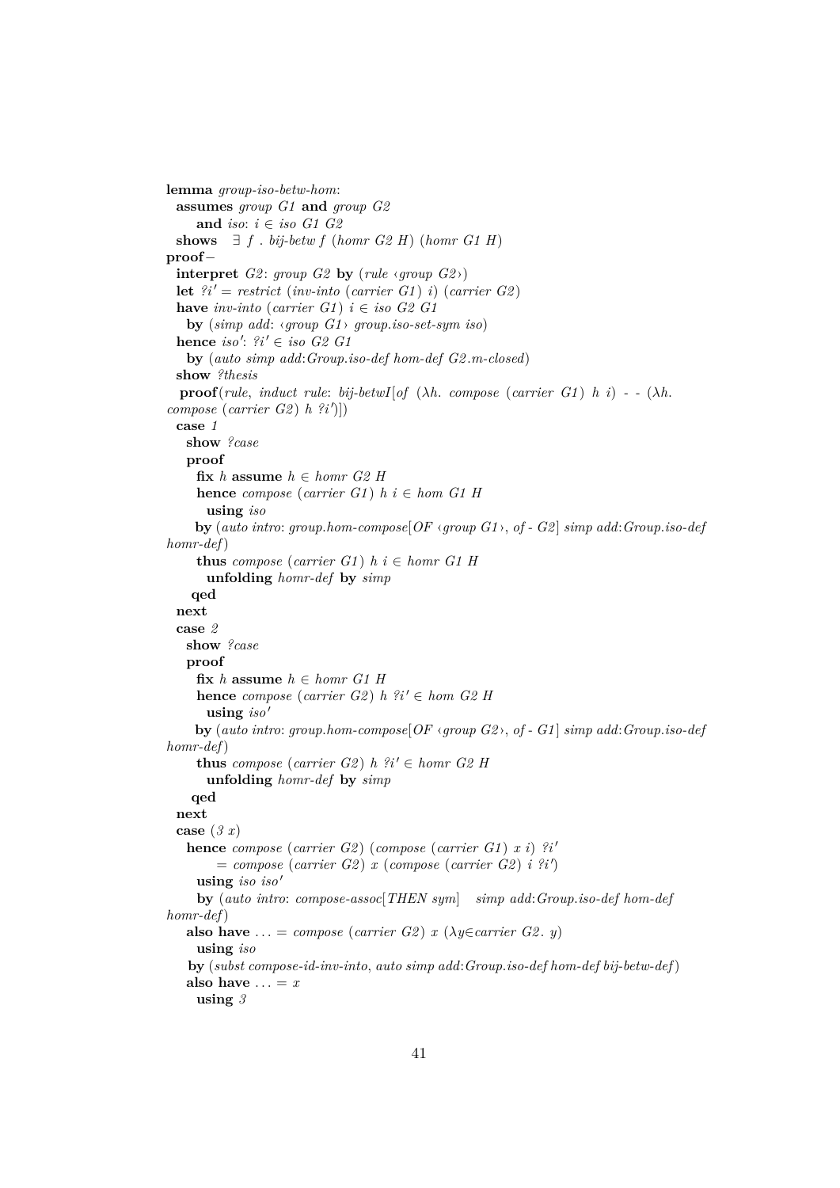```
lemma group-iso-betw-hom:
  assumes group G1 and group G2
      and iso: i ∈ iso G1 G2
  shows  ∃ f . bij-betw f (homr G2 H) (homr G1 H)
proof−
  interpret G2: group G2 by (rule ‹group G2›)
  let ?i' = restrict (inv-into (carrier G1) i) (carrier G2)
  have inv-into (carrier G1) i ∈ iso G2 G1
    by (simp add: ‹group G1› group.iso-set-sym iso)
  hence iso': ?i' ∈ iso G2 G1
    by (auto simp add:Group.iso-def hom-def G2.m-closed)
  show ?thesis
  proof(rule, induct rule: bij-betwI[of (λh. compose (carrier G1) h i) - - (λh.
compose (carrier G2) h ?i')])
  case 1
    show ?case
    proof
      fix h assume h ∈ homr G2 H
      hence compose (carrier G1) h i ∈ hom G1 H
        using iso
      by (auto intro: group.hom-compose[OF ‹group G1›, of - G2] simp add:Group.iso-def
homr-def)
      thus compose (carrier G1) h i ∈ homr G1 H
        unfolding homr-def by simp
    qed
  next
  case 2
    show ?case
    proof
      fix h assume h ∈ homr G1 H
      hence compose (carrier G2) h ?i' ∈ hom G2 H
        using iso'
      by (auto intro: group.hom-compose[OF ‹group G2›, of - G1] simp add:Group.iso-def
homr-def)
      thus compose (carrier G2) h ?i' ∈ homr G2 H
        unfolding homr-def by simp
    qed
  next
  case (3 x)
    hence compose (carrier G2) (compose (carrier G1) x i) ?i'
         = compose (carrier G2) x (compose (carrier G2) i ?i')
      using iso iso'
      by (auto intro: compose-assoc[THEN sym]  simp add:Group.iso-def hom-def
homr-def)
    also have ... = compose (carrier G2) x (λy∈carrier G2. y)
      using iso
    by (subst compose-id-inv-into, auto simp add:Group.iso-def hom-def bij-betw-def)
    also have ... = x
      using 3
```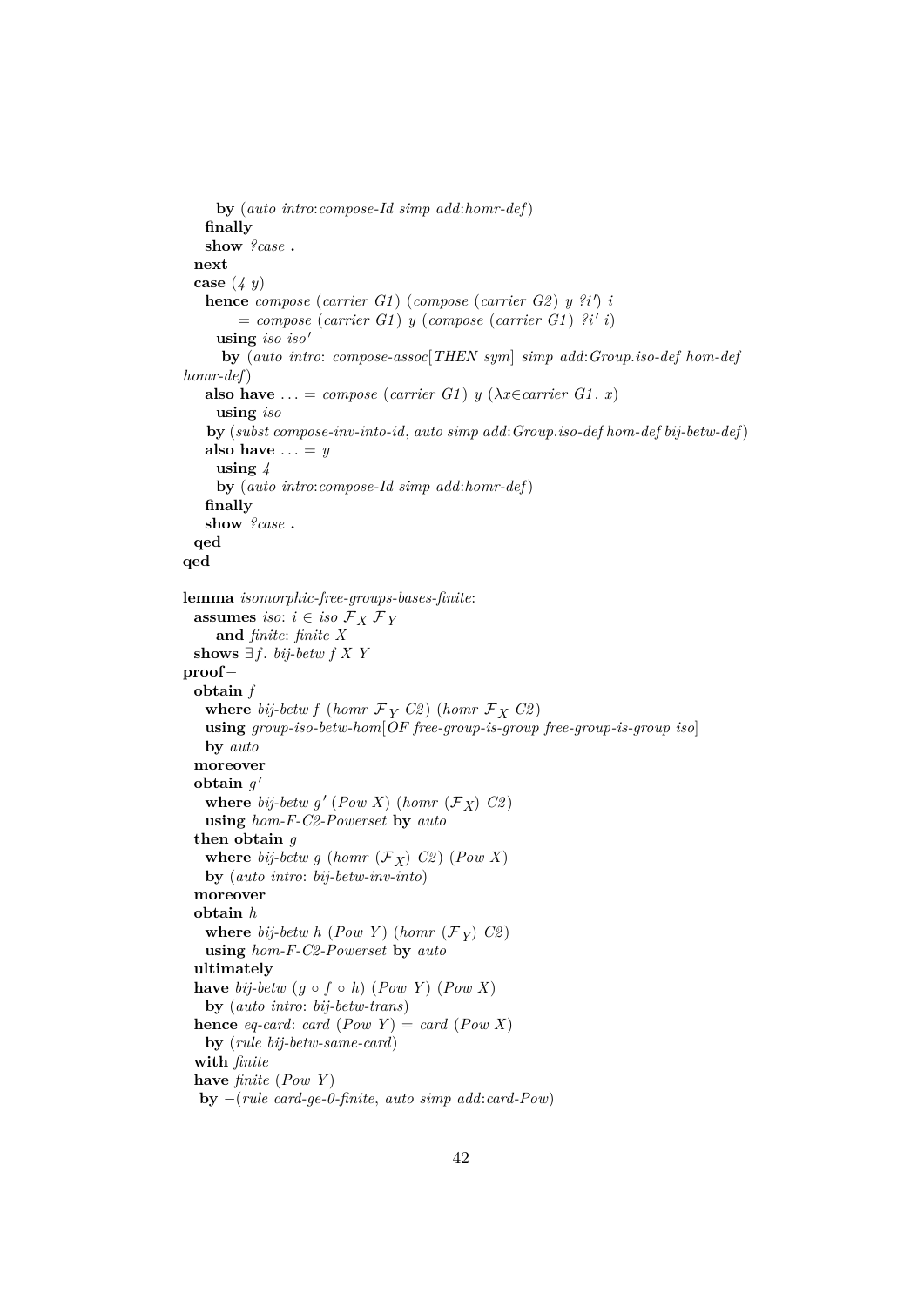```
      by (auto intro:compose-Id simp add:homr-def)
    finally
    show ?case .
  next
  case (4 y)
    hence compose (carrier G1) (compose (carrier G2) y ?i') i
          = compose (carrier G1) y (compose (carrier G1) ?i' i)
      using iso iso'
       by (auto intro: compose-assoc[THEN sym] simp add:Group.iso-def hom-def
homr-def)
    also have ... = compose (carrier G1) y (λx∈carrier G1. x)
      using iso
     by (subst compose-inv-into-id, auto simp add:Group.iso-def hom-def bij-betw-def)
    also have ... = y
      using 4
      by (auto intro:compose-Id simp add:homr-def)
    finally
    show ?case .
  qed
qed

lemma isomorphic-free-groups-bases-finite:
  assumes iso: i ∈ iso F_X F_Y
      and finite: finite X
  shows ∃f. bij-betw f X Y
proof−
  obtain f
    where bij-betw f (homr F_Y C2) (homr F_X C2)
    using group-iso-betw-hom[OF free-group-is-group free-group-is-group iso]
    by auto
  moreover
  obtain g'
    where bij-betw g' (Pow X) (homr (F_X) C2)
    using hom-F-C2-Powerset by auto
  then obtain g
    where bij-betw g (homr (F_X) C2) (Pow X)
    by (auto intro: bij-betw-inv-into)
  moreover
  obtain h
    where bij-betw h (Pow Y) (homr (F_Y) C2)
    using hom-F-C2-Powerset by auto
  ultimately
  have bij-betw (g ∘ f ∘ h) (Pow Y) (Pow X)
    by (auto intro: bij-betw-trans)
  hence eq-card: card (Pow Y) = card (Pow X)
    by (rule bij-betw-same-card)
  with finite
  have finite (Pow Y)
   by −(rule card-ge-0-finite, auto simp add:card-Pow)
```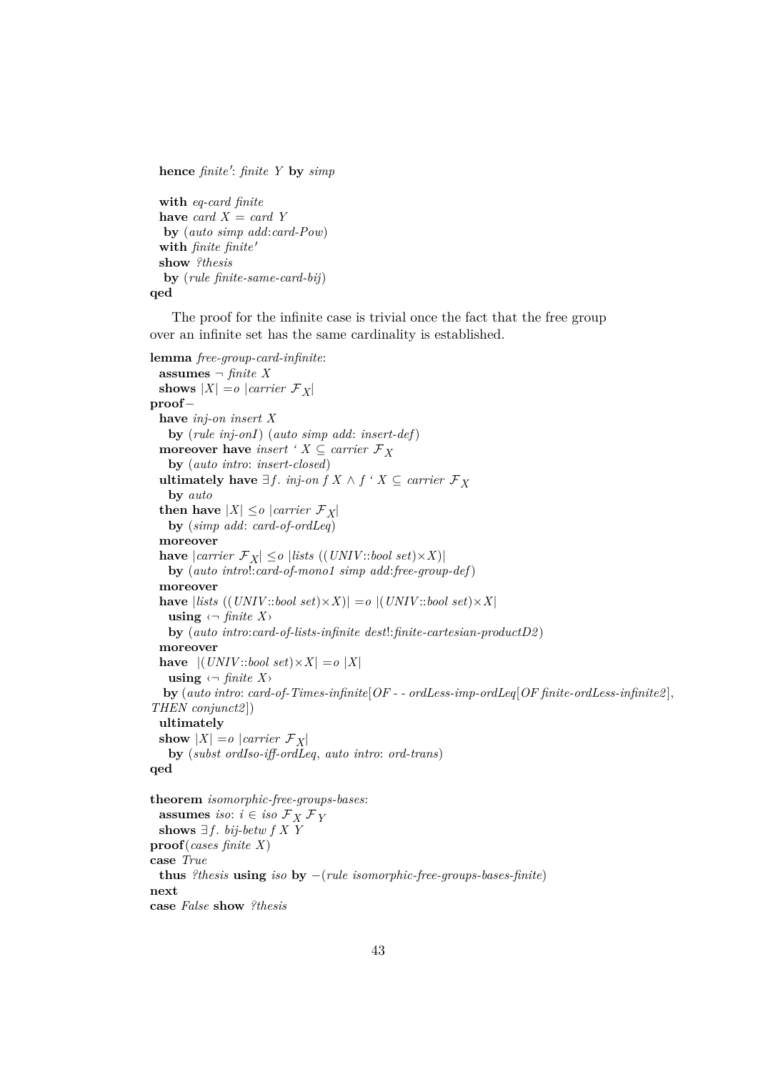```
  hence finite': finite Y by simp

  with eq-card finite
  have card X = card Y
   by (auto simp add:card-Pow)
  with finite finite'
  show ?thesis
   by (rule finite-same-card-bij)
qed
```

The proof for the infinite case is trivial once the fact that the free group over an infinite set has the same cardinality is established.

```
lemma free-group-card-infinite:
  assumes ¬ finite X
  shows |X| =o |carrier F_X|
proof−
  have inj-on insert X
    by (rule inj-onI) (auto simp add: insert-def)
  moreover have insert ‘ X ⊆ carrier F_X
    by (auto intro: insert-closed)
  ultimately have ∃f. inj-on f X ∧ f ‘ X ⊆ carrier F_X
    by auto
  then have |X| ≤o |carrier F_X|
    by (simp add: card-of-ordLeq)
  moreover
  have |carrier F_X| ≤o |lists ((UNIV::bool set)×X)|
    by (auto intro!:card-of-mono1 simp add:free-group-def)
  moreover
  have |lists ((UNIV::bool set)×X)| =o |(UNIV::bool set)×X|
    using ‹¬ finite X›
    by (auto intro:card-of-lists-infinite dest!:finite-cartesian-productD2)
  moreover
  have  |(UNIV::bool set)×X| =o |X|
    using ‹¬ finite X›
   by (auto intro: card-of-Times-infinite[OF - - ordLess-imp-ordLeq[OF finite-ordLess-infinite2],
 THEN conjunct2])
  ultimately
  show |X| =o |carrier F_X|
    by (subst ordIso-iff-ordLeq, auto intro: ord-trans)
qed

theorem isomorphic-free-groups-bases:
  assumes iso: i ∈ iso F_X F_Y
  shows ∃f. bij-betw f X Y
proof(cases finite X)
case True
  thus ?thesis using iso by −(rule isomorphic-free-groups-bases-finite)
next
case False show ?thesis
```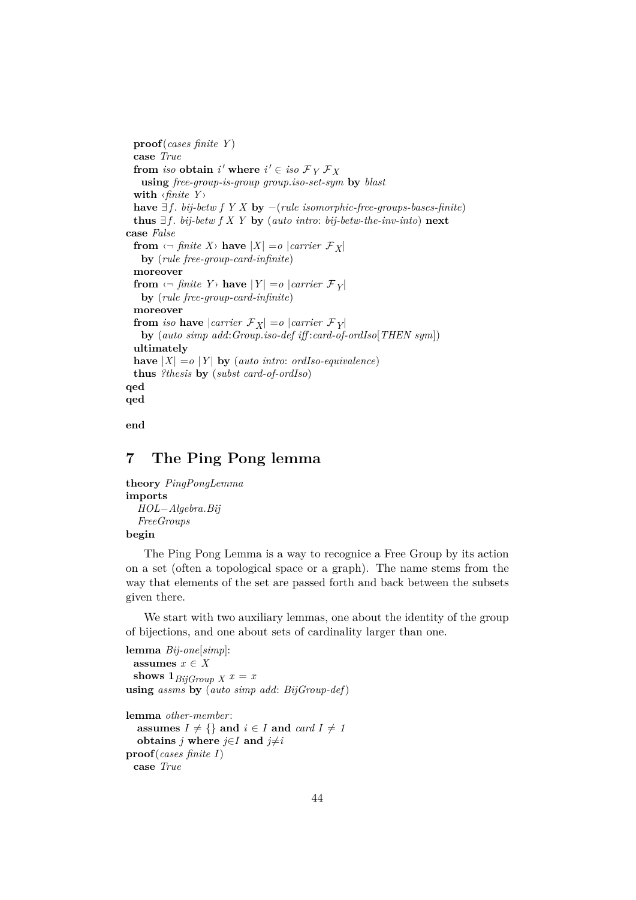```
  proof(cases finite Y)
  case True
  from iso obtain i' where i' ∈ iso F_Y F_X
    using free-group-is-group group.iso-set-sym by blast
  with ‹finite Y›
  have ∃f. bij-betw f Y X by −(rule isomorphic-free-groups-bases-finite)
  thus ∃f. bij-betw f X Y by (auto intro: bij-betw-the-inv-into) next
case False
  from ‹¬ finite X› have |X| =o |carrier F_X|
    by (rule free-group-card-infinite)
  moreover
  from ‹¬ finite Y› have |Y| =o |carrier F_Y|
    by (rule free-group-card-infinite)
  moreover
  from iso have |carrier F_X| =o |carrier F_Y|
    by (auto simp add:Group.iso-def iff:card-of-ordIso[THEN sym])
  ultimately
  have |X| =o |Y| by (auto intro: ordIso-equivalence)
  thus ?thesis by (subst card-of-ordIso)
qed
qed

end
```

# 7 The Ping Pong lemma

```
theory PingPongLemma
imports
  HOL−Algebra.Bij
  FreeGroups
begin
```

The Ping Pong Lemma is a way to recognice a Free Group by its action on a set (often a topological space or a graph). The name stems from the way that elements of the set are passed forth and back between the subsets given there.

We start with two auxiliary lemmas, one about the identity of the group of bijections, and one about sets of cardinality larger than one.

```
lemma Bij-one[simp]:
  assumes x ∈ X
  shows 1_{BijGroup X} x = x
using assms by (auto simp add: BijGroup-def)

lemma other-member:
   assumes I ≠ {} and i ∈ I and card I ≠ 1
   obtains j where j∈I and j≠i
proof(cases finite I)
  case True
```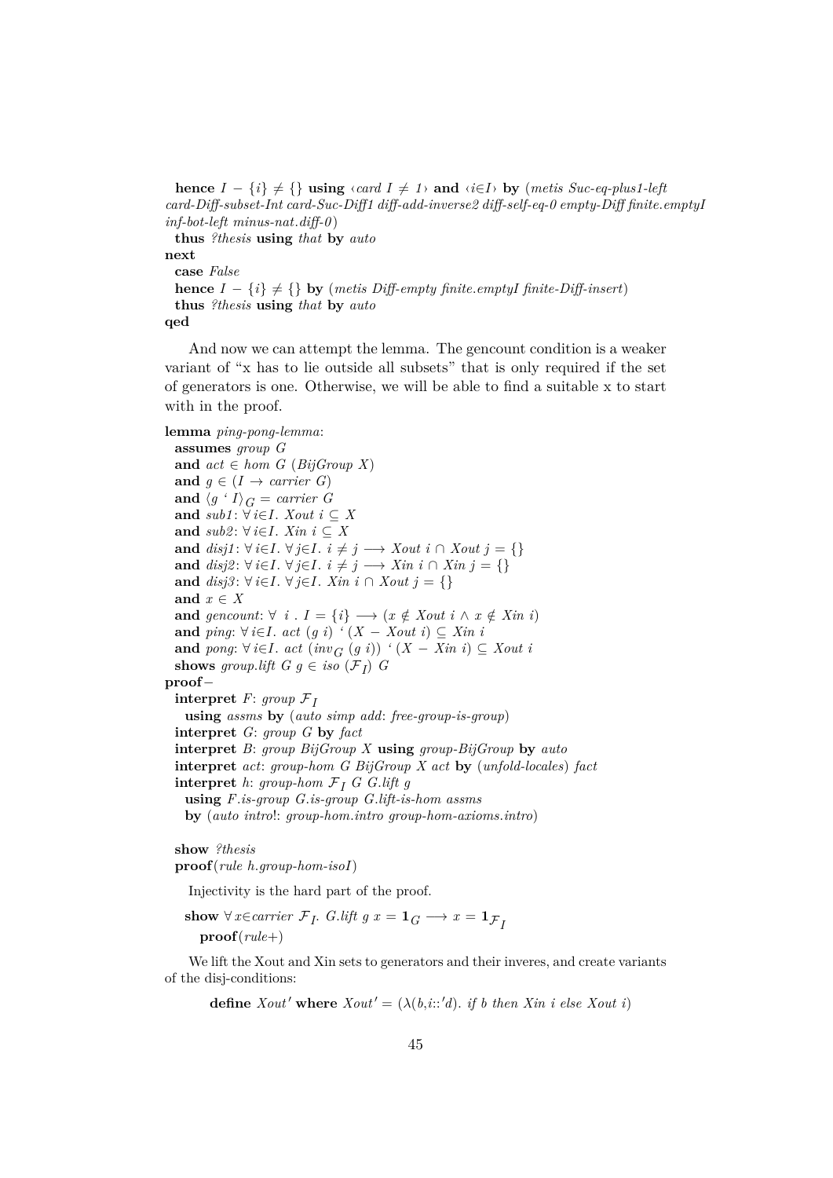```
  hence I − {i} ≠ {} using ‹card I ≠ 1› and ‹i∈I› by (metis Suc-eq-plus1-left
card-Diff-subset-Int card-Suc-Diff1 diff-add-inverse2 diff-self-eq-0 empty-Diff finite.emptyI
inf-bot-left minus-nat.diff-0)
  thus ?thesis using that by auto
next
  case False
  hence I − {i} ≠ {} by (metis Diff-empty finite.emptyI finite-Diff-insert)
  thus ?thesis using that by auto
qed
```

And now we can attempt the lemma. The gencount condition is a weaker variant of "x has to lie outside all subsets" that is only required if the set of generators is one. Otherwise, we will be able to find a suitable x to start with in the proof.

```
lemma ping-pong-lemma:
  assumes group G
  and act ∈ hom G (BijGroup X)
  and g ∈ (I → carrier G)
  and ⟨g ‘ I⟩_G = carrier G
  and sub1: ∀ i∈I. Xout i ⊆ X
  and sub2: ∀ i∈I. Xin i ⊆ X
  and disj1: ∀ i∈I. ∀ j∈I. i ≠ j ⟶ Xout i ∩ Xout j = {}
  and disj2: ∀ i∈I. ∀ j∈I. i ≠ j ⟶ Xin i ∩ Xin j = {}
  and disj3: ∀ i∈I. ∀ j∈I. Xin i ∩ Xout j = {}
  and x ∈ X
  and gencount: ∀ i . I = {i} ⟶ (x ∉ Xout i ∧ x ∉ Xin i)
  and ping: ∀ i∈I. act (g i) ‘ (X − Xout i) ⊆ Xin i
  and pong: ∀ i∈I. act (inv_G (g i)) ‘ (X − Xin i) ⊆ Xout i
  shows group.lift G g ∈ iso (ℱ_I) G
proof−
  interpret F: group ℱ_I
    using assms by (auto simp add: free-group-is-group)
  interpret G: group G by fact
  interpret B: group BijGroup X using group-BijGroup by auto
  interpret act: group-hom G BijGroup X act by (unfold-locales) fact
  interpret h: group-hom ℱ_I G G.lift g
    using F.is-group G.is-group G.lift-is-hom assms
    by (auto intro!: group-hom.intro group-hom-axioms.intro)

  show ?thesis
  proof(rule h.group-hom-isoI)
```

Injectivity is the hard part of the proof.

```
    show ∀ x∈carrier ℱ_I. G.lift g x = 1_G ⟶ x = 1_ℱ_I
      proof(rule+)
```

We lift the Xout and Xin sets to generators and their inveres, and create variants of the disj-conditions:

```
        define Xout' where Xout' = (λ(b,i::'d). if b then Xin i else Xout i)
```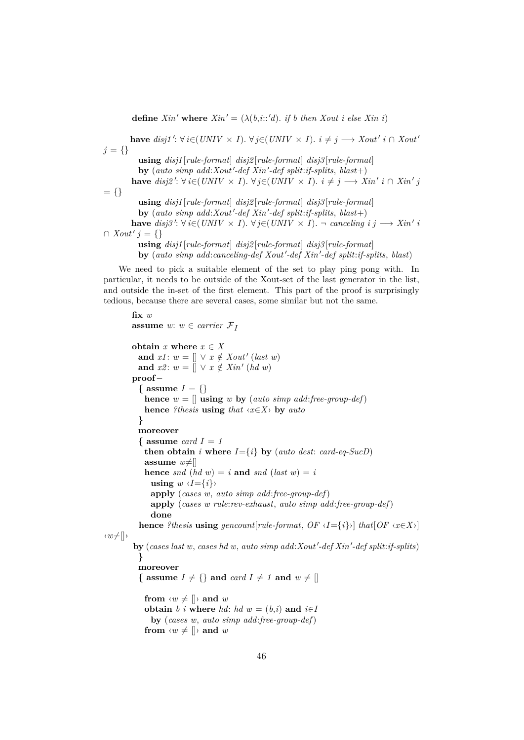```
define Xin' where Xin' = (λ(b,i::'d). if b then Xout i else Xin i)

have disj1': ∀ i∈(UNIV × I). ∀ j∈(UNIV × I). i ≠ j ⟶ Xout' i ∩ Xout'
j = {}
  using disj1[rule-format] disj2[rule-format] disj3[rule-format]
  by (auto simp add:Xout'-def Xin'-def split:if-splits, blast+)
have disj2': ∀ i∈(UNIV × I). ∀ j∈(UNIV × I). i ≠ j ⟶ Xin' i ∩ Xin' j
= {}
  using disj1[rule-format] disj2[rule-format] disj3[rule-format]
  by (auto simp add:Xout'-def Xin'-def split:if-splits, blast+)
have disj3': ∀ i∈(UNIV × I). ∀ j∈(UNIV × I). ¬ canceling i j ⟶ Xin' i
∩ Xout' j = {}
  using disj1[rule-format] disj2[rule-format] disj3[rule-format]
  by (auto simp add:canceling-def Xout'-def Xin'-def split:if-splits, blast)
```

We need to pick a suitable element of the set to play ping pong with. In particular, it needs to be outside of the Xout-set of the last generator in the list, and outside the in-set of the first element. This part of the proof is surprisingly tedious, because there are several cases, some similar but not the same.

```
fix w
assume w: w ∈ carrier F_I

obtain x where x ∈ X
  and x1: w = [] ∨ x ∉ Xout' (last w)
  and x2: w = [] ∨ x ∉ Xin' (hd w)
proof−
  { assume I = {}
    hence w = [] using w by (auto simp add:free-group-def)
    hence ?thesis using that ‹x∈X› by auto
  }
  moreover
  { assume card I = 1
    then obtain i where I={i} by (auto dest: card-eq-SucD)
    assume w≠[]
    hence snd (hd w) = i and snd (last w) = i
      using w ‹I={i}›
      apply (cases w, auto simp add:free-group-def)
      apply (cases w rule:rev-exhaust, auto simp add:free-group-def)
      done
    hence ?thesis using gencount[rule-format, OF ‹I={i}›] that[OF ‹x∈X›]
‹w≠[]›
  by (cases last w, cases hd w, auto simp add:Xout'-def Xin'-def split:if-splits)
  }
  moreover
  { assume I ≠ {} and card I ≠ 1 and w ≠ []

    from ‹w ≠ []› and w
    obtain b i where hd: hd w = (b,i) and i∈I
      by (cases w, auto simp add:free-group-def)
    from ‹w ≠ []› and w
```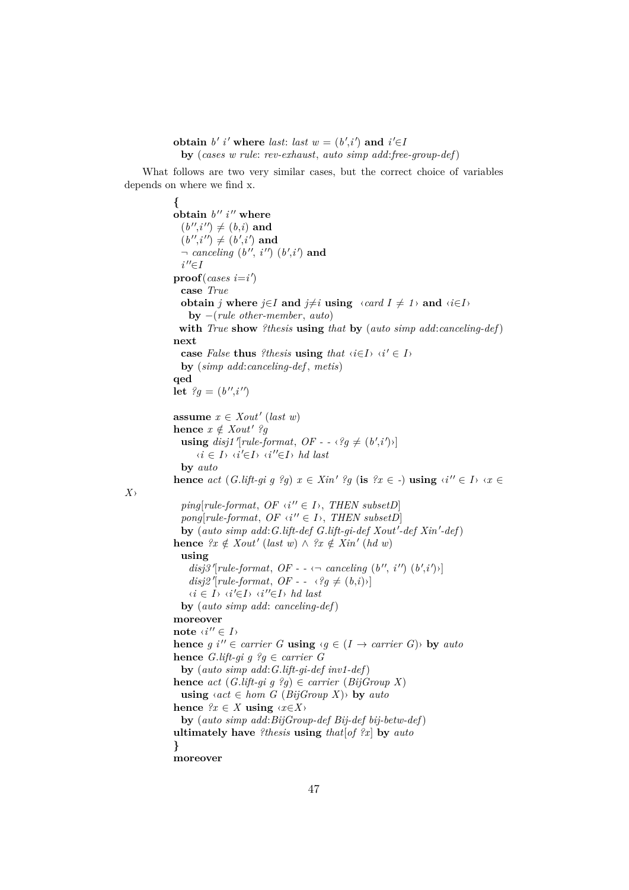```
obtain b' i' where last: last w = (b',i') and i'∈I
  by (cases w rule: rev-exhaust, auto simp add:free-group-def)
```

What follows are two very similar cases, but the correct choice of variables depends on where we find x.

```
{
obtain b'' i'' where
  (b'',i'') ≠ (b,i) and
  (b'',i'') ≠ (b',i') and
  ¬ canceling (b'', i'') (b',i') and
  i''∈I
proof(cases i=i')
  case True
  obtain j where j∈I and j≠i using ‹card I ≠ 1› and ‹i∈I›
    by -(rule other-member, auto)
  with True show ?thesis using that by (auto simp add:canceling-def)
next
  case False thus ?thesis using that ‹i∈I› ‹i' ∈ I›
  by (simp add:canceling-def, metis)
qed
let ?g = (b'',i'')

assume x ∈ Xout' (last w)
hence x ∉ Xout' ?g
  using disj1'[rule-format, OF - - ‹?g ≠ (b',i')›]
      ‹i ∈ I› ‹i'∈I› ‹i''∈I› hd last
  by auto
hence act (G.lift-gi g ?g) x ∈ Xin' ?g (is ?x ∈ -) using ‹i'' ∈ I› ‹x ∈
X›
  ping[rule-format, OF ‹i'' ∈ I›, THEN subsetD]
  pong[rule-format, OF ‹i'' ∈ I›, THEN subsetD]
  by (auto simp add:G.lift-def G.lift-gi-def Xout'-def Xin'-def)
hence ?x ∉ Xout' (last w) ∧ ?x ∉ Xin' (hd w)
  using
    disj3'[rule-format, OF - - ‹¬ canceling (b'', i'') (b',i')›]
    disj2'[rule-format, OF - -  ‹?g ≠ (b,i)›]
    ‹i ∈ I› ‹i'∈I› ‹i''∈I› hd last
  by (auto simp add: canceling-def)
moreover
note ‹i'' ∈ I›
hence g i'' ∈ carrier G using ‹g ∈ (I → carrier G)› by auto
hence G.lift-gi g ?g ∈ carrier G
  by (auto simp add:G.lift-gi-def inv1-def)
hence act (G.lift-gi g ?g) ∈ carrier (BijGroup X)
  using ‹act ∈ hom G (BijGroup X)› by auto
hence ?x ∈ X using ‹x∈X›
  by (auto simp add:BijGroup-def Bij-def bij-betw-def)
ultimately have ?thesis using that[of ?x] by auto
}
moreover
```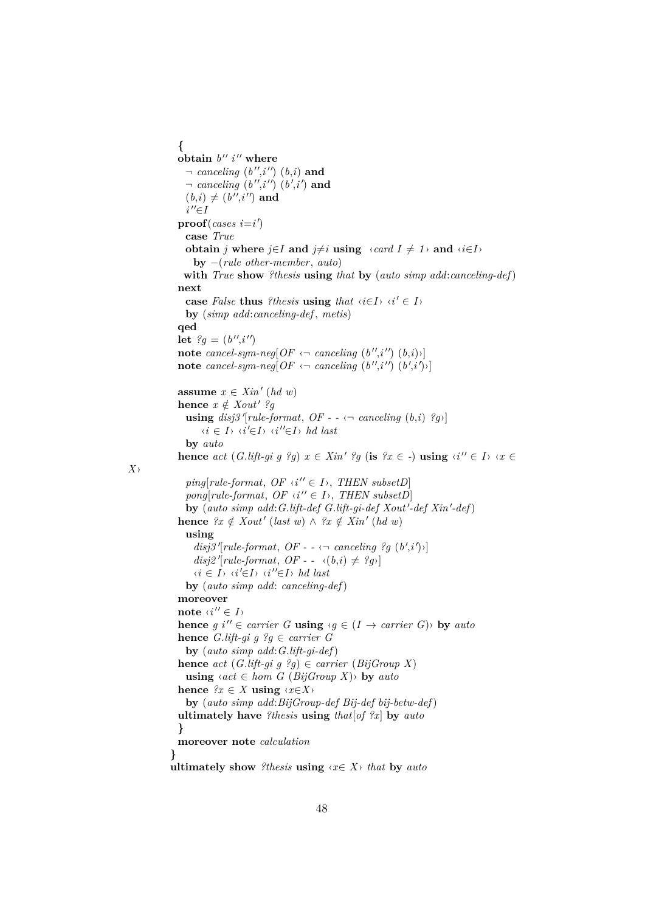```
{
obtain b'' i'' where
  ¬ canceling (b'',i'') (b,i) and
  ¬ canceling (b'',i'') (b',i') and
  (b,i) ≠ (b'',i'') and
  i''∈I
proof(cases i=i')
  case True
  obtain j where j∈I and j≠i using ‹card I ≠ 1› and ‹i∈I›
    by -(rule other-member, auto)
  with True show ?thesis using that by (auto simp add:canceling-def)
next
  case False thus ?thesis using that ‹i∈I› ‹i' ∈ I›
  by (simp add:canceling-def, metis)
qed
let ?g = (b'',i'')
note cancel-sym-neg[OF ‹¬ canceling (b'',i'') (b,i)›]
note cancel-sym-neg[OF ‹¬ canceling (b'',i'') (b',i')›]

assume x ∈ Xin' (hd w)
hence x ∉ Xout' ?g
  using disj3'[rule-format, OF - - ‹¬ canceling (b,i) ?g›]
      ‹i ∈ I› ‹i'∈I› ‹i''∈I› hd last
  by auto
hence act (G.lift-gi g ?g) x ∈ Xin' ?g (is ?x ∈ -) using ‹i'' ∈ I› ‹x ∈
X›
  ping[rule-format, OF ‹i'' ∈ I›, THEN subsetD]
  pong[rule-format, OF ‹i'' ∈ I›, THEN subsetD]
  by (auto simp add:G.lift-def G.lift-gi-def Xout'-def Xin'-def)
hence ?x ∉ Xout' (last w) ∧ ?x ∉ Xin' (hd w)
  using
    disj3'[rule-format, OF - - ‹¬ canceling ?g (b',i')›]
    disj2'[rule-format, OF - - ‹(b,i) ≠ ?g›]
    ‹i ∈ I› ‹i'∈I› ‹i''∈I› hd last
  by (auto simp add: canceling-def)
moreover
note ‹i'' ∈ I›
hence g i'' ∈ carrier G using ‹g ∈ (I → carrier G)› by auto
hence G.lift-gi g ?g ∈ carrier G
  by (auto simp add:G.lift-gi-def)
hence act (G.lift-gi g ?g) ∈ carrier (BijGroup X)
  using ‹act ∈ hom G (BijGroup X)› by auto
hence ?x ∈ X using ‹x∈X›
  by (auto simp add:BijGroup-def Bij-def bij-betw-def)
ultimately have ?thesis using that[of ?x] by auto
}
moreover note calculation
}
ultimately show ?thesis using ‹x∈ X› that by auto
```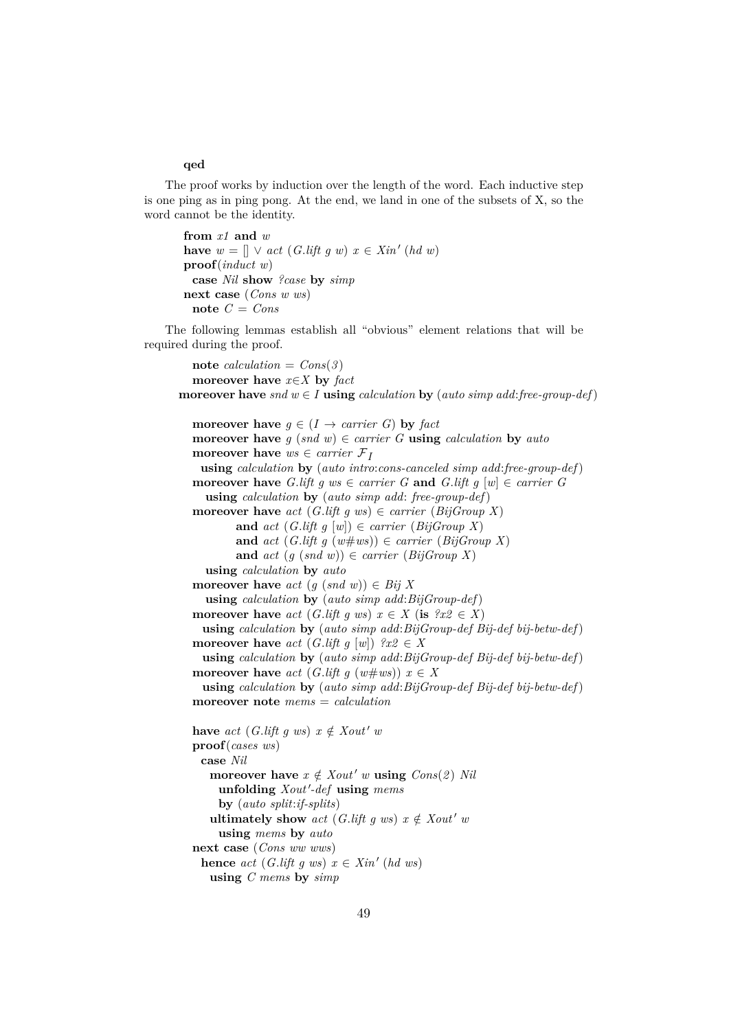```
qed
```

The proof works by induction over the length of the word. Each inductive step is one ping as in ping pong. At the end, we land in one of the subsets of X, so the word cannot be the identity.

```
from x1 and w
have w = [] ∨ act (G.lift g w) x ∈ Xin' (hd w)
proof(induct w)
  case Nil show ?case by simp
next case (Cons w ws)
  note C = Cons
```

The following lemmas establish all "obvious" element relations that will be required during the proof.

```
    note calculation = Cons(3)
    moreover have x∈X by fact
  moreover have snd w ∈ I using calculation by (auto simp add:free-group-def)

    moreover have g ∈ (I → carrier G) by fact
    moreover have g (snd w) ∈ carrier G using calculation by auto
    moreover have ws ∈ carrier F_I
      using calculation by (auto intro:cons-canceled simp add:free-group-def)
    moreover have G.lift g ws ∈ carrier G and G.lift g [w] ∈ carrier G
      using calculation by (auto simp add: free-group-def)
    moreover have act (G.lift g ws) ∈ carrier (BijGroup X)
            and act (G.lift g [w]) ∈ carrier (BijGroup X)
            and act (G.lift g (w#ws)) ∈ carrier (BijGroup X)
            and act (g (snd w)) ∈ carrier (BijGroup X)
      using calculation by auto
    moreover have act (g (snd w)) ∈ Bij X
      using calculation by (auto simp add:BijGroup-def)
    moreover have act (G.lift g ws) x ∈ X (is ?x2 ∈ X)
      using calculation by (auto simp add:BijGroup-def Bij-def bij-betw-def)
    moreover have act (G.lift g [w]) ?x2 ∈ X
      using calculation by (auto simp add:BijGroup-def Bij-def bij-betw-def)
    moreover have act (G.lift g (w#ws)) x ∈ X
      using calculation by (auto simp add:BijGroup-def Bij-def bij-betw-def)
    moreover note mems = calculation

    have act (G.lift g ws) x ∉ Xout' w
    proof(cases ws)
      case Nil
        moreover have x ∉ Xout' w using Cons(2) Nil
          unfolding Xout'-def using mems
          by (auto split:if-splits)
        ultimately show act (G.lift g ws) x ∉ Xout' w
          using mems by auto
    next case (Cons ww wws)
      hence act (G.lift g ws) x ∈ Xin' (hd ws)
        using C mems by simp
```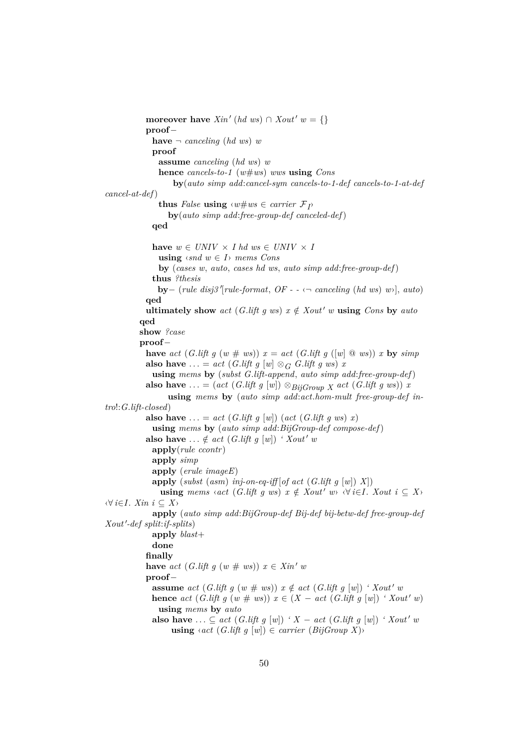```
      moreover have Xin' (hd ws) ∩ Xout' w = {}
      proof−
        have ¬ canceling (hd ws) w
        proof
          assume canceling (hd ws) w
          hence cancels-to-1 (w#ws) wws using Cons
              by(auto simp add:cancel-sym cancels-to-1-def cancels-to-1-at-def
cancel-at-def)
          thus False using ‹w#ws ∈ carrier ℱ_I›
              by(auto simp add:free-group-def canceled-def)
        qed

        have w ∈ UNIV × I hd ws ∈ UNIV × I
          using ‹snd w ∈ I› mems Cons
          by (cases w, auto, cases hd ws, auto simp add:free-group-def)
        thus ?thesis
          by− (rule disj3'[rule-format, OF - - ‹¬ canceling (hd ws) w›], auto)
      qed
      ultimately show act (G.lift g ws) x ∉ Xout' w using Cons by auto
    qed
    show ?case
    proof−
      have act (G.lift g (w # ws)) x = act (G.lift g ([w] @ ws)) x by simp
      also have ... = act (G.lift g [w] ⊗_G G.lift g ws) x
        using mems by (subst G.lift-append, auto simp add:free-group-def)
      also have ... = (act (G.lift g [w]) ⊗_BijGroup X act (G.lift g ws)) x
            using mems by (auto simp add:act.hom-mult free-group-def in-
tro!:G.lift-closed)
      also have ... = act (G.lift g [w]) (act (G.lift g ws) x)
        using mems by (auto simp add:BijGroup-def compose-def)
      also have ... ∉ act (G.lift g [w]) ‘ Xout' w
        apply(rule ccontr)
        apply simp
        apply (erule imageE)
        apply (subst (asm) inj-on-eq-iff[of act (G.lift g [w]) X])
          using mems ‹act (G.lift g ws) x ∉ Xout' w› ‹∀ i∈I. Xout i ⊆ X›
‹∀ i∈I. Xin i ⊆ X›
        apply (auto simp add:BijGroup-def Bij-def bij-betw-def free-group-def
Xout'-def split:if-splits)
        apply blast+
        done
      finally
      have act (G.lift g (w # ws)) x ∈ Xin' w
      proof−
        assume act (G.lift g (w # ws)) x ∉ act (G.lift g [w]) ‘ Xout' w
        hence act (G.lift g (w # ws)) x ∈ (X − act (G.lift g [w]) ‘ Xout' w)
          using mems by auto
        also have ... ⊆ act (G.lift g [w]) ‘ X − act (G.lift g [w]) ‘ Xout' w
            using ‹act (G.lift g [w]) ∈ carrier (BijGroup X)›
```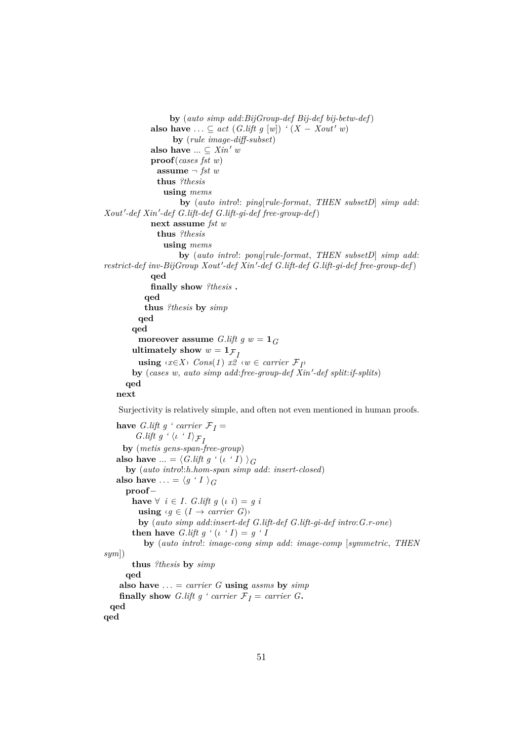```
                  by (auto simp add:BijGroup-def Bij-def bij-betw-def)
              also have ... ⊆ act (G.lift g [w]) ‘ (X − Xout′ w)
                  by (rule image-diff-subset)
              also have ... ⊆ Xin′ w
              proof(cases fst w)
                assume ¬ fst w
                thus ?thesis
                  using mems
                    by (auto intro!: ping[rule-format, THEN subsetD] simp add:
Xout′-def Xin′-def G.lift-def G.lift-gi-def free-group-def)
              next assume fst w
                thus ?thesis
                  using mems
                    by (auto intro!: pong[rule-format, THEN subsetD] simp add:
restrict-def inv-BijGroup Xout′-def Xin′-def G.lift-def G.lift-gi-def free-group-def)
              qed
              finally show ?thesis .
            qed
            thus ?thesis by simp
          qed
        qed
          moreover assume G.lift g w = 1_G
        ultimately show w = 1_F_I
          using ‹x∈X› Cons(1) x2 ‹w ∈ carrier F_I›
        by (cases w, auto simp add:free-group-def Xin′-def split:if-splits)
      qed
    next
```

Surjectivity is relatively simple, and often not even mentioned in human proofs.

```
    have G.lift g ‘ carrier F_I =
          G.lift g ‘ ⟨ι ‘ I⟩_F_I
      by (metis gens-span-free-group)
    also have ... = ⟨G.lift g ‘ (ι ‘ I) ⟩_G
      by (auto intro!:h.hom-span simp add: insert-closed)
    also have ... = ⟨g ‘ I ⟩_G
      proof−
        have ∀ i ∈ I. G.lift g (ι i) = g i
          using ‹g ∈ (I → carrier G)›
          by (auto simp add:insert-def G.lift-def G.lift-gi-def intro:G.r-one)
        then have G.lift g ‘ (ι ‘ I) = g ‘ I
            by (auto intro!: image-cong simp add: image-comp [symmetric, THEN
sym])
        thus ?thesis by simp
      qed
    also have ... = carrier G using assms by simp
    finally show G.lift g ‘ carrier F_I = carrier G.
  qed
qed
```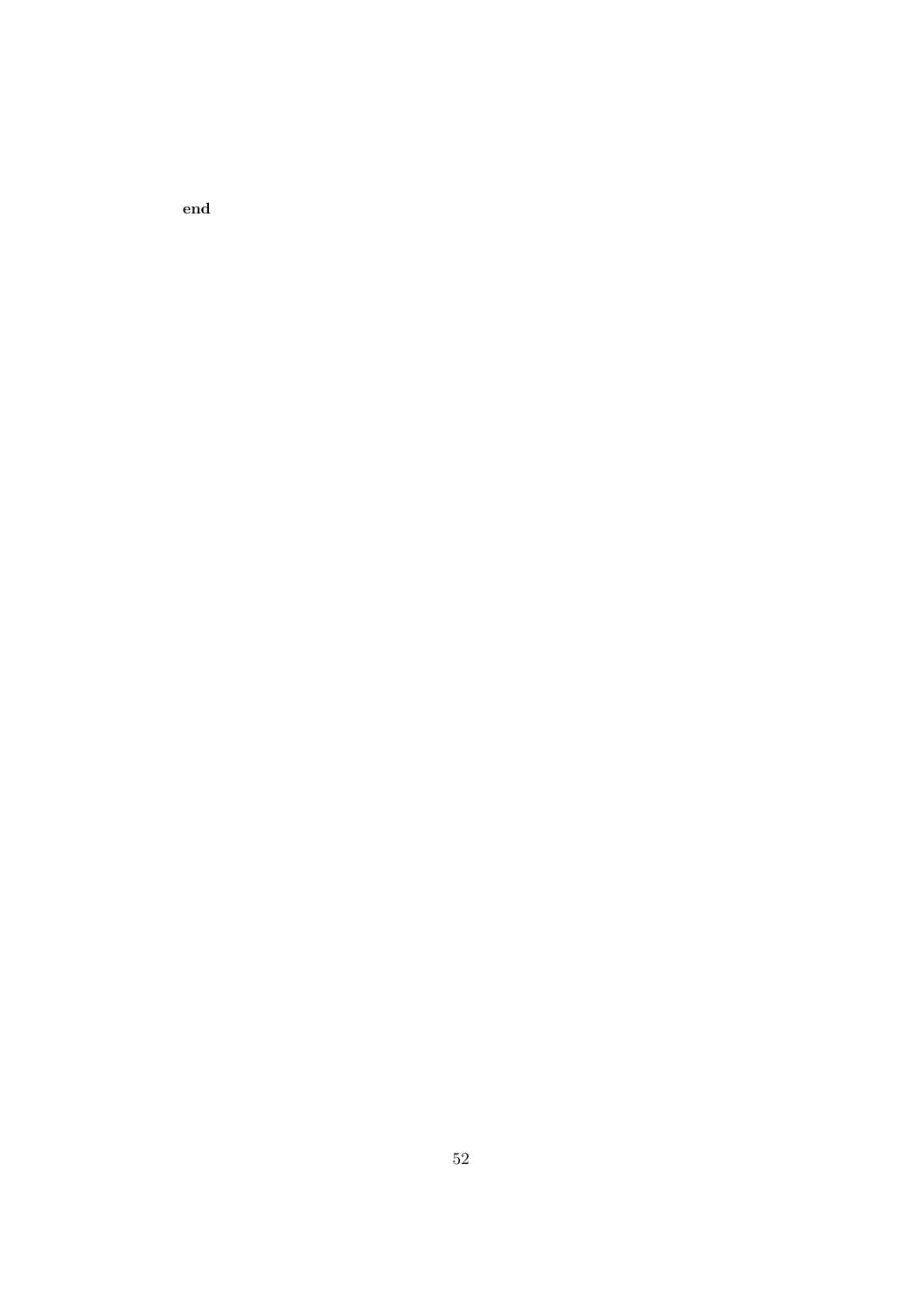**end**